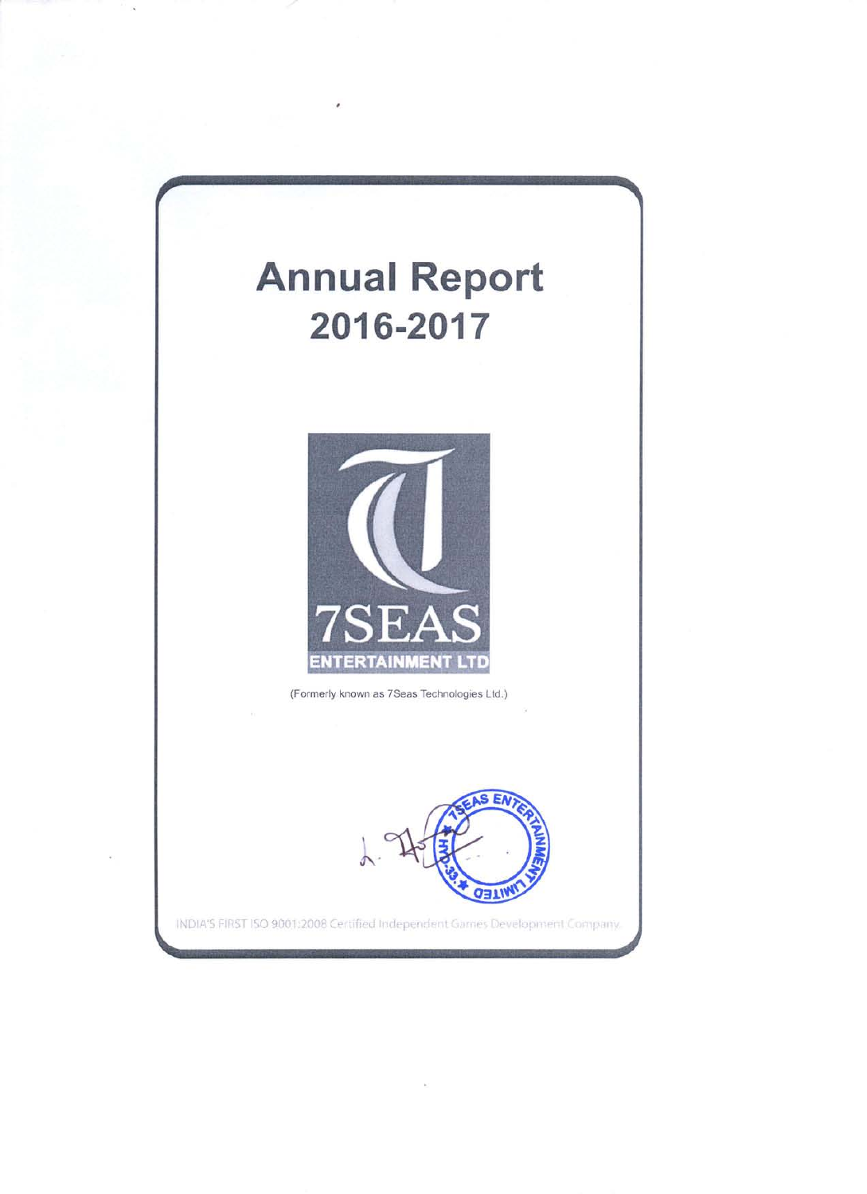# Annual Report 2016-2017

7SEAS

ENTERTAINMENT LTD

(Formerly known as 7Seas Technologies Ltd.)

INDIA'S FIRST ISO 9001:2008 Certified Independent Games Development Company.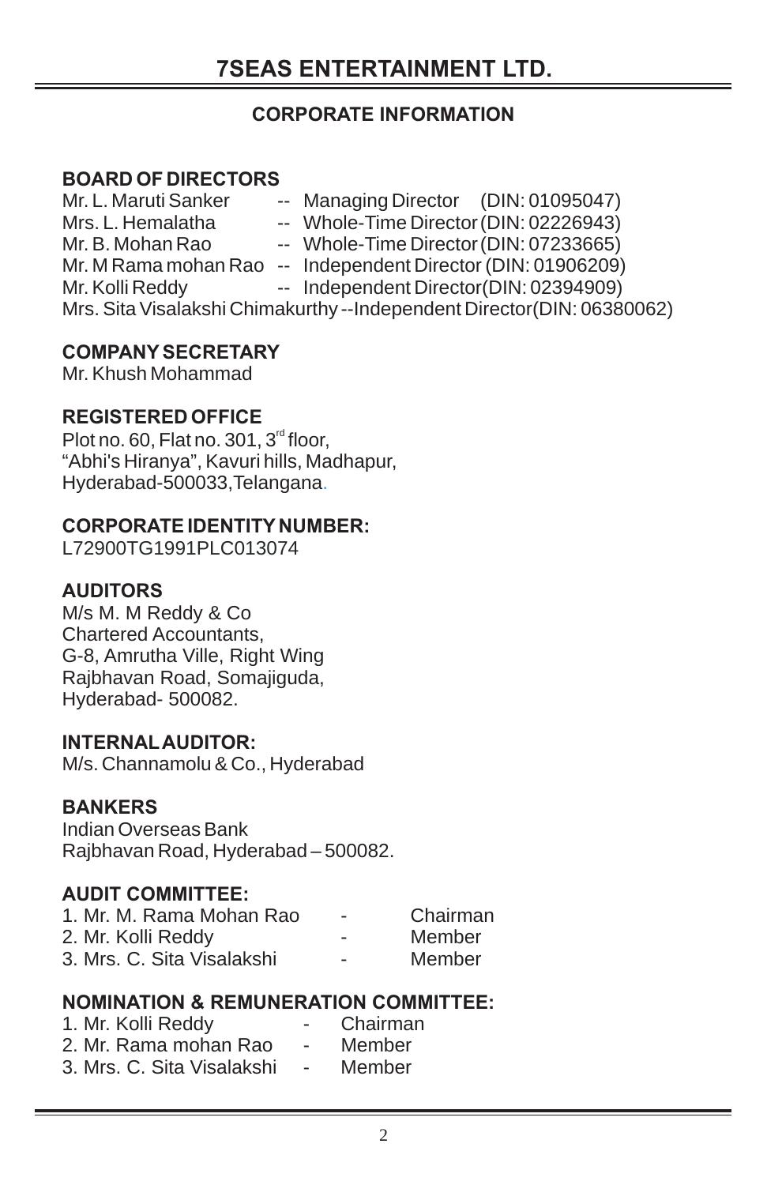# 7SEAS ENTERTAINMENT LTD.

## CORPORATE INFORMATION

### BOARD OF DIRECTORS

Mr. L. Maruti Sanker -- Managing Director (DIN: 01095047)
Mrs. L. Hemalatha -- Whole-Time Director (DIN: 02226943)
Mr. B. Mohan Rao -- Whole-Time Director (DIN: 07233665)
Mr. M Rama mohan Rao -- Independent Director (DIN: 01906209)
Mr. Kolli Reddy -- Independent Director(DIN: 02394909)
Mrs. Sita Visalakshi Chimakurthy --Independent Director(DIN: 06380062)

### COMPANY SECRETARY

Mr. Khush Mohammad

### REGISTERED OFFICE

Plot no. 60, Flat no. 301, 3rd floor,
"Abhi's Hiranya", Kavuri hills, Madhapur,
Hyderabad-500033,Telangana.

### CORPORATE IDENTITY NUMBER:

L72900TG1991PLC013074

### AUDITORS

M/s M. M Reddy & Co
Chartered Accountants,
G-8, Amrutha Ville, Right Wing
Rajbhavan Road, Somajiguda,
Hyderabad- 500082.

### INTERNAL AUDITOR:

M/s. Channamolu & Co., Hyderabad

### BANKERS

Indian Overseas Bank
Rajbhavan Road, Hyderabad – 500082.

### AUDIT COMMITTEE:

1. Mr. M. Rama Mohan Rao - Chairman
2. Mr. Kolli Reddy - Member
3. Mrs. C. Sita Visalakshi - Member

### NOMINATION & REMUNERATION COMMITTEE:

1. Mr. Kolli Reddy - Chairman
2. Mr. Rama mohan Rao - Member
3. Mrs. C. Sita Visalakshi - Member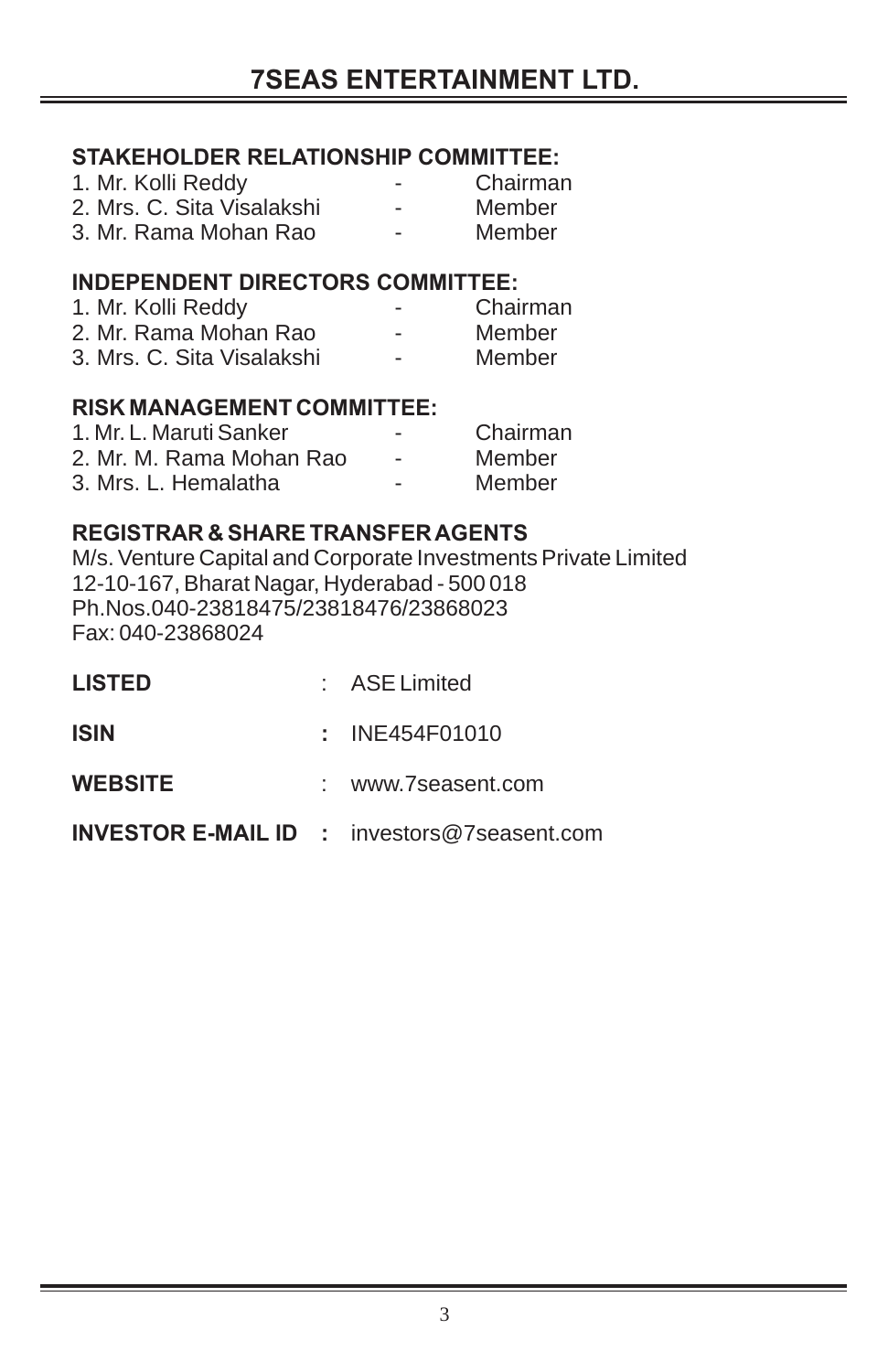**STAKEHOLDER RELATIONSHIP COMMITTEE:**

| | | |
|---|---|---|
| 1. Mr. Kolli Reddy | - | Chairman |
| 2. Mrs. C. Sita Visalakshi | - | Member |
| 3. Mr. Rama Mohan Rao | - | Member |

**INDEPENDENT DIRECTORS COMMITTEE:**

| | | |
|---|---|---|
| 1. Mr. Kolli Reddy | - | Chairman |
| 2. Mr. Rama Mohan Rao | - | Member |
| 3. Mrs. C. Sita Visalakshi | - | Member |

**RISK MANAGEMENT COMMITTEE:**

| | | |
|---|---|---|
| 1. Mr. L. Maruti Sanker | - | Chairman |
| 2. Mr. M. Rama Mohan Rao | - | Member |
| 3. Mrs. L. Hemalatha | - | Member |

**REGISTRAR & SHARE TRANSFER AGENTS**

M/s. Venture Capital and Corporate Investments Private Limited
12-10-167, Bharat Nagar, Hyderabad - 500 018
Ph.Nos.040-23818475/23818476/23868023
Fax: 040-23868024

| | | |
|---|---|---|
| **LISTED** | : | ASE Limited |
| **ISIN** | : | INE454F01010 |
| **WEBSITE** | : | www.7seasent.com |
| **INVESTOR E-MAIL ID** | : | investors@7seasent.com |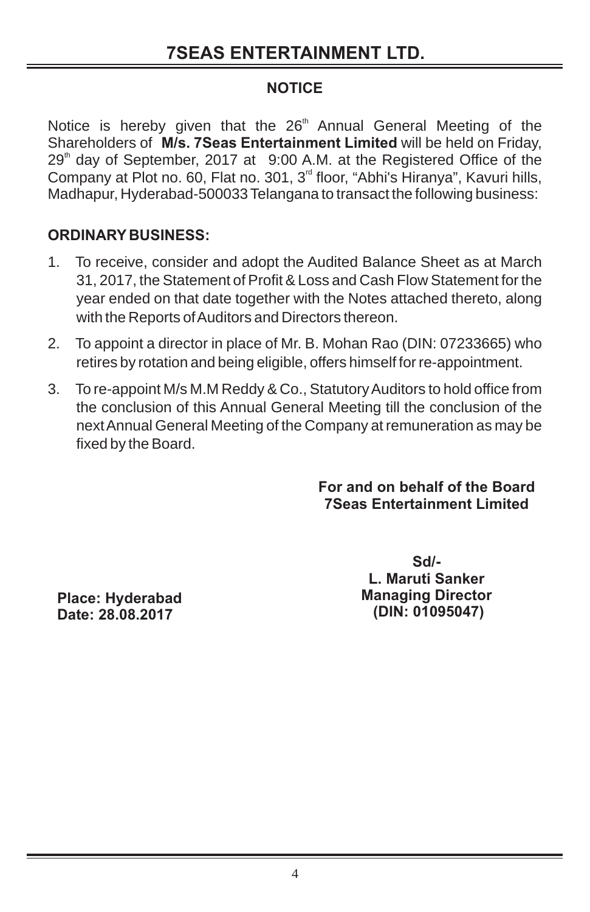# 7SEAS ENTERTAINMENT LTD.

## NOTICE

Notice is hereby given that the 26th Annual General Meeting of the Shareholders of **M/s. 7Seas Entertainment Limited** will be held on Friday, 29th day of September, 2017 at 9:00 A.M. at the Registered Office of the Company at Plot no. 60, Flat no. 301, 3rd floor, "Abhi's Hiranya", Kavuri hills, Madhapur, Hyderabad-500033 Telangana to transact the following business:

### ORDINARY BUSINESS:

1. To receive, consider and adopt the Audited Balance Sheet as at March 31, 2017, the Statement of Profit & Loss and Cash Flow Statement for the year ended on that date together with the Notes attached thereto, along with the Reports of Auditors and Directors thereon.
2. To appoint a director in place of Mr. B. Mohan Rao (DIN: 07233665) who retires by rotation and being eligible, offers himself for re-appointment.
3. To re-appoint M/s M.M Reddy & Co., Statutory Auditors to hold office from the conclusion of this Annual General Meeting till the conclusion of the next Annual General Meeting of the Company at remuneration as may be fixed by the Board.

**For and on behalf of the Board**
**7Seas Entertainment Limited**

**Sd/-**
**L. Maruti Sanker**
**Managing Director**
**(DIN: 01095047)**

**Place: Hyderabad**
**Date: 28.08.2017**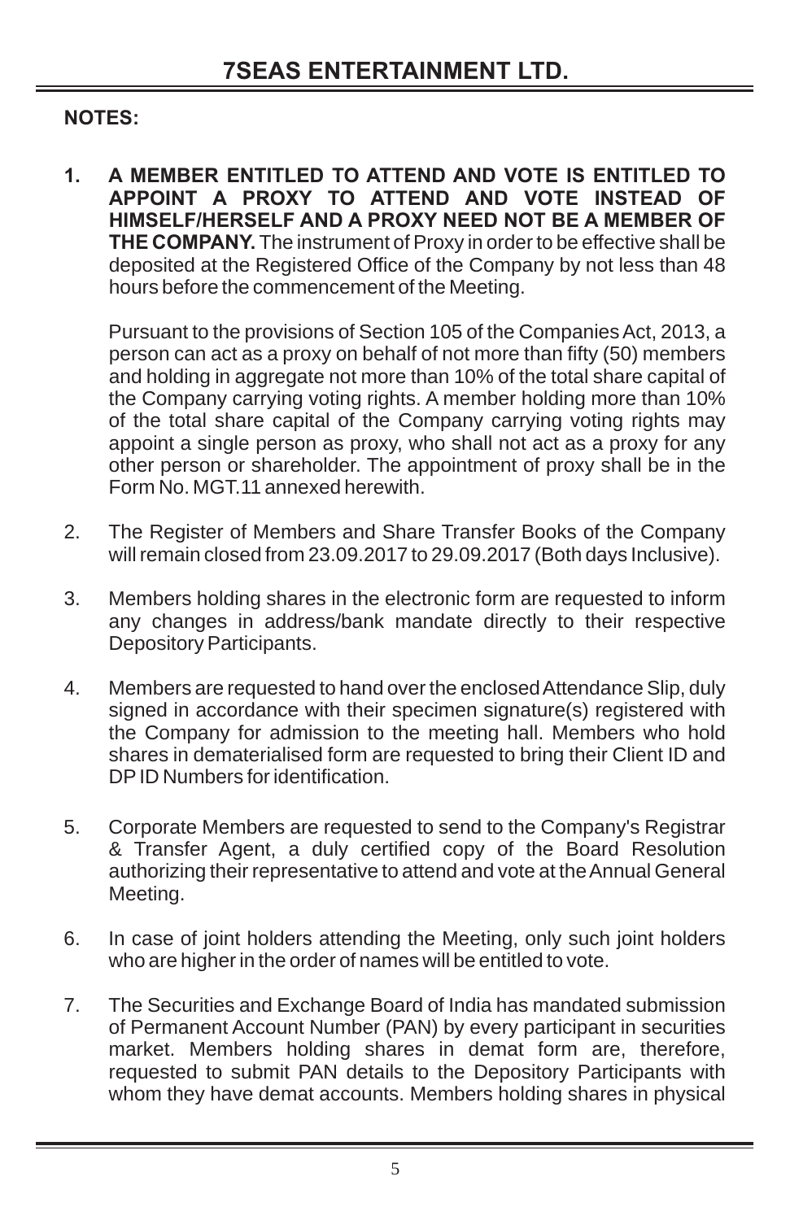**NOTES:**

1. **A MEMBER ENTITLED TO ATTEND AND VOTE IS ENTITLED TO APPOINT A PROXY TO ATTEND AND VOTE INSTEAD OF HIMSELF/HERSELF AND A PROXY NEED NOT BE A MEMBER OF THE COMPANY.** The instrument of Proxy in order to be effective shall be deposited at the Registered Office of the Company by not less than 48 hours before the commencement of the Meeting.

   Pursuant to the provisions of Section 105 of the Companies Act, 2013, a person can act as a proxy on behalf of not more than fifty (50) members and holding in aggregate not more than 10% of the total share capital of the Company carrying voting rights. A member holding more than 10% of the total share capital of the Company carrying voting rights may appoint a single person as proxy, who shall not act as a proxy for any other person or shareholder. The appointment of proxy shall be in the Form No. MGT.11 annexed herewith.

2. The Register of Members and Share Transfer Books of the Company will remain closed from 23.09.2017 to 29.09.2017 (Both days Inclusive).

3. Members holding shares in the electronic form are requested to inform any changes in address/bank mandate directly to their respective Depository Participants.

4. Members are requested to hand over the enclosed Attendance Slip, duly signed in accordance with their specimen signature(s) registered with the Company for admission to the meeting hall. Members who hold shares in dematerialised form are requested to bring their Client ID and DP ID Numbers for identification.

5. Corporate Members are requested to send to the Company's Registrar & Transfer Agent, a duly certified copy of the Board Resolution authorizing their representative to attend and vote at the Annual General Meeting.

6. In case of joint holders attending the Meeting, only such joint holders who are higher in the order of names will be entitled to vote.

7. The Securities and Exchange Board of India has mandated submission of Permanent Account Number (PAN) by every participant in securities market. Members holding shares in demat form are, therefore, requested to submit PAN details to the Depository Participants with whom they have demat accounts. Members holding shares in physical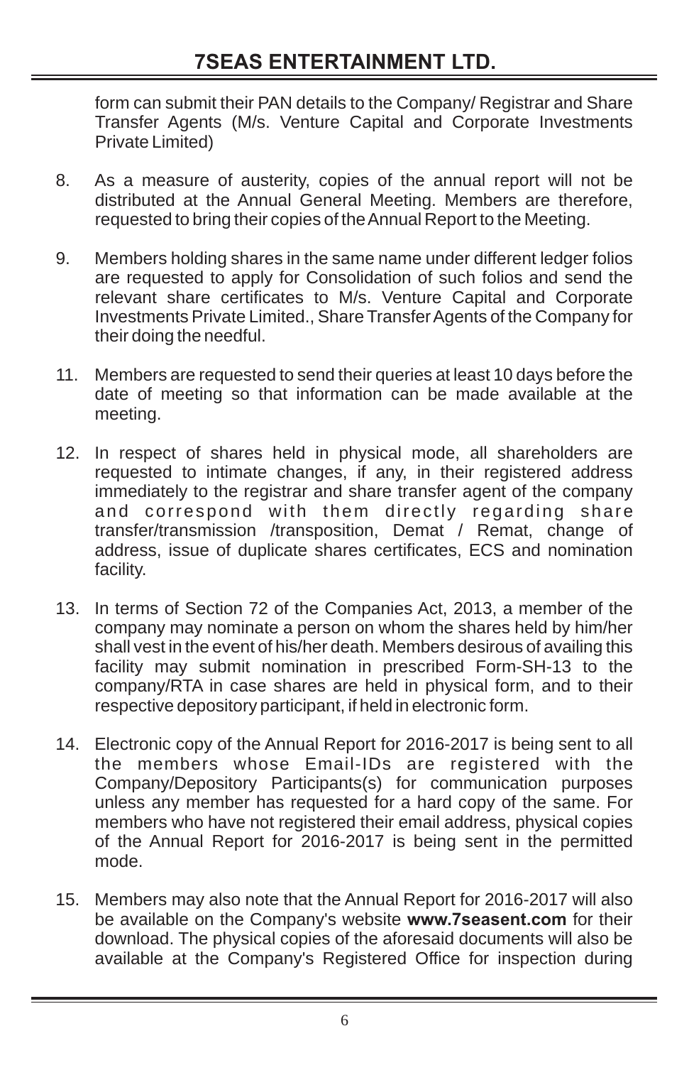form can submit their PAN details to the Company/ Registrar and Share Transfer Agents (M/s. Venture Capital and Corporate Investments Private Limited)

8. As a measure of austerity, copies of the annual report will not be distributed at the Annual General Meeting. Members are therefore, requested to bring their copies of the Annual Report to the Meeting.

9. Members holding shares in the same name under different ledger folios are requested to apply for Consolidation of such folios and send the relevant share certificates to M/s. Venture Capital and Corporate Investments Private Limited., Share Transfer Agents of the Company for their doing the needful.

11. Members are requested to send their queries at least 10 days before the date of meeting so that information can be made available at the meeting.

12. In respect of shares held in physical mode, all shareholders are requested to intimate changes, if any, in their registered address immediately to the registrar and share transfer agent of the company and correspond with them directly regarding share transfer/transmission /transposition, Demat / Remat, change of address, issue of duplicate shares certificates, ECS and nomination facility.

13. In terms of Section 72 of the Companies Act, 2013, a member of the company may nominate a person on whom the shares held by him/her shall vest in the event of his/her death. Members desirous of availing this facility may submit nomination in prescribed Form-SH-13 to the company/RTA in case shares are held in physical form, and to their respective depository participant, if held in electronic form.

14. Electronic copy of the Annual Report for 2016-2017 is being sent to all the members whose Email-IDs are registered with the Company/Depository Participants(s) for communication purposes unless any member has requested for a hard copy of the same. For members who have not registered their email address, physical copies of the Annual Report for 2016-2017 is being sent in the permitted mode.

15. Members may also note that the Annual Report for 2016-2017 will also be available on the Company's website **www.7seasent.com** for their download. The physical copies of the aforesaid documents will also be available at the Company's Registered Office for inspection during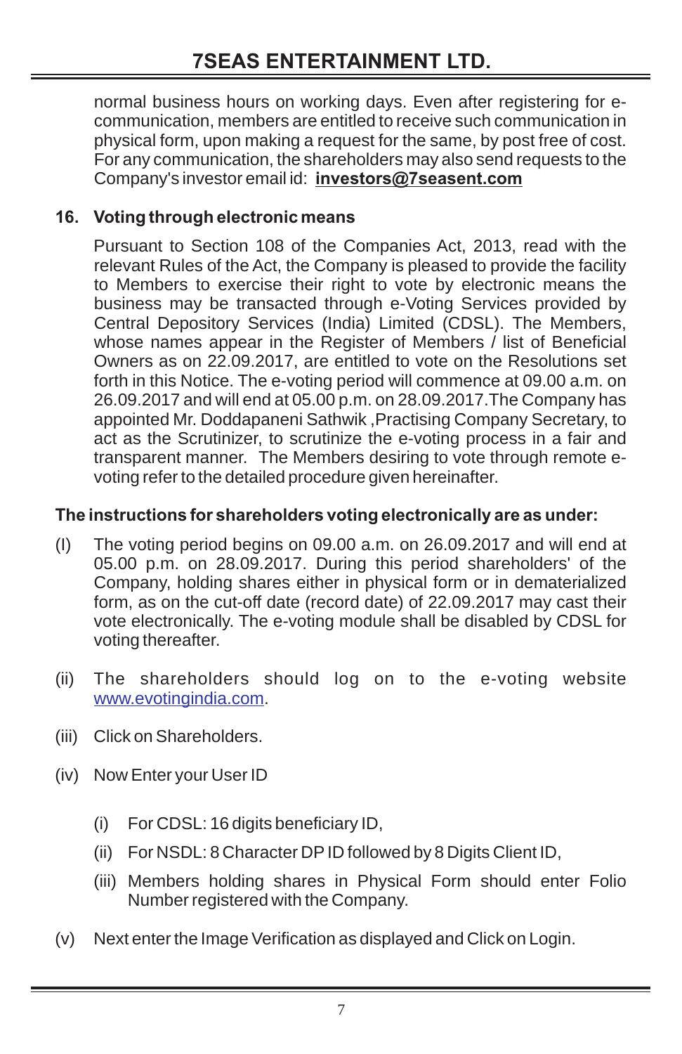normal business hours on working days. Even after registering for e-communication, members are entitled to receive such communication in physical form, upon making a request for the same, by post free of cost. For any communication, the shareholders may also send requests to the Company's investor email id: **investors@7seasent.com**

**16. Voting through electronic means**

Pursuant to Section 108 of the Companies Act, 2013, read with the relevant Rules of the Act, the Company is pleased to provide the facility to Members to exercise their right to vote by electronic means the business may be transacted through e-Voting Services provided by Central Depository Services (India) Limited (CDSL). The Members, whose names appear in the Register of Members / list of Beneficial Owners as on 22.09.2017, are entitled to vote on the Resolutions set forth in this Notice. The e-voting period will commence at 09.00 a.m. on 26.09.2017 and will end at 05.00 p.m. on 28.09.2017.The Company has appointed Mr. Doddapaneni Sathwik ,Practising Company Secretary, to act as the Scrutinizer, to scrutinize the e-voting process in a fair and transparent manner. The Members desiring to vote through remote e-voting refer to the detailed procedure given hereinafter.

**The instructions for shareholders voting electronically are as under:**

(I) The voting period begins on 09.00 a.m. on 26.09.2017 and will end at 05.00 p.m. on 28.09.2017. During this period shareholders' of the Company, holding shares either in physical form or in dematerialized form, as on the cut-off date (record date) of 22.09.2017 may cast their vote electronically. The e-voting module shall be disabled by CDSL for voting thereafter.

(ii) The shareholders should log on to the e-voting website www.evotingindia.com.

(iii) Click on Shareholders.

(iv) Now Enter your User ID

- (i) For CDSL: 16 digits beneficiary ID,
- (ii) For NSDL: 8 Character DP ID followed by 8 Digits Client ID,
- (iii) Members holding shares in Physical Form should enter Folio Number registered with the Company.

(v) Next enter the Image Verification as displayed and Click on Login.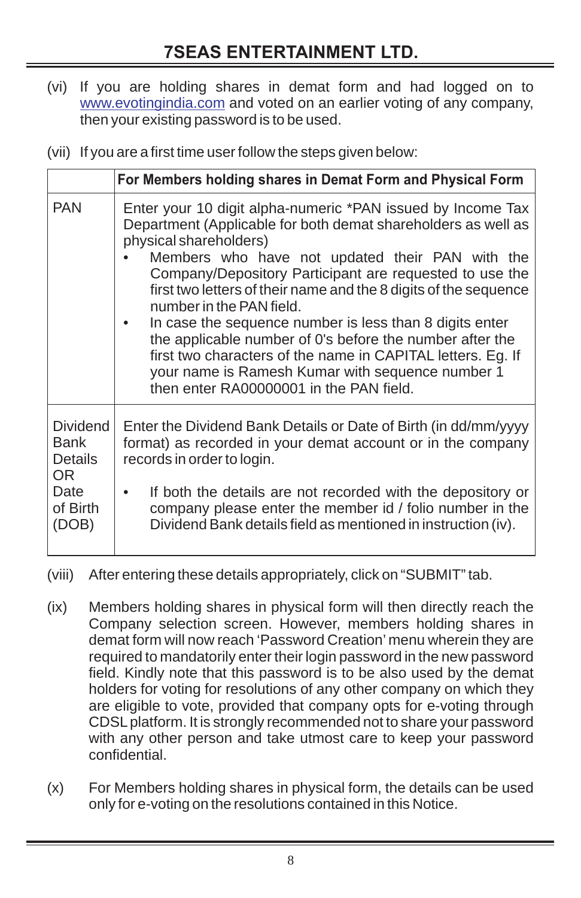(vi) If you are holding shares in demat form and had logged on to www.evotingindia.com and voted on an earlier voting of any company, then your existing password is to be used.

(vii) If you are a first time user follow the steps given below:

| | For Members holding shares in Demat Form and Physical Form |
|---|---|
| PAN | Enter your 10 digit alpha-numeric *PAN issued by Income Tax Department (Applicable for both demat shareholders as well as physical shareholders)<br>• Members who have not updated their PAN with the Company/Depository Participant are requested to use the first two letters of their name and the 8 digits of the sequence number in the PAN field.<br>• In case the sequence number is less than 8 digits enter the applicable number of 0's before the number after the first two characters of the name in CAPITAL letters. Eg. If your name is Ramesh Kumar with sequence number 1 then enter RA00000001 in the PAN field. |
| Dividend Bank Details OR Date of Birth (DOB) | Enter the Dividend Bank Details or Date of Birth (in dd/mm/yyyy format) as recorded in your demat account or in the company records in order to login.<br>• If both the details are not recorded with the depository or company please enter the member id / folio number in the Dividend Bank details field as mentioned in instruction (iv). |

(viii) After entering these details appropriately, click on "SUBMIT" tab.

(ix) Members holding shares in physical form will then directly reach the Company selection screen. However, members holding shares in demat form will now reach 'Password Creation' menu wherein they are required to mandatorily enter their login password in the new password field. Kindly note that this password is to be also used by the demat holders for voting for resolutions of any other company on which they are eligible to vote, provided that company opts for e-voting through CDSL platform. It is strongly recommended not to share your password with any other person and take utmost care to keep your password confidential.

(x) For Members holding shares in physical form, the details can be used only for e-voting on the resolutions contained in this Notice.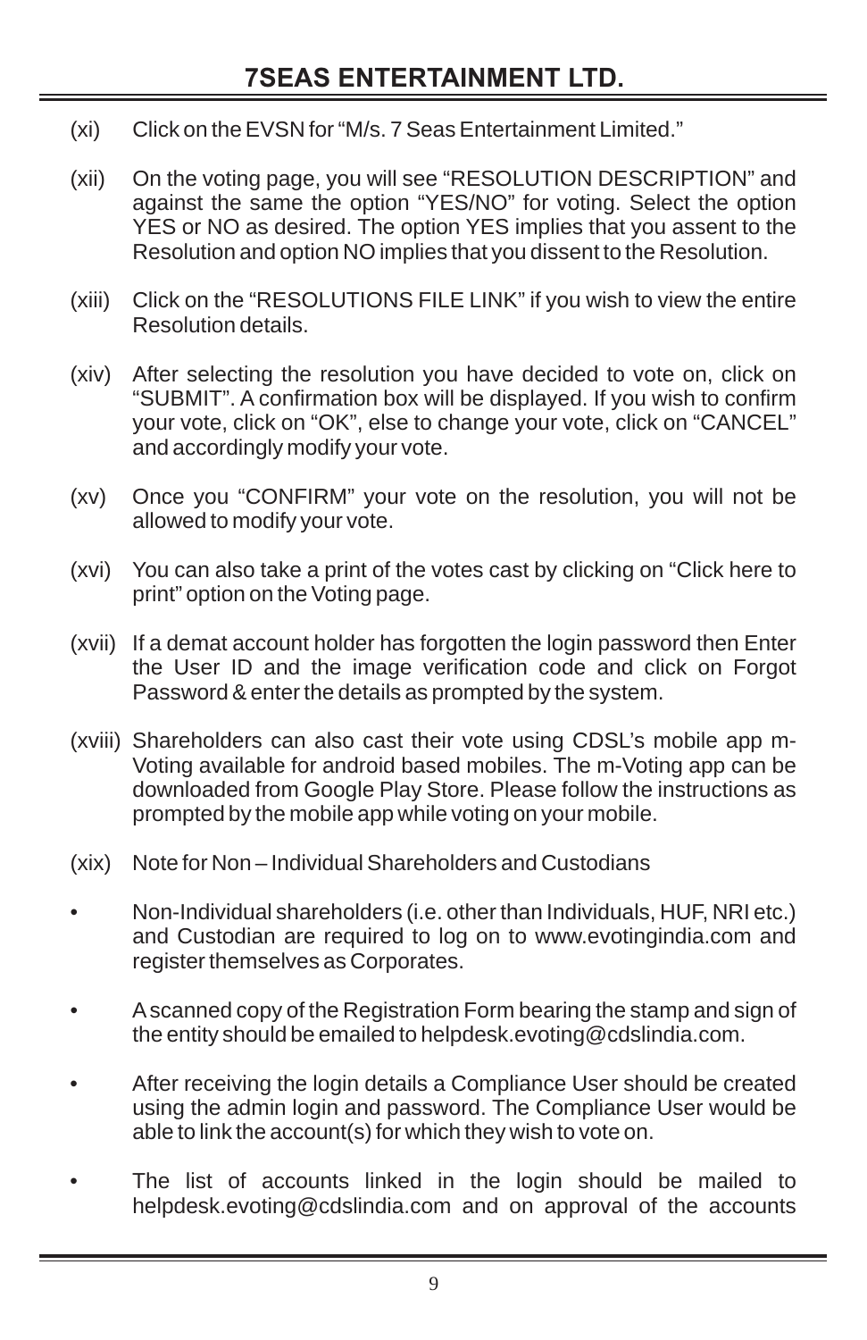(xi) Click on the EVSN for "M/s. 7 Seas Entertainment Limited."

(xii) On the voting page, you will see "RESOLUTION DESCRIPTION" and against the same the option "YES/NO" for voting. Select the option YES or NO as desired. The option YES implies that you assent to the Resolution and option NO implies that you dissent to the Resolution.

(xiii) Click on the "RESOLUTIONS FILE LINK" if you wish to view the entire Resolution details.

(xiv) After selecting the resolution you have decided to vote on, click on "SUBMIT". A confirmation box will be displayed. If you wish to confirm your vote, click on "OK", else to change your vote, click on "CANCEL" and accordingly modify your vote.

(xv) Once you "CONFIRM" your vote on the resolution, you will not be allowed to modify your vote.

(xvi) You can also take a print of the votes cast by clicking on "Click here to print" option on the Voting page.

(xvii) If a demat account holder has forgotten the login password then Enter the User ID and the image verification code and click on Forgot Password & enter the details as prompted by the system.

(xviii) Shareholders can also cast their vote using CDSL's mobile app m-Voting available for android based mobiles. The m-Voting app can be downloaded from Google Play Store. Please follow the instructions as prompted by the mobile app while voting on your mobile.

(xix) Note for Non – Individual Shareholders and Custodians

- Non-Individual shareholders (i.e. other than Individuals, HUF, NRI etc.) and Custodian are required to log on to www.evotingindia.com and register themselves as Corporates.
- A scanned copy of the Registration Form bearing the stamp and sign of the entity should be emailed to helpdesk.evoting@cdslindia.com.
- After receiving the login details a Compliance User should be created using the admin login and password. The Compliance User would be able to link the account(s) for which they wish to vote on.
- The list of accounts linked in the login should be mailed to helpdesk.evoting@cdslindia.com and on approval of the accounts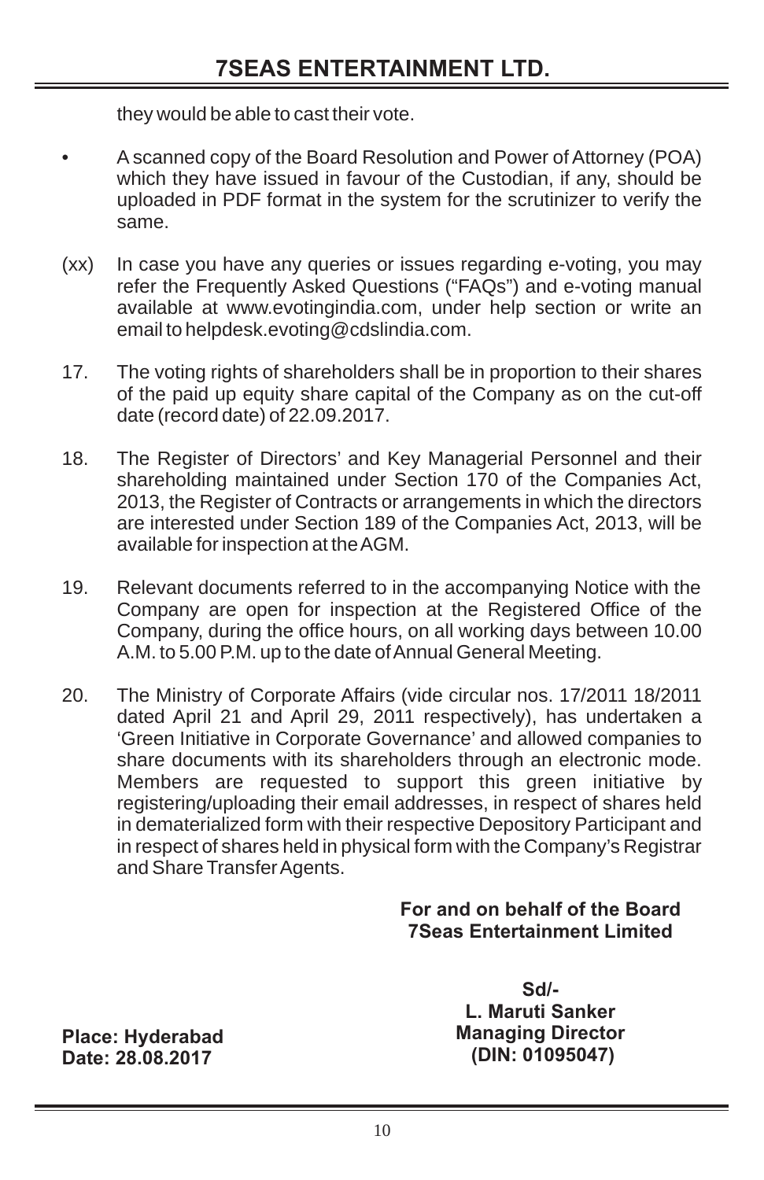they would be able to cast their vote.

- A scanned copy of the Board Resolution and Power of Attorney (POA) which they have issued in favour of the Custodian, if any, should be uploaded in PDF format in the system for the scrutinizer to verify the same.

(xx) In case you have any queries or issues regarding e-voting, you may refer the Frequently Asked Questions ("FAQs") and e-voting manual available at www.evotingindia.com, under help section or write an email to helpdesk.evoting@cdslindia.com.

17. The voting rights of shareholders shall be in proportion to their shares of the paid up equity share capital of the Company as on the cut-off date (record date) of 22.09.2017.

18. The Register of Directors' and Key Managerial Personnel and their shareholding maintained under Section 170 of the Companies Act, 2013, the Register of Contracts or arrangements in which the directors are interested under Section 189 of the Companies Act, 2013, will be available for inspection at the AGM.

19. Relevant documents referred to in the accompanying Notice with the Company are open for inspection at the Registered Office of the Company, during the office hours, on all working days between 10.00 A.M. to 5.00 P.M. up to the date of Annual General Meeting.

20. The Ministry of Corporate Affairs (vide circular nos. 17/2011 18/2011 dated April 21 and April 29, 2011 respectively), has undertaken a 'Green Initiative in Corporate Governance' and allowed companies to share documents with its shareholders through an electronic mode. Members are requested to support this green initiative by registering/uploading their email addresses, in respect of shares held in dematerialized form with their respective Depository Participant and in respect of shares held in physical form with the Company's Registrar and Share Transfer Agents.

**For and on behalf of the Board**
**7Seas Entertainment Limited**

**Sd/-**
**L. Maruti Sanker**
**Managing Director**
**(DIN: 01095047)**

**Place: Hyderabad**
**Date: 28.08.2017**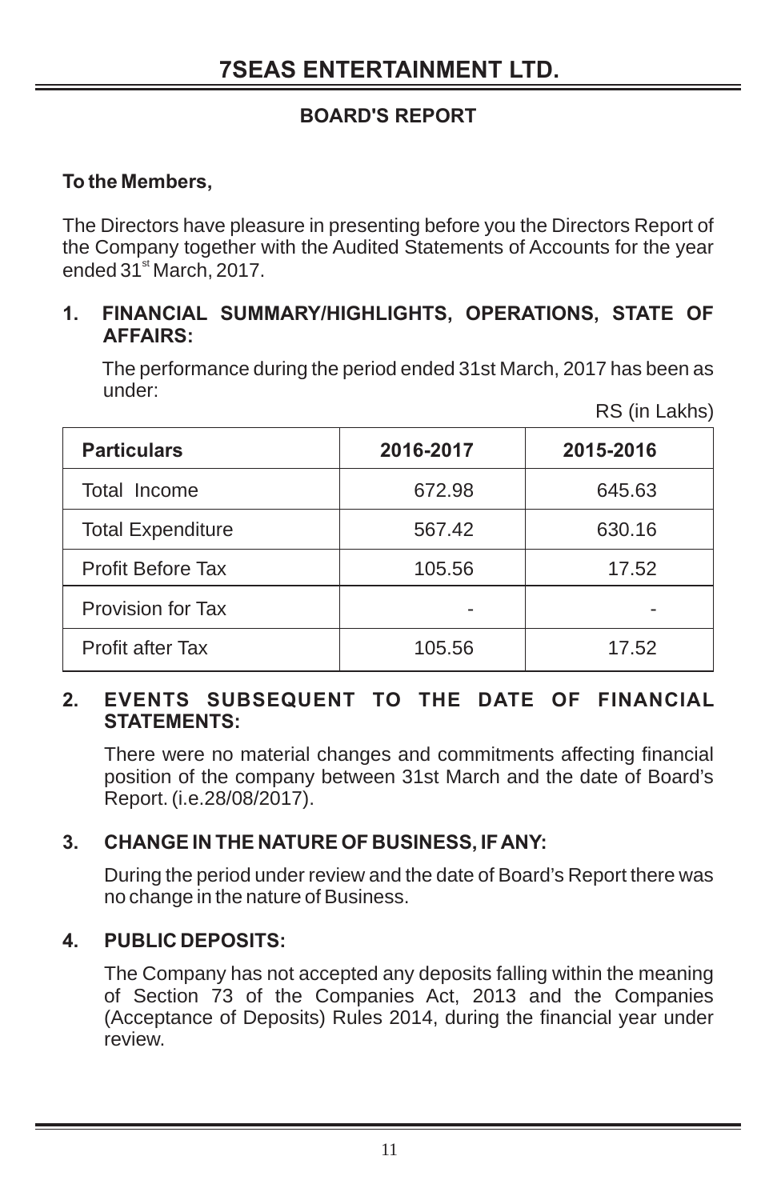# 7SEAS ENTERTAINMENT LTD.

## BOARD'S REPORT

**To the Members,**

The Directors have pleasure in presenting before you the Directors Report of the Company together with the Audited Statements of Accounts for the year ended 31st March, 2017.

### 1. FINANCIAL SUMMARY/HIGHLIGHTS, OPERATIONS, STATE OF AFFAIRS:

The performance during the period ended 31st March, 2017 has been as under:

RS (in Lakhs)

| Particulars | 2016-2017 | 2015-2016 |
|---|---|---|
| Total Income | 672.98 | 645.63 |
| Total Expenditure | 567.42 | 630.16 |
| Profit Before Tax | 105.56 | 17.52 |
| Provision for Tax | - | - |
| Profit after Tax | 105.56 | 17.52 |

### 2. EVENTS SUBSEQUENT TO THE DATE OF FINANCIAL STATEMENTS:

There were no material changes and commitments affecting financial position of the company between 31st March and the date of Board's Report. (i.e.28/08/2017).

### 3. CHANGE IN THE NATURE OF BUSINESS, IF ANY:

During the period under review and the date of Board's Report there was no change in the nature of Business.

### 4. PUBLIC DEPOSITS:

The Company has not accepted any deposits falling within the meaning of Section 73 of the Companies Act, 2013 and the Companies (Acceptance of Deposits) Rules 2014, during the financial year under review.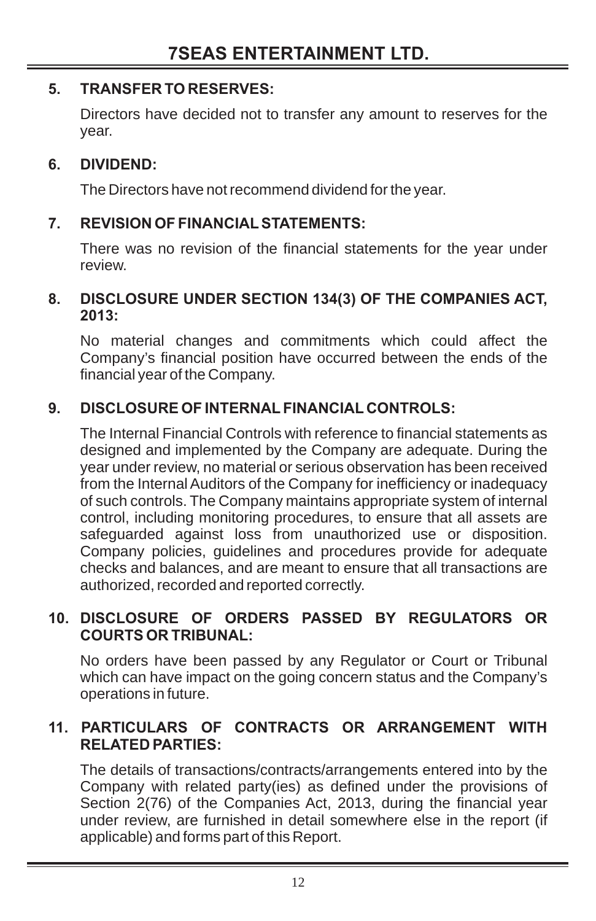## 5. TRANSFER TO RESERVES:

Directors have decided not to transfer any amount to reserves for the year.

## 6. DIVIDEND:

The Directors have not recommend dividend for the year.

## 7. REVISION OF FINANCIAL STATEMENTS:

There was no revision of the financial statements for the year under review.

## 8. DISCLOSURE UNDER SECTION 134(3) OF THE COMPANIES ACT, 2013:

No material changes and commitments which could affect the Company's financial position have occurred between the ends of the financial year of the Company.

## 9. DISCLOSURE OF INTERNAL FINANCIAL CONTROLS:

The Internal Financial Controls with reference to financial statements as designed and implemented by the Company are adequate. During the year under review, no material or serious observation has been received from the Internal Auditors of the Company for inefficiency or inadequacy of such controls. The Company maintains appropriate system of internal control, including monitoring procedures, to ensure that all assets are safeguarded against loss from unauthorized use or disposition. Company policies, guidelines and procedures provide for adequate checks and balances, and are meant to ensure that all transactions are authorized, recorded and reported correctly.

## 10. DISCLOSURE OF ORDERS PASSED BY REGULATORS OR COURTS OR TRIBUNAL:

No orders have been passed by any Regulator or Court or Tribunal which can have impact on the going concern status and the Company's operations in future.

## 11. PARTICULARS OF CONTRACTS OR ARRANGEMENT WITH RELATED PARTIES:

The details of transactions/contracts/arrangements entered into by the Company with related party(ies) as defined under the provisions of Section 2(76) of the Companies Act, 2013, during the financial year under review, are furnished in detail somewhere else in the report (if applicable) and forms part of this Report.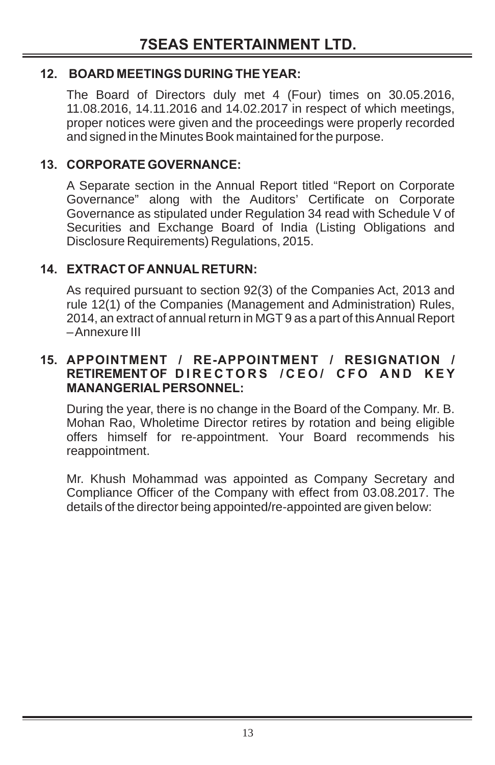## 12. BOARD MEETINGS DURING THE YEAR:

The Board of Directors duly met 4 (Four) times on 30.05.2016, 11.08.2016, 14.11.2016 and 14.02.2017 in respect of which meetings, proper notices were given and the proceedings were properly recorded and signed in the Minutes Book maintained for the purpose.

## 13. CORPORATE GOVERNANCE:

A Separate section in the Annual Report titled "Report on Corporate Governance" along with the Auditors' Certificate on Corporate Governance as stipulated under Regulation 34 read with Schedule V of Securities and Exchange Board of India (Listing Obligations and Disclosure Requirements) Regulations, 2015.

## 14. EXTRACT OF ANNUAL RETURN:

As required pursuant to section 92(3) of the Companies Act, 2013 and rule 12(1) of the Companies (Management and Administration) Rules, 2014, an extract of annual return in MGT 9 as a part of this Annual Report – Annexure III

## 15. APPOINTMENT / RE-APPOINTMENT / RESIGNATION / RETIREMENT OF DIRECTORS /CEO/ CFO AND KEY MANANGERIAL PERSONNEL:

During the year, there is no change in the Board of the Company. Mr. B. Mohan Rao, Wholetime Director retires by rotation and being eligible offers himself for re-appointment. Your Board recommends his reappointment.

Mr. Khush Mohammad was appointed as Company Secretary and Compliance Officer of the Company with effect from 03.08.2017. The details of the director being appointed/re-appointed are given below: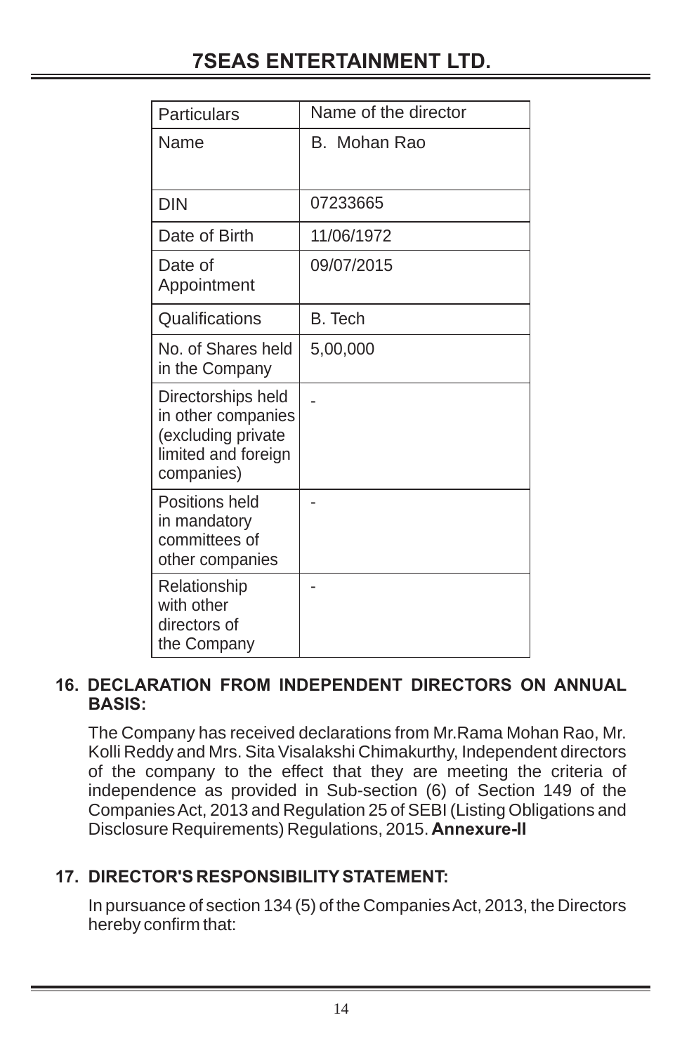| Particulars | Name of the director |
|---|---|
| Name | B. Mohan Rao |
| DIN | 07233665 |
| Date of Birth | 11/06/1972 |
| Date of Appointment | 09/07/2015 |
| Qualifications | B. Tech |
| No. of Shares held in the Company | 5,00,000 |
| Directorships held in other companies (excluding private limited and foreign companies) | - |
| Positions held in mandatory committees of other companies | - |
| Relationship with other directors of the Company | - |

**16. DECLARATION FROM INDEPENDENT DIRECTORS ON ANNUAL BASIS:**

The Company has received declarations from Mr.Rama Mohan Rao, Mr. Kolli Reddy and Mrs. Sita Visalakshi Chimakurthy, Independent directors of the company to the effect that they are meeting the criteria of independence as provided in Sub-section (6) of Section 149 of the Companies Act, 2013 and Regulation 25 of SEBI (Listing Obligations and Disclosure Requirements) Regulations, 2015. **Annexure-II**

**17. DIRECTOR'S RESPONSIBILITY STATEMENT:**

In pursuance of section 134 (5) of the Companies Act, 2013, the Directors hereby confirm that: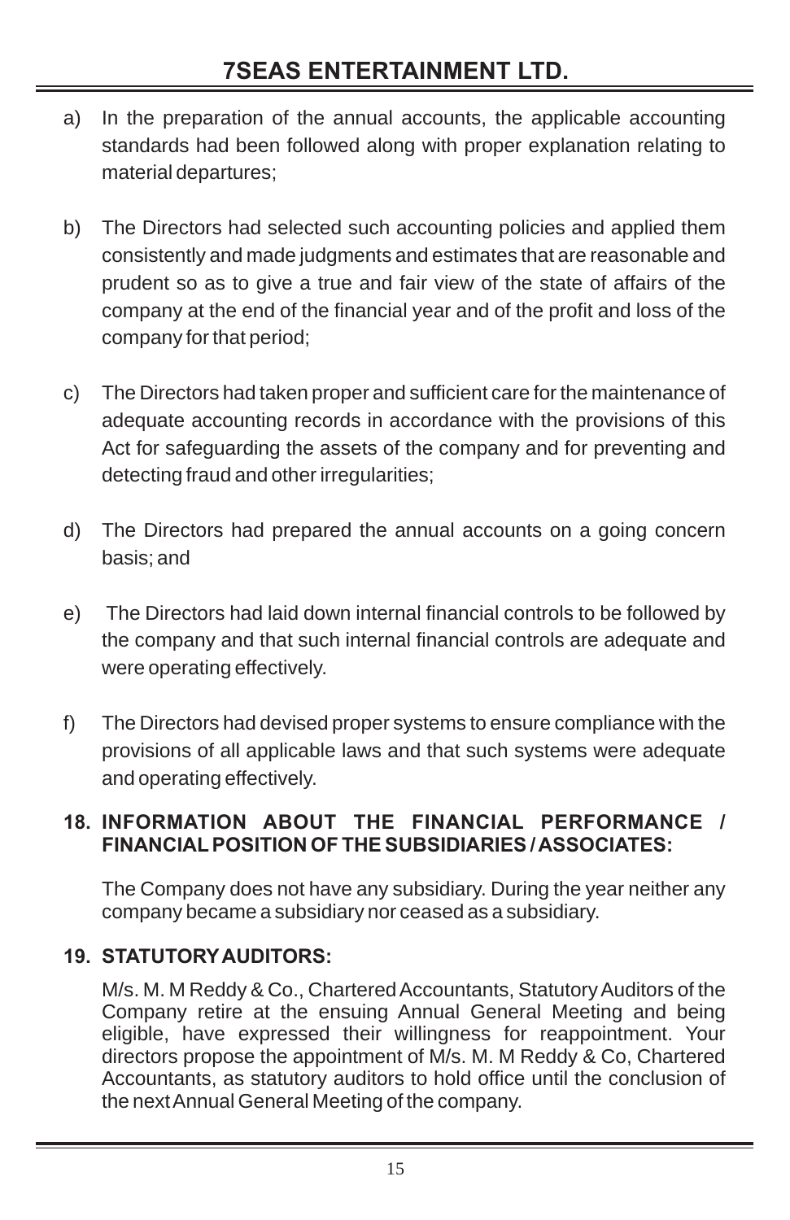a) In the preparation of the annual accounts, the applicable accounting standards had been followed along with proper explanation relating to material departures;

b) The Directors had selected such accounting policies and applied them consistently and made judgments and estimates that are reasonable and prudent so as to give a true and fair view of the state of affairs of the company at the end of the financial year and of the profit and loss of the company for that period;

c) The Directors had taken proper and sufficient care for the maintenance of adequate accounting records in accordance with the provisions of this Act for safeguarding the assets of the company and for preventing and detecting fraud and other irregularities;

d) The Directors had prepared the annual accounts on a going concern basis; and

e) The Directors had laid down internal financial controls to be followed by the company and that such internal financial controls are adequate and were operating effectively.

f) The Directors had devised proper systems to ensure compliance with the provisions of all applicable laws and that such systems were adequate and operating effectively.

## 18. INFORMATION ABOUT THE FINANCIAL PERFORMANCE / FINANCIAL POSITION OF THE SUBSIDIARIES / ASSOCIATES:

The Company does not have any subsidiary. During the year neither any company became a subsidiary nor ceased as a subsidiary.

## 19. STATUTORY AUDITORS:

M/s. M. M Reddy & Co., Chartered Accountants, Statutory Auditors of the Company retire at the ensuing Annual General Meeting and being eligible, have expressed their willingness for reappointment. Your directors propose the appointment of M/s. M. M Reddy & Co, Chartered Accountants, as statutory auditors to hold office until the conclusion of the next Annual General Meeting of the company.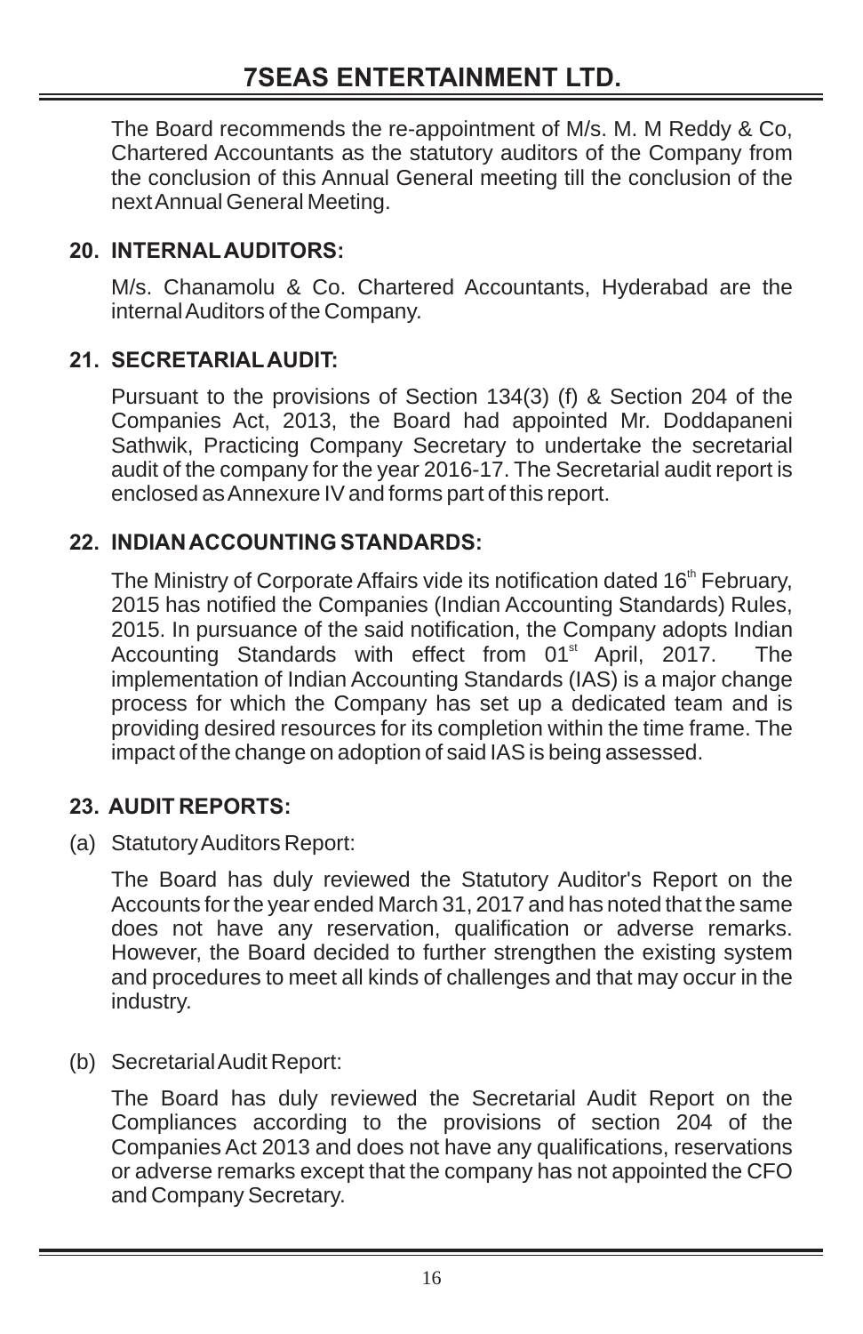The Board recommends the re-appointment of M/s. M. M Reddy & Co, Chartered Accountants as the statutory auditors of the Company from the conclusion of this Annual General meeting till the conclusion of the next Annual General Meeting.

## 20. INTERNAL AUDITORS:

M/s. Chanamolu & Co. Chartered Accountants, Hyderabad are the internal Auditors of the Company.

## 21. SECRETARIAL AUDIT:

Pursuant to the provisions of Section 134(3) (f) & Section 204 of the Companies Act, 2013, the Board had appointed Mr. Doddapaneni Sathwik, Practicing Company Secretary to undertake the secretarial audit of the company for the year 2016-17. The Secretarial audit report is enclosed as Annexure IV and forms part of this report.

## 22. INDIAN ACCOUNTING STANDARDS:

The Ministry of Corporate Affairs vide its notification dated 16th February, 2015 has notified the Companies (Indian Accounting Standards) Rules, 2015. In pursuance of the said notification, the Company adopts Indian Accounting Standards with effect from 01st April, 2017. The implementation of Indian Accounting Standards (IAS) is a major change process for which the Company has set up a dedicated team and is providing desired resources for its completion within the time frame. The impact of the change on adoption of said IAS is being assessed.

## 23. AUDIT REPORTS:

(a) Statutory Auditors Report:

The Board has duly reviewed the Statutory Auditor's Report on the Accounts for the year ended March 31, 2017 and has noted that the same does not have any reservation, qualification or adverse remarks. However, the Board decided to further strengthen the existing system and procedures to meet all kinds of challenges and that may occur in the industry.

(b) Secretarial Audit Report:

The Board has duly reviewed the Secretarial Audit Report on the Compliances according to the provisions of section 204 of the Companies Act 2013 and does not have any qualifications, reservations or adverse remarks except that the company has not appointed the CFO and Company Secretary.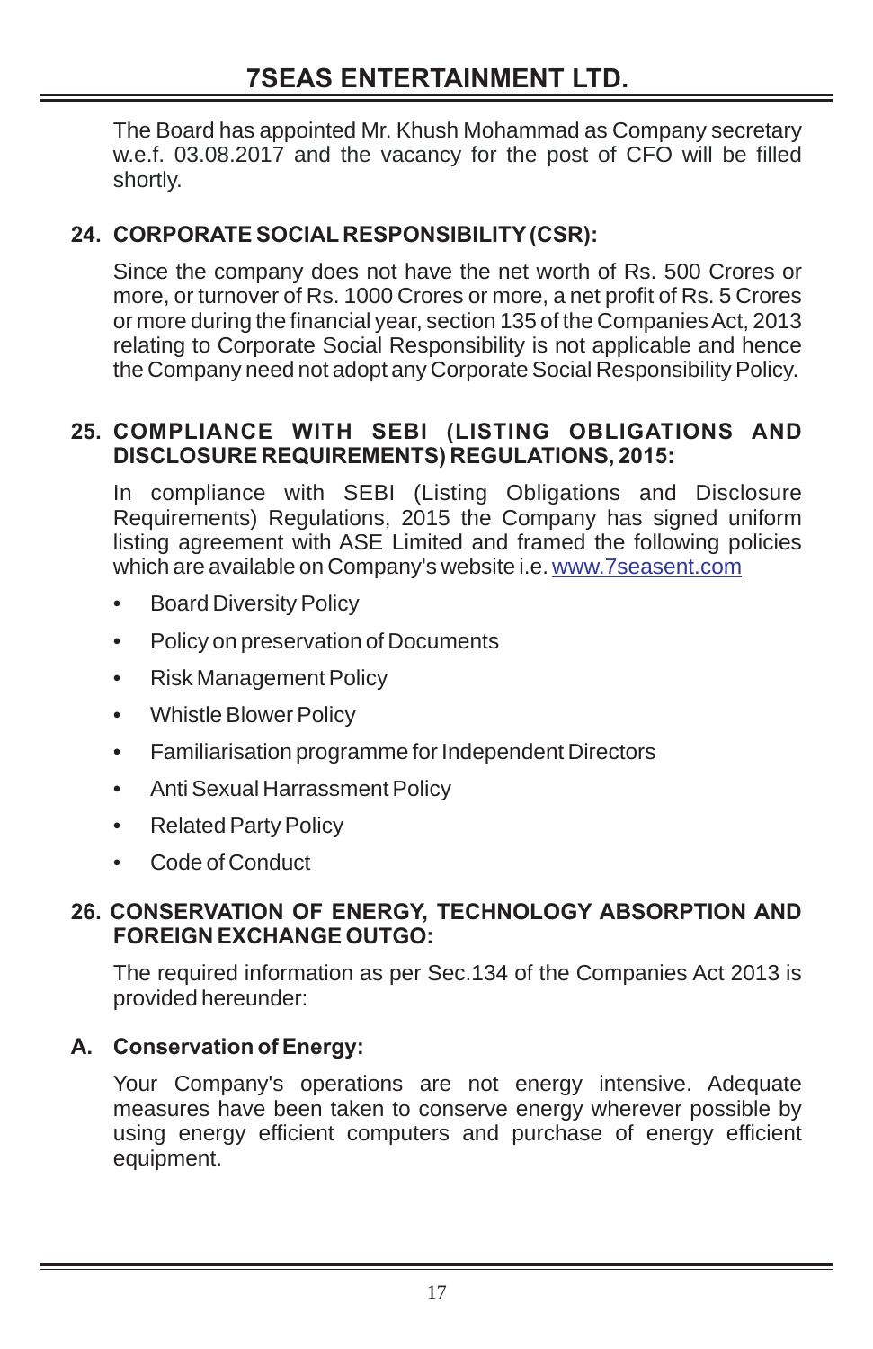The Board has appointed Mr. Khush Mohammad as Company secretary w.e.f. 03.08.2017 and the vacancy for the post of CFO will be filled shortly.

## 24. CORPORATE SOCIAL RESPONSIBILITY (CSR):

Since the company does not have the net worth of Rs. 500 Crores or more, or turnover of Rs. 1000 Crores or more, a net profit of Rs. 5 Crores or more during the financial year, section 135 of the Companies Act, 2013 relating to Corporate Social Responsibility is not applicable and hence the Company need not adopt any Corporate Social Responsibility Policy.

## 25. COMPLIANCE WITH SEBI (LISTING OBLIGATIONS AND DISCLOSURE REQUIREMENTS) REGULATIONS, 2015:

In compliance with SEBI (Listing Obligations and Disclosure Requirements) Regulations, 2015 the Company has signed uniform listing agreement with ASE Limited and framed the following policies which are available on Company's website i.e. www.7seasent.com

- Board Diversity Policy
- Policy on preservation of Documents
- Risk Management Policy
- Whistle Blower Policy
- Familiarisation programme for Independent Directors
- Anti Sexual Harrassment Policy
- Related Party Policy
- Code of Conduct

## 26. CONSERVATION OF ENERGY, TECHNOLOGY ABSORPTION AND FOREIGN EXCHANGE OUTGO:

The required information as per Sec.134 of the Companies Act 2013 is provided hereunder:

### A. Conservation of Energy:

Your Company's operations are not energy intensive. Adequate measures have been taken to conserve energy wherever possible by using energy efficient computers and purchase of energy efficient equipment.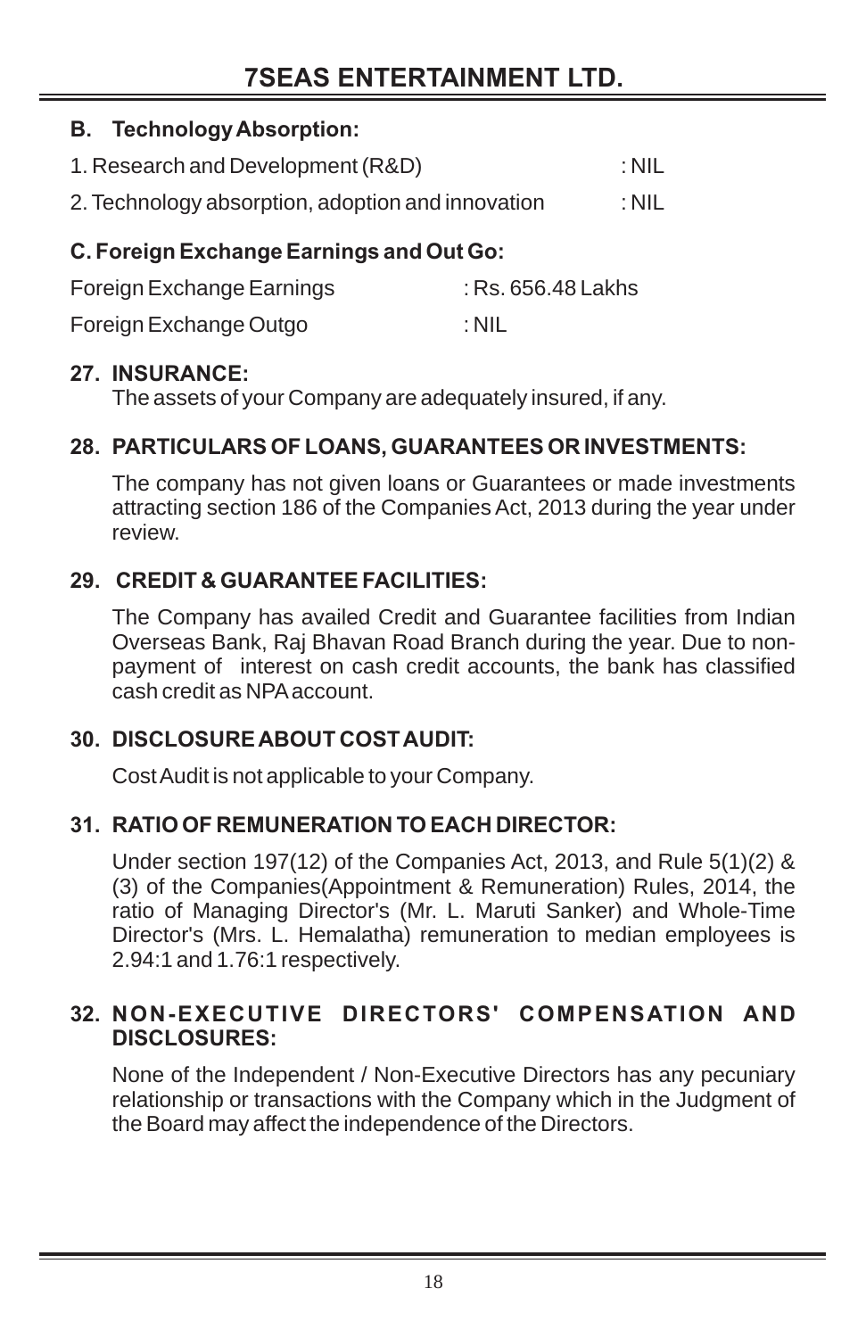### B. Technology Absorption:

1. Research and Development (R&D) : NIL
2. Technology absorption, adoption and innovation : NIL

### C. Foreign Exchange Earnings and Out Go:

Foreign Exchange Earnings : Rs. 656.48 Lakhs

Foreign Exchange Outgo : NIL

### 27. INSURANCE:

The assets of your Company are adequately insured, if any.

### 28. PARTICULARS OF LOANS, GUARANTEES OR INVESTMENTS:

The company has not given loans or Guarantees or made investments attracting section 186 of the Companies Act, 2013 during the year under review.

### 29. CREDIT & GUARANTEE FACILITIES:

The Company has availed Credit and Guarantee facilities from Indian Overseas Bank, Raj Bhavan Road Branch during the year. Due to non-payment of interest on cash credit accounts, the bank has classified cash credit as NPA account.

### 30. DISCLOSURE ABOUT COST AUDIT:

Cost Audit is not applicable to your Company.

### 31. RATIO OF REMUNERATION TO EACH DIRECTOR:

Under section 197(12) of the Companies Act, 2013, and Rule 5(1)(2) & (3) of the Companies(Appointment & Remuneration) Rules, 2014, the ratio of Managing Director's (Mr. L. Maruti Sanker) and Whole-Time Director's (Mrs. L. Hemalatha) remuneration to median employees is 2.94:1 and 1.76:1 respectively.

### 32. NON-EXECUTIVE DIRECTORS' COMPENSATION AND DISCLOSURES:

None of the Independent / Non-Executive Directors has any pecuniary relationship or transactions with the Company which in the Judgment of the Board may affect the independence of the Directors.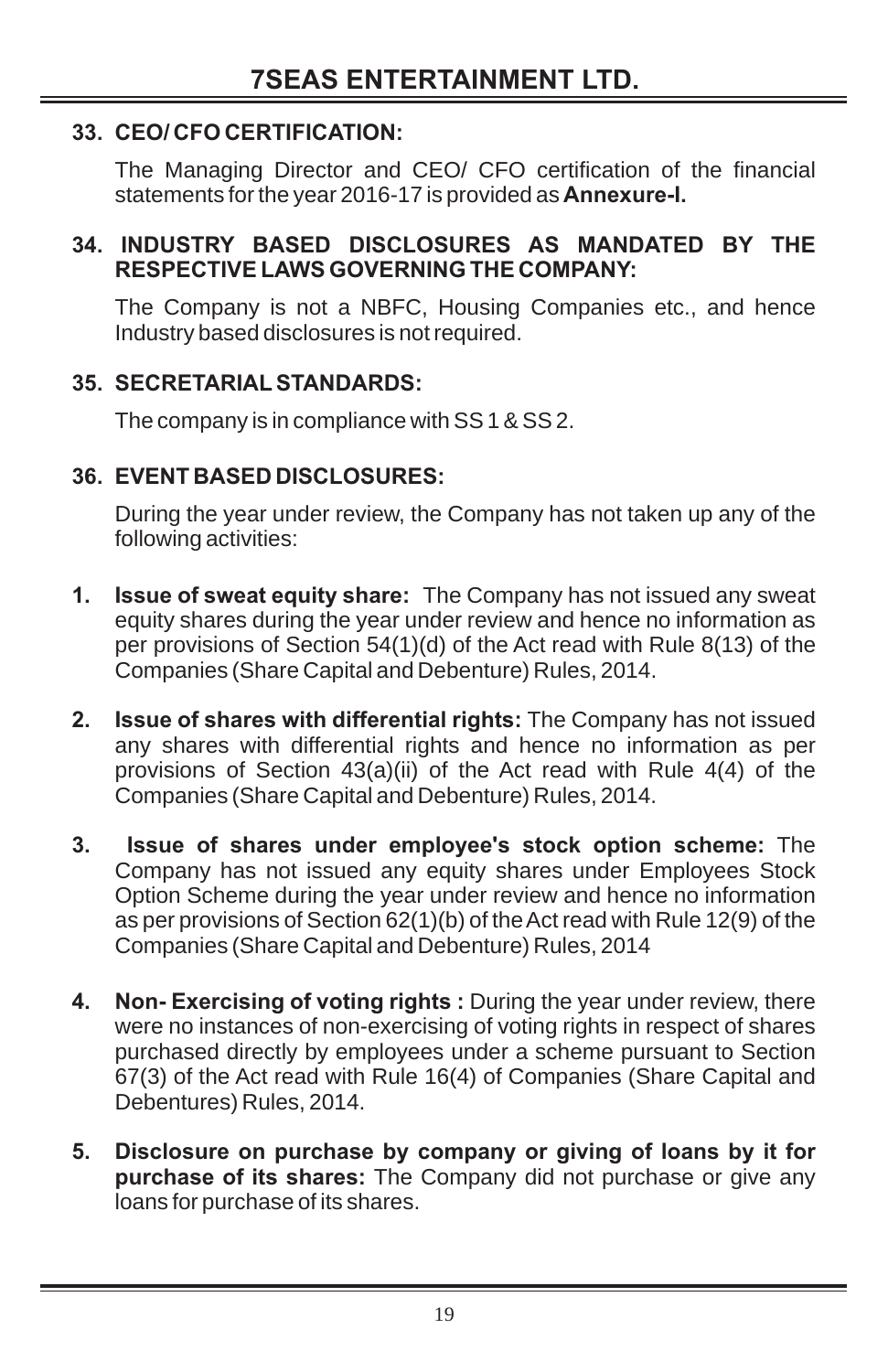## 33. CEO/ CFO CERTIFICATION:

The Managing Director and CEO/ CFO certification of the financial statements for the year 2016-17 is provided as **Annexure-I.**

## 34. INDUSTRY BASED DISCLOSURES AS MANDATED BY THE RESPECTIVE LAWS GOVERNING THE COMPANY:

The Company is not a NBFC, Housing Companies etc., and hence Industry based disclosures is not required.

## 35. SECRETARIAL STANDARDS:

The company is in compliance with SS 1 & SS 2.

## 36. EVENT BASED DISCLOSURES:

During the year under review, the Company has not taken up any of the following activities:

1. **Issue of sweat equity share:** The Company has not issued any sweat equity shares during the year under review and hence no information as per provisions of Section 54(1)(d) of the Act read with Rule 8(13) of the Companies (Share Capital and Debenture) Rules, 2014.

2. **Issue of shares with differential rights:** The Company has not issued any shares with differential rights and hence no information as per provisions of Section 43(a)(ii) of the Act read with Rule 4(4) of the Companies (Share Capital and Debenture) Rules, 2014.

3. **Issue of shares under employee's stock option scheme:** The Company has not issued any equity shares under Employees Stock Option Scheme during the year under review and hence no information as per provisions of Section 62(1)(b) of the Act read with Rule 12(9) of the Companies (Share Capital and Debenture) Rules, 2014

4. **Non- Exercising of voting rights :** During the year under review, there were no instances of non-exercising of voting rights in respect of shares purchased directly by employees under a scheme pursuant to Section 67(3) of the Act read with Rule 16(4) of Companies (Share Capital and Debentures) Rules, 2014.

5. **Disclosure on purchase by company or giving of loans by it for purchase of its shares:** The Company did not purchase or give any loans for purchase of its shares.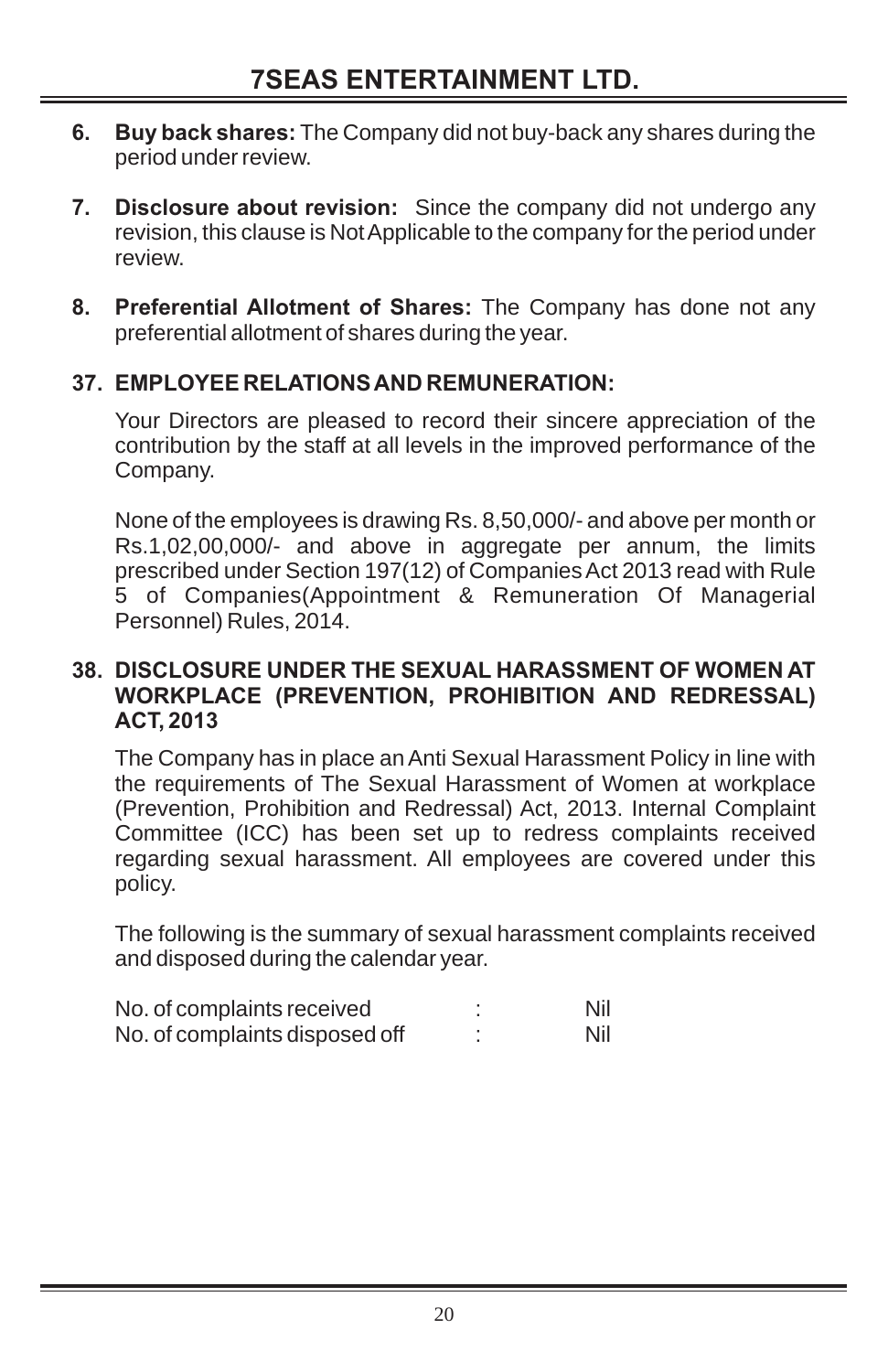6. **Buy back shares:** The Company did not buy-back any shares during the period under review.

7. **Disclosure about revision:** Since the company did not undergo any revision, this clause is Not Applicable to the company for the period under review.

8. **Preferential Allotment of Shares:** The Company has done not any preferential allotment of shares during the year.

## 37. EMPLOYEE RELATIONS AND REMUNERATION:

Your Directors are pleased to record their sincere appreciation of the contribution by the staff at all levels in the improved performance of the Company.

None of the employees is drawing Rs. 8,50,000/- and above per month or Rs.1,02,00,000/- and above in aggregate per annum, the limits prescribed under Section 197(12) of Companies Act 2013 read with Rule 5 of Companies(Appointment & Remuneration Of Managerial Personnel) Rules, 2014.

## 38. DISCLOSURE UNDER THE SEXUAL HARASSMENT OF WOMEN AT WORKPLACE (PREVENTION, PROHIBITION AND REDRESSAL) ACT, 2013

The Company has in place an Anti Sexual Harassment Policy in line with the requirements of The Sexual Harassment of Women at workplace (Prevention, Prohibition and Redressal) Act, 2013. Internal Complaint Committee (ICC) has been set up to redress complaints received regarding sexual harassment. All employees are covered under this policy.

The following is the summary of sexual harassment complaints received and disposed during the calendar year.

| | | |
|---|---|---|
| No. of complaints received | : | Nil |
| No. of complaints disposed off | : | Nil |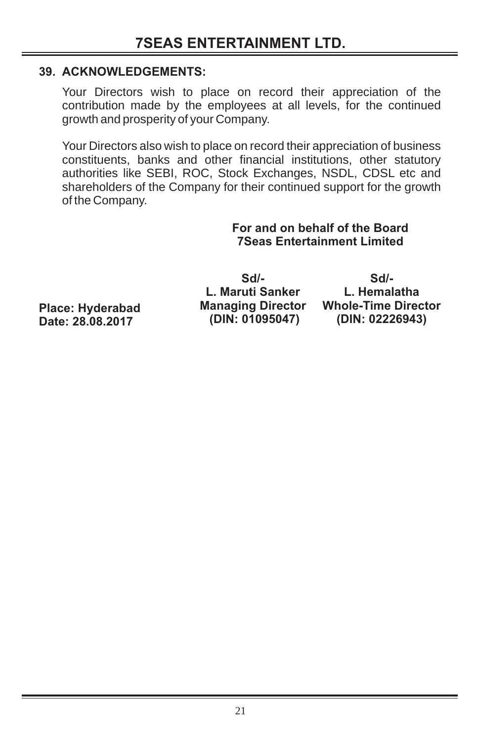### 39. ACKNOWLEDGEMENTS:

Your Directors wish to place on record their appreciation of the contribution made by the employees at all levels, for the continued growth and prosperity of your Company.

Your Directors also wish to place on record their appreciation of business constituents, banks and other financial institutions, other statutory authorities like SEBI, ROC, Stock Exchanges, NSDL, CDSL etc and shareholders of the Company for their continued support for the growth of the Company.

**For and on behalf of the Board**
**7Seas Entertainment Limited**

| | | |
|---|---|---|
| | **Sd/-** | **Sd/-** |
| | **L. Maruti Sanker** | **L. Hemalatha** |
| **Place: Hyderabad** | **Managing Director** | **Whole-Time Director** |
| **Date: 28.08.2017** | **(DIN: 01095047)** | **(DIN: 02226943)** |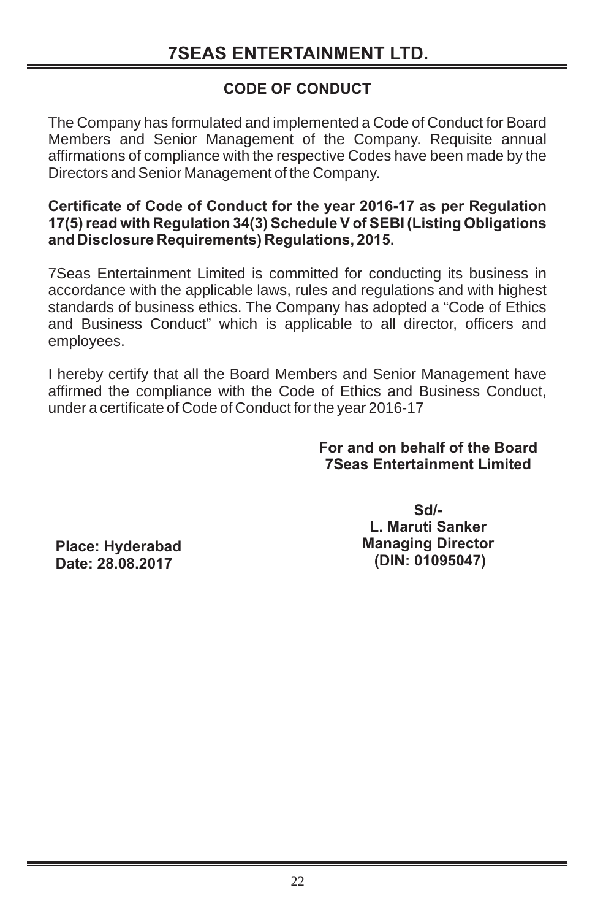## CODE OF CONDUCT

The Company has formulated and implemented a Code of Conduct for Board Members and Senior Management of the Company. Requisite annual affirmations of compliance with the respective Codes have been made by the Directors and Senior Management of the Company.

**Certificate of Code of Conduct for the year 2016-17 as per Regulation 17(5) read with Regulation 34(3) Schedule V of SEBI (Listing Obligations and Disclosure Requirements) Regulations, 2015.**

7Seas Entertainment Limited is committed for conducting its business in accordance with the applicable laws, rules and regulations and with highest standards of business ethics. The Company has adopted a "Code of Ethics and Business Conduct" which is applicable to all director, officers and employees.

I hereby certify that all the Board Members and Senior Management have affirmed the compliance with the Code of Ethics and Business Conduct, under a certificate of Code of Conduct for the year 2016-17

**For and on behalf of the Board**
**7Seas Entertainment Limited**

**Sd/-**
**L. Maruti Sanker**
**Managing Director**
**(DIN: 01095047)**

**Place: Hyderabad**
**Date: 28.08.2017**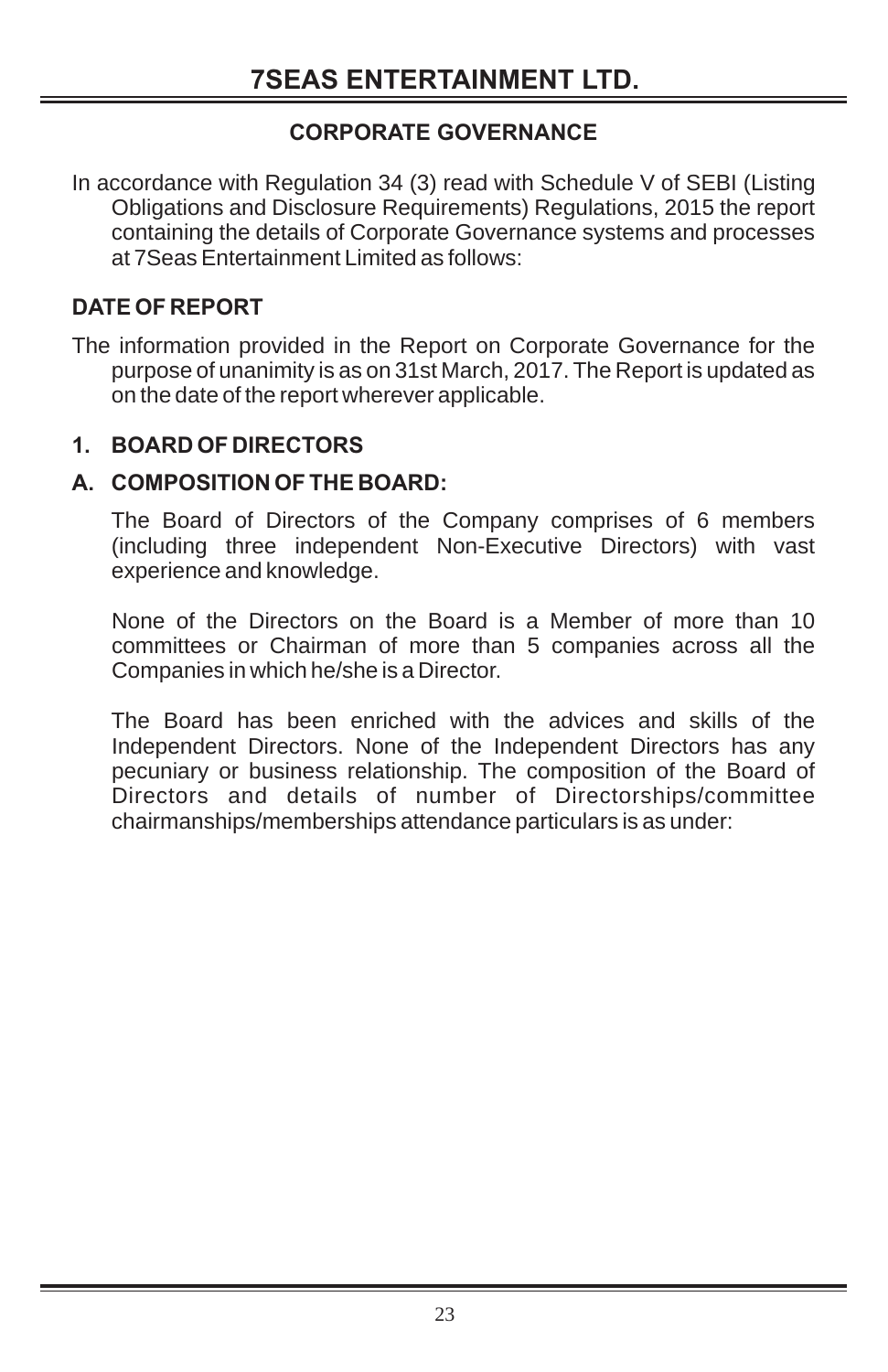## CORPORATE GOVERNANCE

In accordance with Regulation 34 (3) read with Schedule V of SEBI (Listing Obligations and Disclosure Requirements) Regulations, 2015 the report containing the details of Corporate Governance systems and processes at 7Seas Entertainment Limited as follows:

### DATE OF REPORT

The information provided in the Report on Corporate Governance for the purpose of unanimity is as on 31st March, 2017. The Report is updated as on the date of the report wherever applicable.

### 1. BOARD OF DIRECTORS

### A. COMPOSITION OF THE BOARD:

The Board of Directors of the Company comprises of 6 members (including three independent Non-Executive Directors) with vast experience and knowledge.

None of the Directors on the Board is a Member of more than 10 committees or Chairman of more than 5 companies across all the Companies in which he/she is a Director.

The Board has been enriched with the advices and skills of the Independent Directors. None of the Independent Directors has any pecuniary or business relationship. The composition of the Board of Directors and details of number of Directorships/committee chairmanships/memberships attendance particulars is as under: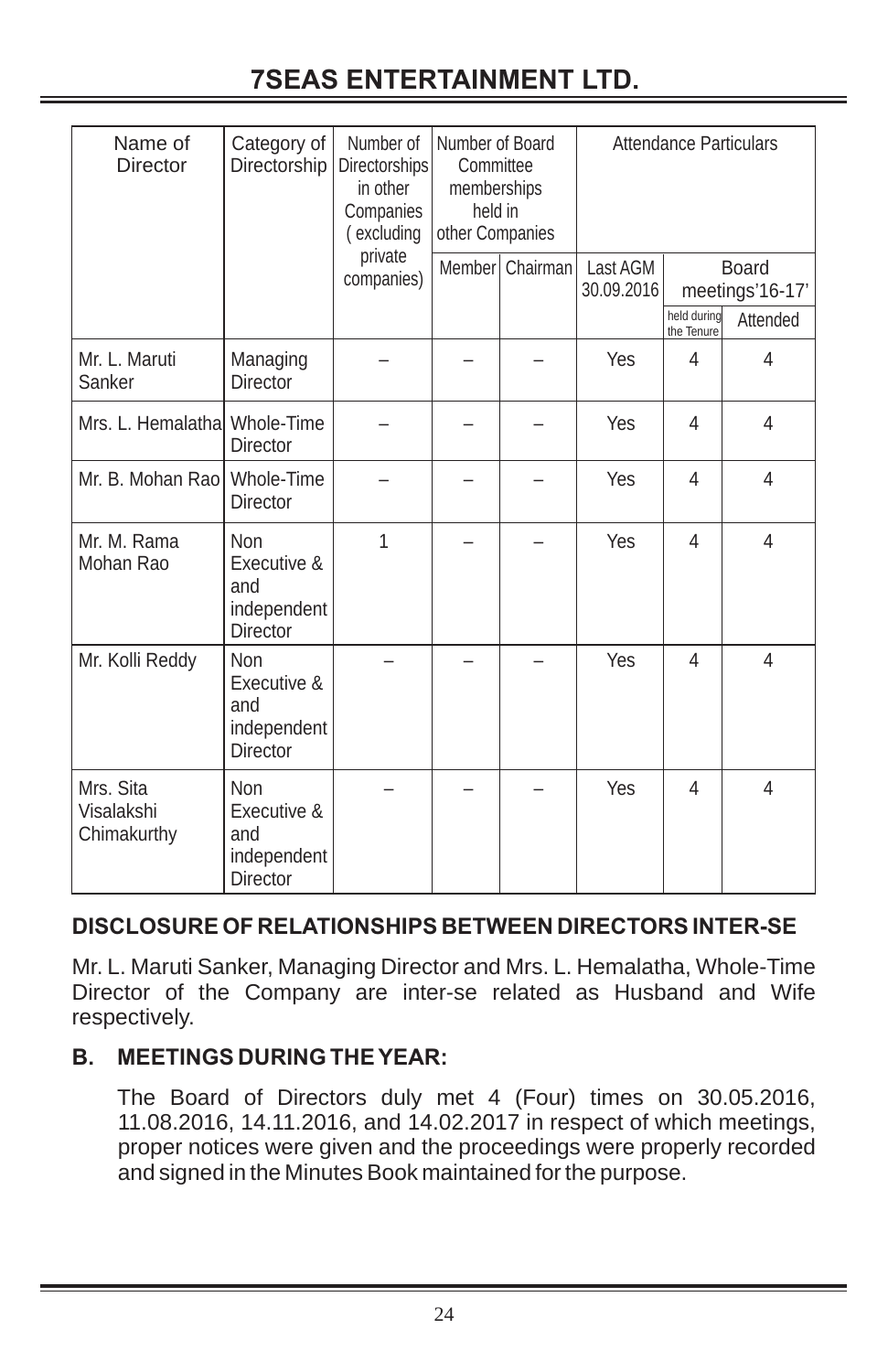| Name of Director | Category of Directorship | Number of Directorships in other Companies ( excluding private companies) | Number of Board Committee memberships held in other Companies | | Attendance Particulars | | |
|---|---|---|---|---|---|---|---|
| | | | Member | Chairman | Last AGM 30.09.2016 | Board meetings'16-17' | |
| | | | | | | held during the Tenure | Attended |
| Mr. L. Maruti Sanker | Managing Director | – | – | – | Yes | 4 | 4 |
| Mrs. L. Hemalatha | Whole-Time Director | – | – | – | Yes | 4 | 4 |
| Mr. B. Mohan Rao | Whole-Time Director | – | – | – | Yes | 4 | 4 |
| Mr. M. Rama Mohan Rao | Non Executive & and independent Director | 1 | – | – | Yes | 4 | 4 |
| Mr. Kolli Reddy | Non Executive & and independent Director | – | – | – | Yes | 4 | 4 |
| Mrs. Sita Visalakshi Chimakurthy | Non Executive & and independent Director | – | – | – | Yes | 4 | 4 |

## DISCLOSURE OF RELATIONSHIPS BETWEEN DIRECTORS INTER-SE

Mr. L. Maruti Sanker, Managing Director and Mrs. L. Hemalatha, Whole-Time Director of the Company are inter-se related as Husband and Wife respectively.

## B. MEETINGS DURING THE YEAR:

The Board of Directors duly met 4 (Four) times on 30.05.2016, 11.08.2016, 14.11.2016, and 14.02.2017 in respect of which meetings, proper notices were given and the proceedings were properly recorded and signed in the Minutes Book maintained for the purpose.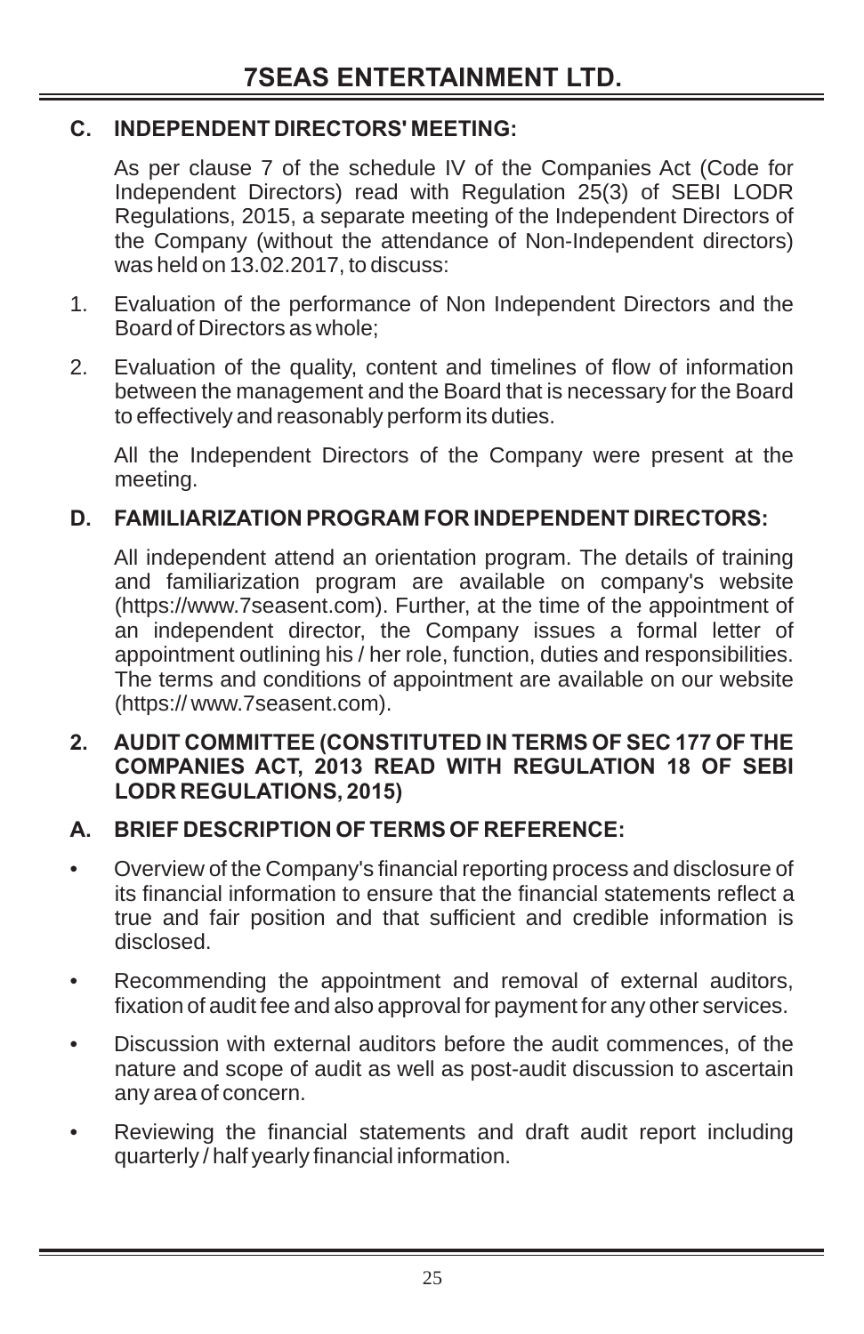### C. INDEPENDENT DIRECTORS' MEETING:

As per clause 7 of the schedule IV of the Companies Act (Code for Independent Directors) read with Regulation 25(3) of SEBI LODR Regulations, 2015, a separate meeting of the Independent Directors of the Company (without the attendance of Non-Independent directors) was held on 13.02.2017, to discuss:

1. Evaluation of the performance of Non Independent Directors and the Board of Directors as whole;
2. Evaluation of the quality, content and timelines of flow of information between the management and the Board that is necessary for the Board to effectively and reasonably perform its duties.

All the Independent Directors of the Company were present at the meeting.

### D. FAMILIARIZATION PROGRAM FOR INDEPENDENT DIRECTORS:

All independent attend an orientation program. The details of training and familiarization program are available on company's website (https://www.7seasent.com). Further, at the time of the appointment of an independent director, the Company issues a formal letter of appointment outlining his / her role, function, duties and responsibilities. The terms and conditions of appointment are available on our website (https:// www.7seasent.com).

## 2. AUDIT COMMITTEE (CONSTITUTED IN TERMS OF SEC 177 OF THE COMPANIES ACT, 2013 READ WITH REGULATION 18 OF SEBI LODR REGULATIONS, 2015)

### A. BRIEF DESCRIPTION OF TERMS OF REFERENCE:

- Overview of the Company's financial reporting process and disclosure of its financial information to ensure that the financial statements reflect a true and fair position and that sufficient and credible information is disclosed.
- Recommending the appointment and removal of external auditors, fixation of audit fee and also approval for payment for any other services.
- Discussion with external auditors before the audit commences, of the nature and scope of audit as well as post-audit discussion to ascertain any area of concern.
- Reviewing the financial statements and draft audit report including quarterly / half yearly financial information.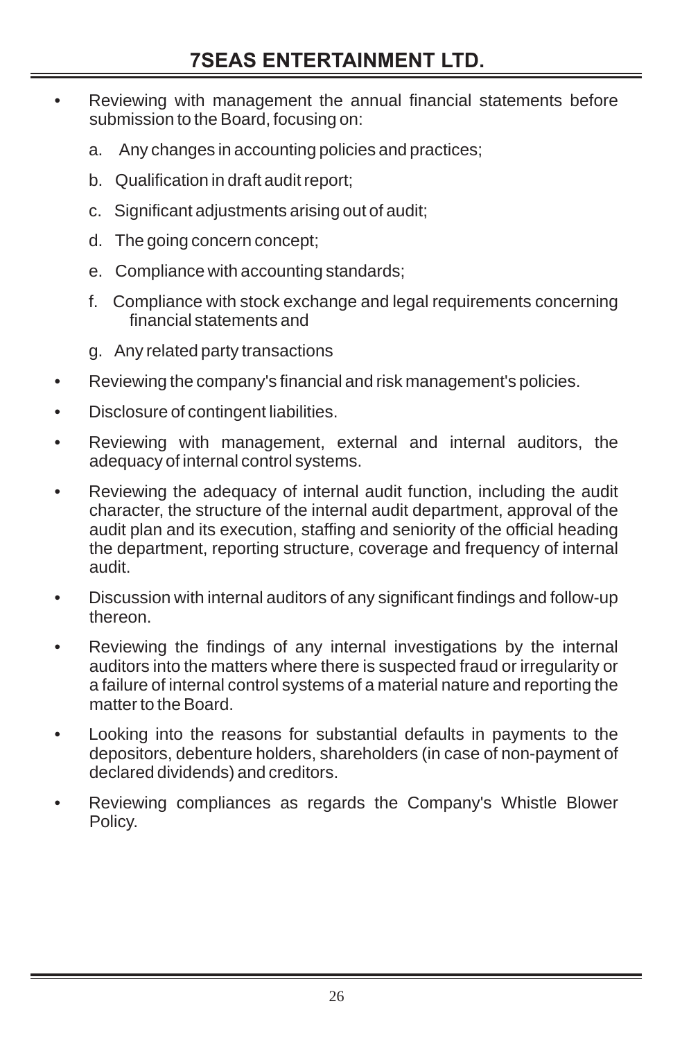- Reviewing with management the annual financial statements before submission to the Board, focusing on:
  a. Any changes in accounting policies and practices;
  b. Qualification in draft audit report;
  c. Significant adjustments arising out of audit;
  d. The going concern concept;
  e. Compliance with accounting standards;
  f. Compliance with stock exchange and legal requirements concerning financial statements and
  g. Any related party transactions
- Reviewing the company's financial and risk management's policies.
- Disclosure of contingent liabilities.
- Reviewing with management, external and internal auditors, the adequacy of internal control systems.
- Reviewing the adequacy of internal audit function, including the audit character, the structure of the internal audit department, approval of the audit plan and its execution, staffing and seniority of the official heading the department, reporting structure, coverage and frequency of internal audit.
- Discussion with internal auditors of any significant findings and follow-up thereon.
- Reviewing the findings of any internal investigations by the internal auditors into the matters where there is suspected fraud or irregularity or a failure of internal control systems of a material nature and reporting the matter to the Board.
- Looking into the reasons for substantial defaults in payments to the depositors, debenture holders, shareholders (in case of non-payment of declared dividends) and creditors.
- Reviewing compliances as regards the Company's Whistle Blower Policy.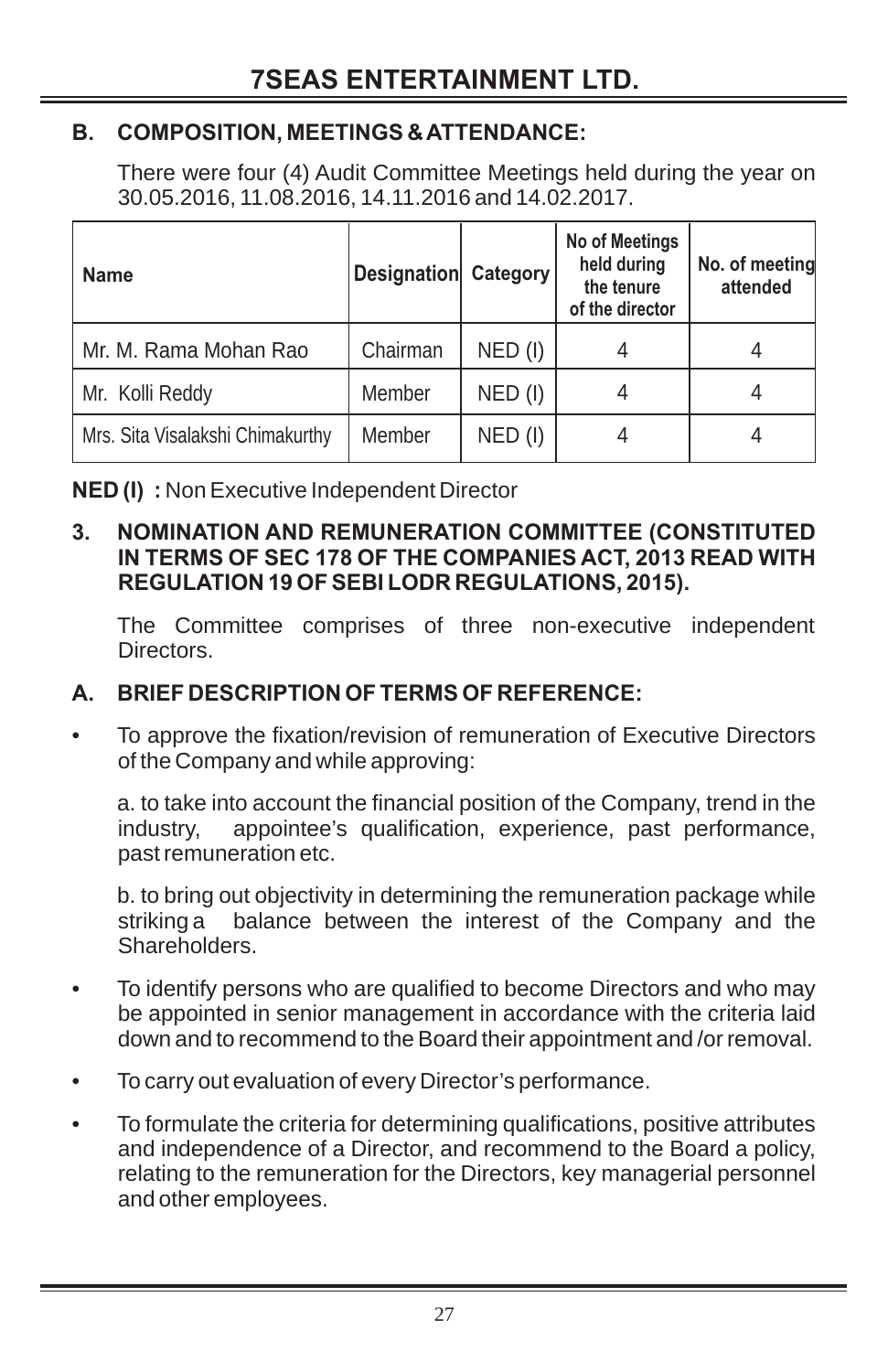## B. COMPOSITION, MEETINGS & ATTENDANCE:

There were four (4) Audit Committee Meetings held during the year on 30.05.2016, 11.08.2016, 14.11.2016 and 14.02.2017.

| Name | Designation | Category | No of Meetings held during the tenure of the director | No. of meeting attended |
|---|---|---|---|---|
| Mr. M. Rama Mohan Rao | Chairman | NED (I) | 4 | 4 |
| Mr. Kolli Reddy | Member | NED (I) | 4 | 4 |
| Mrs. Sita Visalakshi Chimakurthy | Member | NED (I) | 4 | 4 |

**NED (I) :** Non Executive Independent Director

## 3. NOMINATION AND REMUNERATION COMMITTEE (CONSTITUTED IN TERMS OF SEC 178 OF THE COMPANIES ACT, 2013 READ WITH REGULATION 19 OF SEBI LODR REGULATIONS, 2015).

The Committee comprises of three non-executive independent Directors.

## A. BRIEF DESCRIPTION OF TERMS OF REFERENCE:

- To approve the fixation/revision of remuneration of Executive Directors of the Company and while approving:

  a. to take into account the financial position of the Company, trend in the industry, appointee's qualification, experience, past performance, past remuneration etc.

  b. to bring out objectivity in determining the remuneration package while striking a balance between the interest of the Company and the Shareholders.

- To identify persons who are qualified to become Directors and who may be appointed in senior management in accordance with the criteria laid down and to recommend to the Board their appointment and /or removal.
- To carry out evaluation of every Director's performance.
- To formulate the criteria for determining qualifications, positive attributes and independence of a Director, and recommend to the Board a policy, relating to the remuneration for the Directors, key managerial personnel and other employees.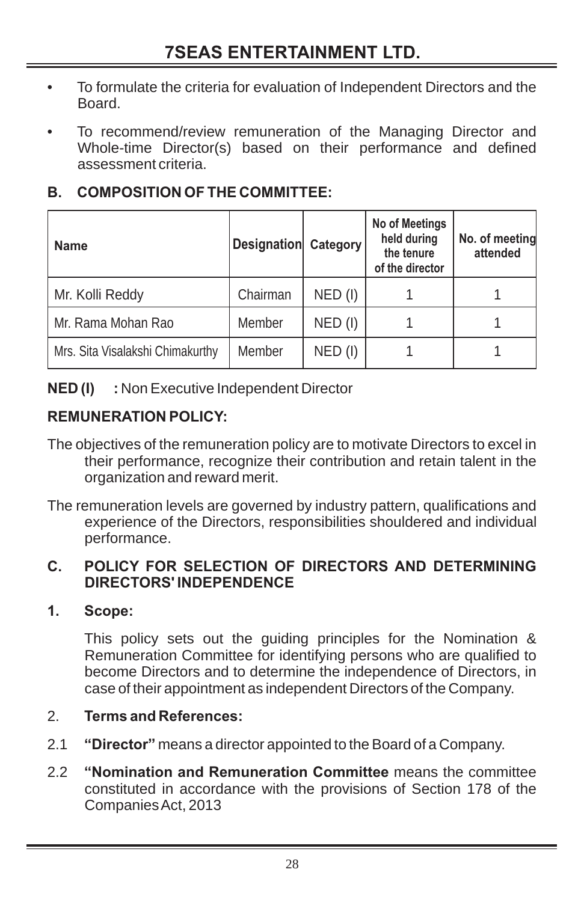- To formulate the criteria for evaluation of Independent Directors and the Board.
- To recommend/review remuneration of the Managing Director and Whole-time Director(s) based on their performance and defined assessment criteria.

## B. COMPOSITION OF THE COMMITTEE:

| Name | Designation | Category | No of Meetings held during the tenure of the director | No. of meeting attended |
|---|---|---|---|---|
| Mr. Kolli Reddy | Chairman | NED (I) | 1 | 1 |
| Mr. Rama Mohan Rao | Member | NED (I) | 1 | 1 |
| Mrs. Sita Visalakshi Chimakurthy | Member | NED (I) | 1 | 1 |

**NED (I) :** Non Executive Independent Director

### REMUNERATION POLICY:

The objectives of the remuneration policy are to motivate Directors to excel in their performance, recognize their contribution and retain talent in the organization and reward merit.

The remuneration levels are governed by industry pattern, qualifications and experience of the Directors, responsibilities shouldered and individual performance.

## C. POLICY FOR SELECTION OF DIRECTORS AND DETERMINING DIRECTORS' INDEPENDENCE

### 1. Scope:

This policy sets out the guiding principles for the Nomination & Remuneration Committee for identifying persons who are qualified to become Directors and to determine the independence of Directors, in case of their appointment as independent Directors of the Company.

### 2. Terms and References:

2.1 **"Director"** means a director appointed to the Board of a Company.

2.2 **"Nomination and Remuneration Committee** means the committee constituted in accordance with the provisions of Section 178 of the Companies Act, 2013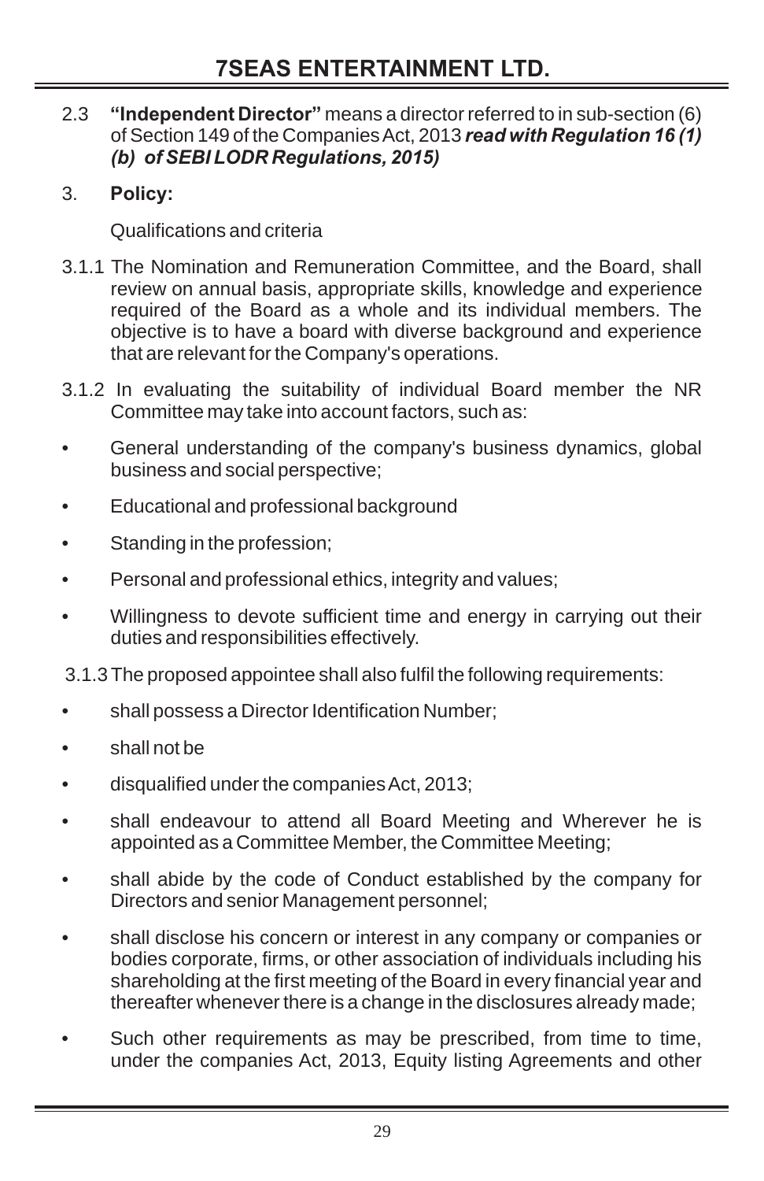2.3 **"Independent Director"** means a director referred to in sub-section (6) of Section 149 of the Companies Act, 2013 ***read with Regulation 16 (1) (b) of SEBI LODR Regulations, 2015)***

3. **Policy:**

Qualifications and criteria

3.1.1 The Nomination and Remuneration Committee, and the Board, shall review on annual basis, appropriate skills, knowledge and experience required of the Board as a whole and its individual members. The objective is to have a board with diverse background and experience that are relevant for the Company's operations.

3.1.2 In evaluating the suitability of individual Board member the NR Committee may take into account factors, such as:

- General understanding of the company's business dynamics, global business and social perspective;
- Educational and professional background
- Standing in the profession;
- Personal and professional ethics, integrity and values;
- Willingness to devote sufficient time and energy in carrying out their duties and responsibilities effectively.

3.1.3 The proposed appointee shall also fulfil the following requirements:

- shall possess a Director Identification Number;
- shall not be
- disqualified under the companies Act, 2013;
- shall endeavour to attend all Board Meeting and Wherever he is appointed as a Committee Member, the Committee Meeting;
- shall abide by the code of Conduct established by the company for Directors and senior Management personnel;
- shall disclose his concern or interest in any company or companies or bodies corporate, firms, or other association of individuals including his shareholding at the first meeting of the Board in every financial year and thereafter whenever there is a change in the disclosures already made;
- Such other requirements as may be prescribed, from time to time, under the companies Act, 2013, Equity listing Agreements and other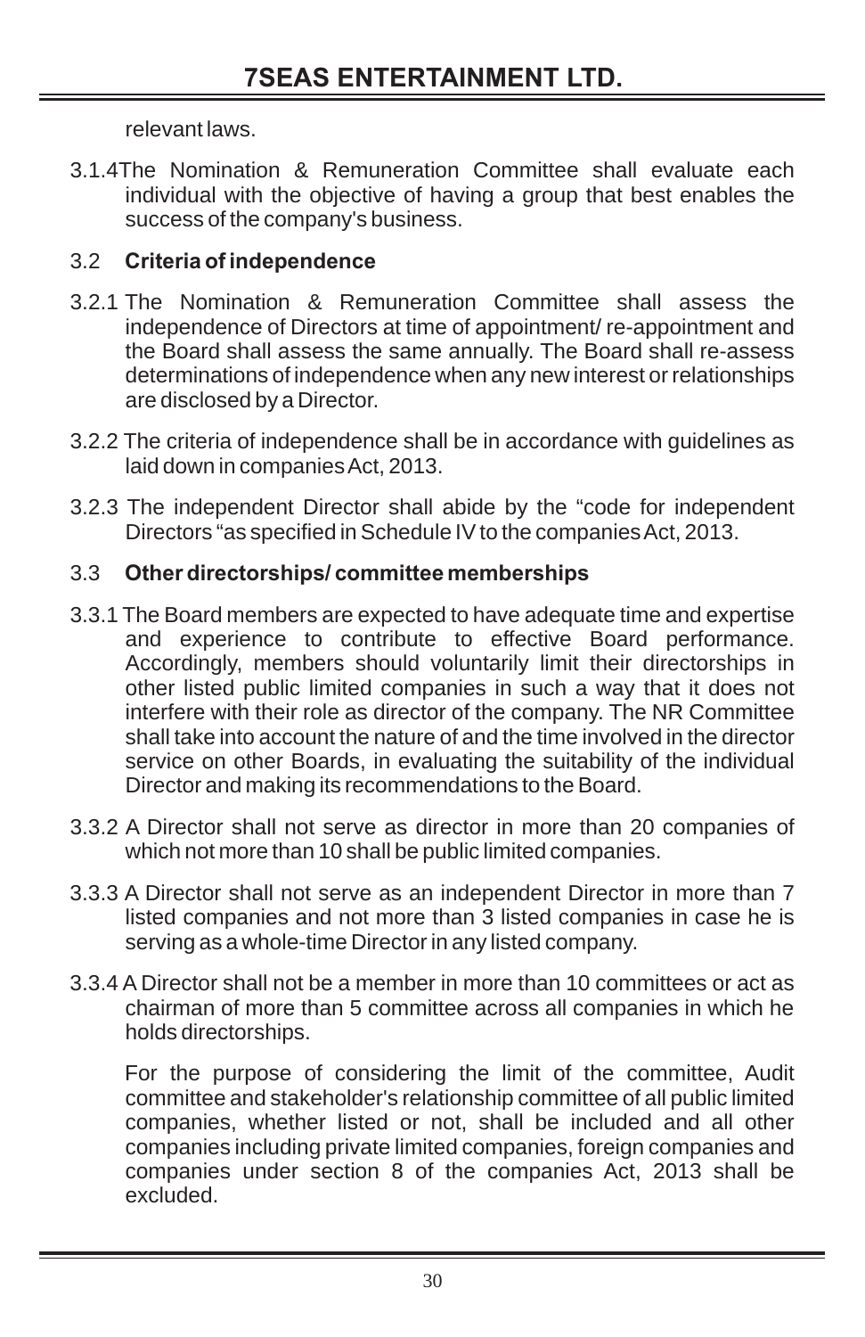relevant laws.

3.1.4 The Nomination & Remuneration Committee shall evaluate each individual with the objective of having a group that best enables the success of the company's business.

3.2 **Criteria of independence**

3.2.1 The Nomination & Remuneration Committee shall assess the independence of Directors at time of appointment/ re-appointment and the Board shall assess the same annually. The Board shall re-assess determinations of independence when any new interest or relationships are disclosed by a Director.

3.2.2 The criteria of independence shall be in accordance with guidelines as laid down in companies Act, 2013.

3.2.3 The independent Director shall abide by the "code for independent Directors "as specified in Schedule IV to the companies Act, 2013.

3.3 **Other directorships/ committee memberships**

3.3.1 The Board members are expected to have adequate time and expertise and experience to contribute to effective Board performance. Accordingly, members should voluntarily limit their directorships in other listed public limited companies in such a way that it does not interfere with their role as director of the company. The NR Committee shall take into account the nature of and the time involved in the director service on other Boards, in evaluating the suitability of the individual Director and making its recommendations to the Board.

3.3.2 A Director shall not serve as director in more than 20 companies of which not more than 10 shall be public limited companies.

3.3.3 A Director shall not serve as an independent Director in more than 7 listed companies and not more than 3 listed companies in case he is serving as a whole-time Director in any listed company.

3.3.4 A Director shall not be a member in more than 10 committees or act as chairman of more than 5 committee across all companies in which he holds directorships.

For the purpose of considering the limit of the committee, Audit committee and stakeholder's relationship committee of all public limited companies, whether listed or not, shall be included and all other companies including private limited companies, foreign companies and companies under section 8 of the companies Act, 2013 shall be excluded.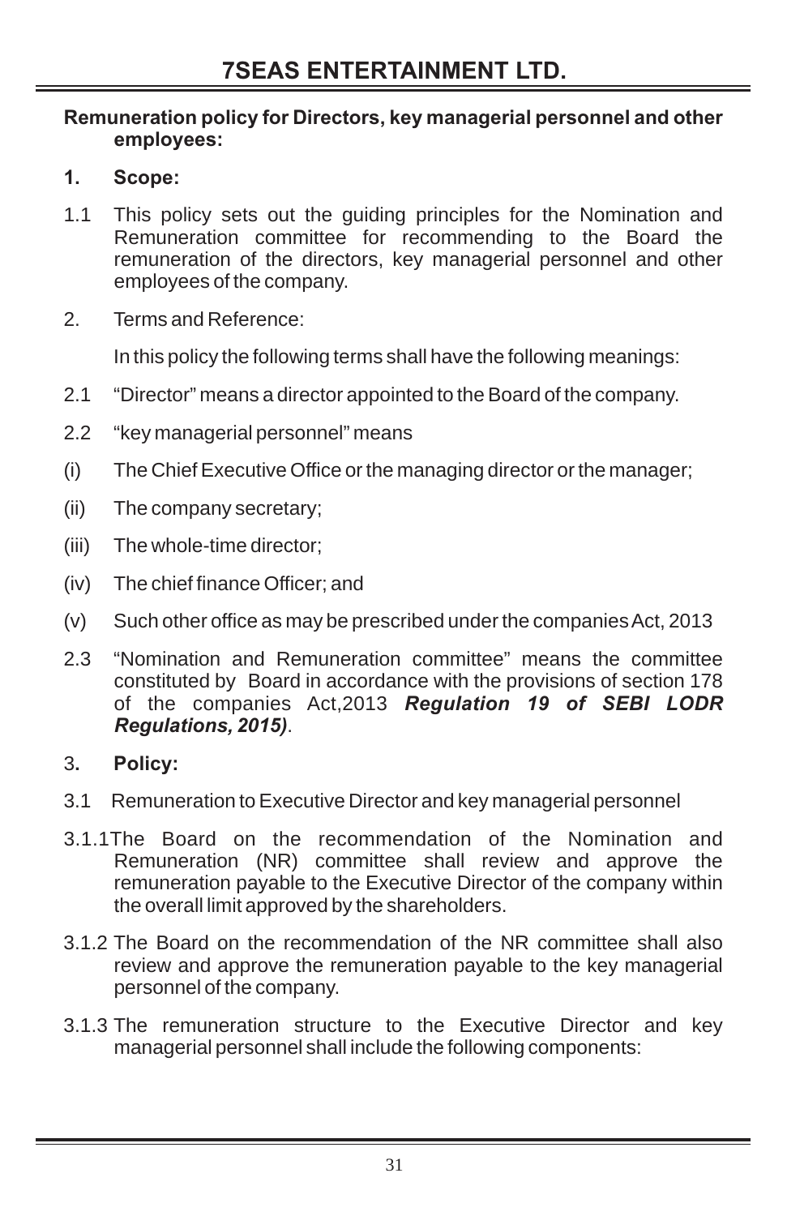**Remuneration policy for Directors, key managerial personnel and other employees:**

**1. Scope:**

1.1 This policy sets out the guiding principles for the Nomination and Remuneration committee for recommending to the Board the remuneration of the directors, key managerial personnel and other employees of the company.

2. Terms and Reference:

In this policy the following terms shall have the following meanings:

2.1 "Director" means a director appointed to the Board of the company.

2.2 "key managerial personnel" means

(i) The Chief Executive Office or the managing director or the manager;

(ii) The company secretary;

(iii) The whole-time director;

(iv) The chief finance Officer; and

(v) Such other office as may be prescribed under the companies Act, 2013

2.3 "Nomination and Remuneration committee" means the committee constituted by Board in accordance with the provisions of section 178 of the companies Act,2013 ***Regulation 19 of SEBI LODR Regulations, 2015)***.

3**. Policy:**

3.1 Remuneration to Executive Director and key managerial personnel

3.1.1 The Board on the recommendation of the Nomination and Remuneration (NR) committee shall review and approve the remuneration payable to the Executive Director of the company within the overall limit approved by the shareholders.

3.1.2 The Board on the recommendation of the NR committee shall also review and approve the remuneration payable to the key managerial personnel of the company.

3.1.3 The remuneration structure to the Executive Director and key managerial personnel shall include the following components: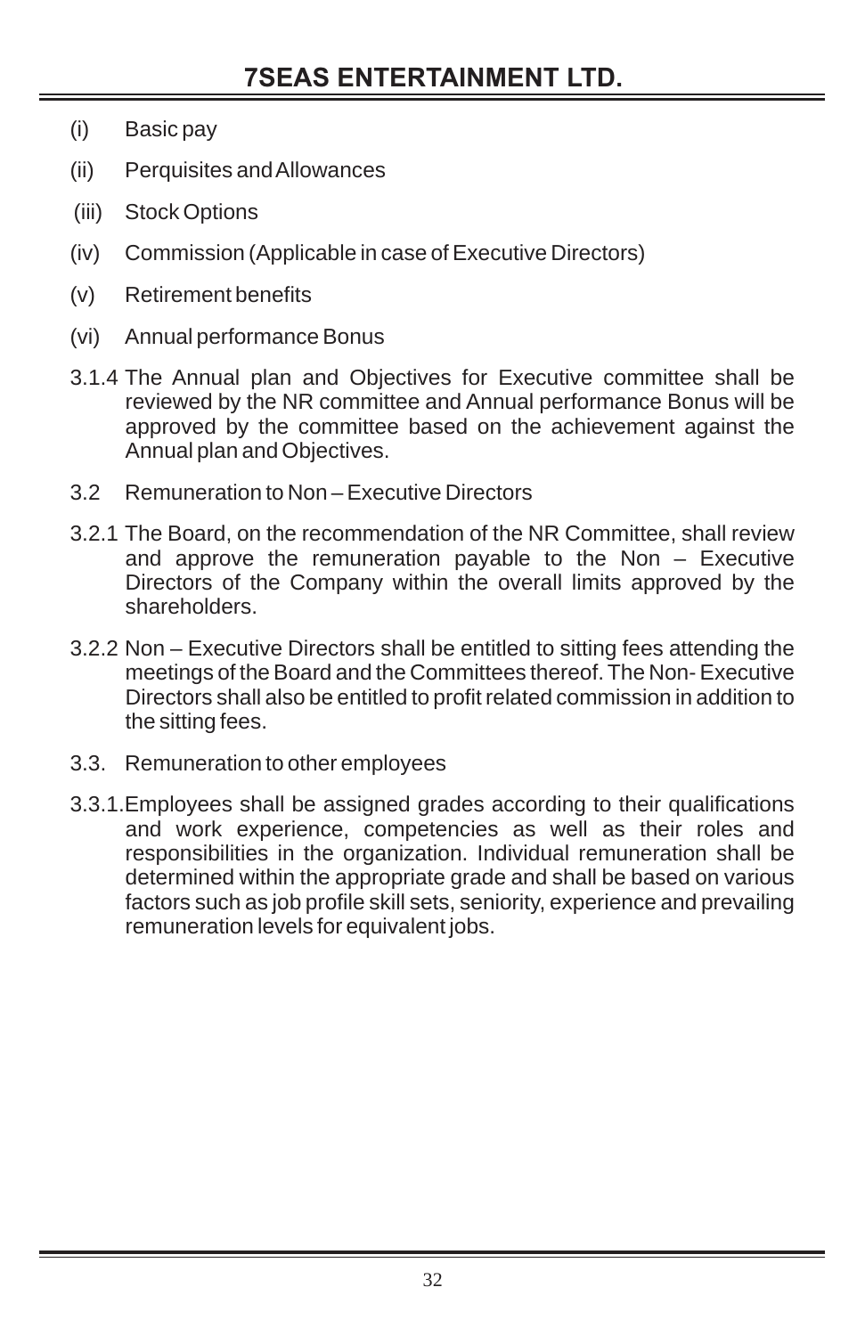(i) Basic pay

(ii) Perquisites and Allowances

(iii) Stock Options

(iv) Commission (Applicable in case of Executive Directors)

(v) Retirement benefits

(vi) Annual performance Bonus

3.1.4 The Annual plan and Objectives for Executive committee shall be reviewed by the NR committee and Annual performance Bonus will be approved by the committee based on the achievement against the Annual plan and Objectives.

3.2 Remuneration to Non – Executive Directors

3.2.1 The Board, on the recommendation of the NR Committee, shall review and approve the remuneration payable to the Non – Executive Directors of the Company within the overall limits approved by the shareholders.

3.2.2 Non – Executive Directors shall be entitled to sitting fees attending the meetings of the Board and the Committees thereof. The Non- Executive Directors shall also be entitled to profit related commission in addition to the sitting fees.

3.3. Remuneration to other employees

3.3.1.Employees shall be assigned grades according to their qualifications and work experience, competencies as well as their roles and responsibilities in the organization. Individual remuneration shall be determined within the appropriate grade and shall be based on various factors such as job profile skill sets, seniority, experience and prevailing remuneration levels for equivalent jobs.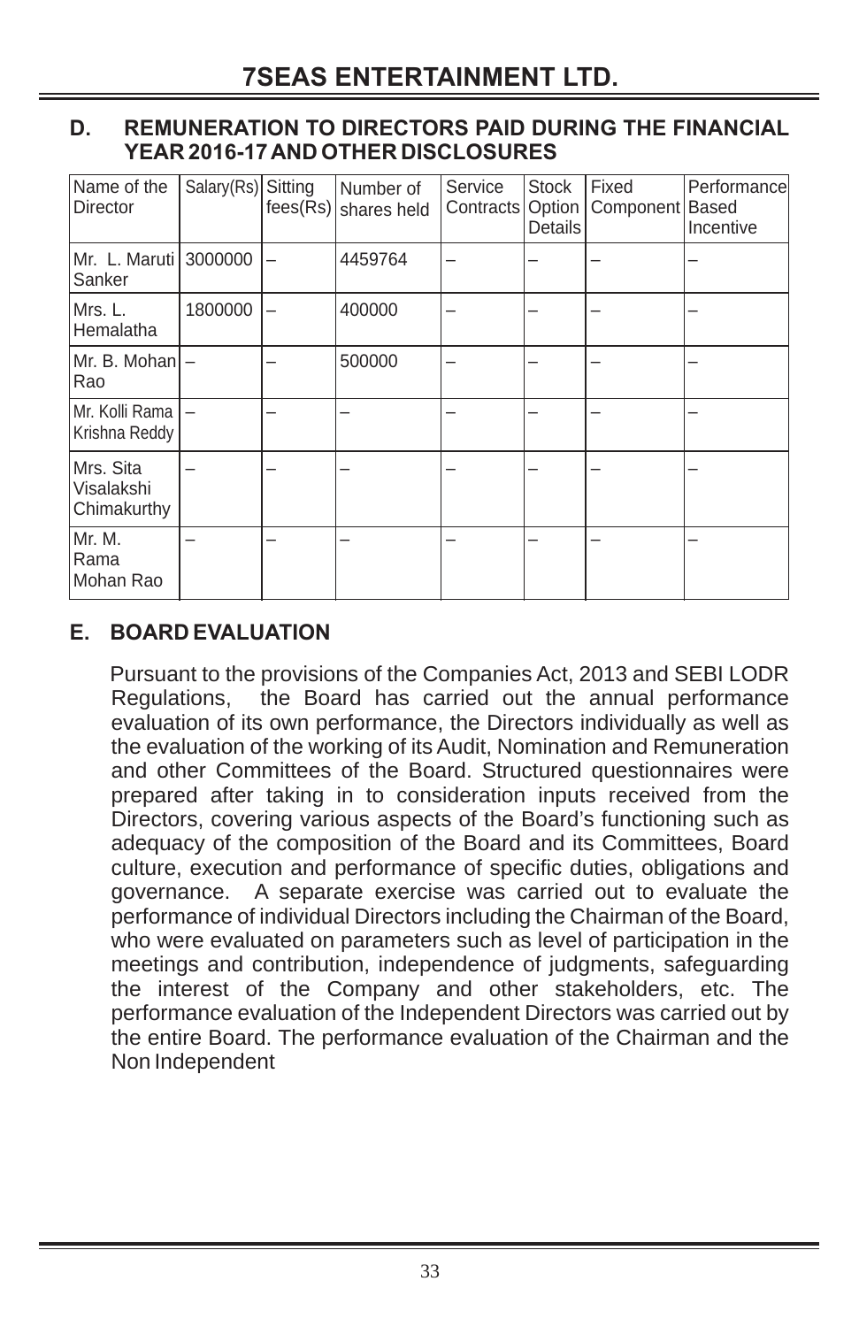## D. REMUNERATION TO DIRECTORS PAID DURING THE FINANCIAL YEAR 2016-17 AND OTHER DISCLOSURES

| Name of the Director | Salary(Rs) | Sitting fees(Rs) | Number of shares held | Service Contracts | Stock Option Details | Fixed Component | Performance Based Incentive |
|---|---|---|---|---|---|---|---|
| Mr. L. Maruti Sanker | 3000000 | – | 4459764 | – | – | – | – |
| Mrs. L. Hemalatha | 1800000 | – | 400000 | – | – | – | – |
| Mr. B. Mohan Rao | – | – | 500000 | – | – | – | – |
| Mr. Kolli Rama Krishna Reddy | – | – | – | – | – | – | – |
| Mrs. Sita Visalakshi Chimakurthy | – | – | – | – | – | – | – |
| Mr. M. Rama Mohan Rao | – | – | – | – | – | – | – |

## E. BOARD EVALUATION

Pursuant to the provisions of the Companies Act, 2013 and SEBI LODR Regulations, the Board has carried out the annual performance evaluation of its own performance, the Directors individually as well as the evaluation of the working of its Audit, Nomination and Remuneration and other Committees of the Board. Structured questionnaires were prepared after taking in to consideration inputs received from the Directors, covering various aspects of the Board's functioning such as adequacy of the composition of the Board and its Committees, Board culture, execution and performance of specific duties, obligations and governance. A separate exercise was carried out to evaluate the performance of individual Directors including the Chairman of the Board, who were evaluated on parameters such as level of participation in the meetings and contribution, independence of judgments, safeguarding the interest of the Company and other stakeholders, etc. The performance evaluation of the Independent Directors was carried out by the entire Board. The performance evaluation of the Chairman and the Non Independent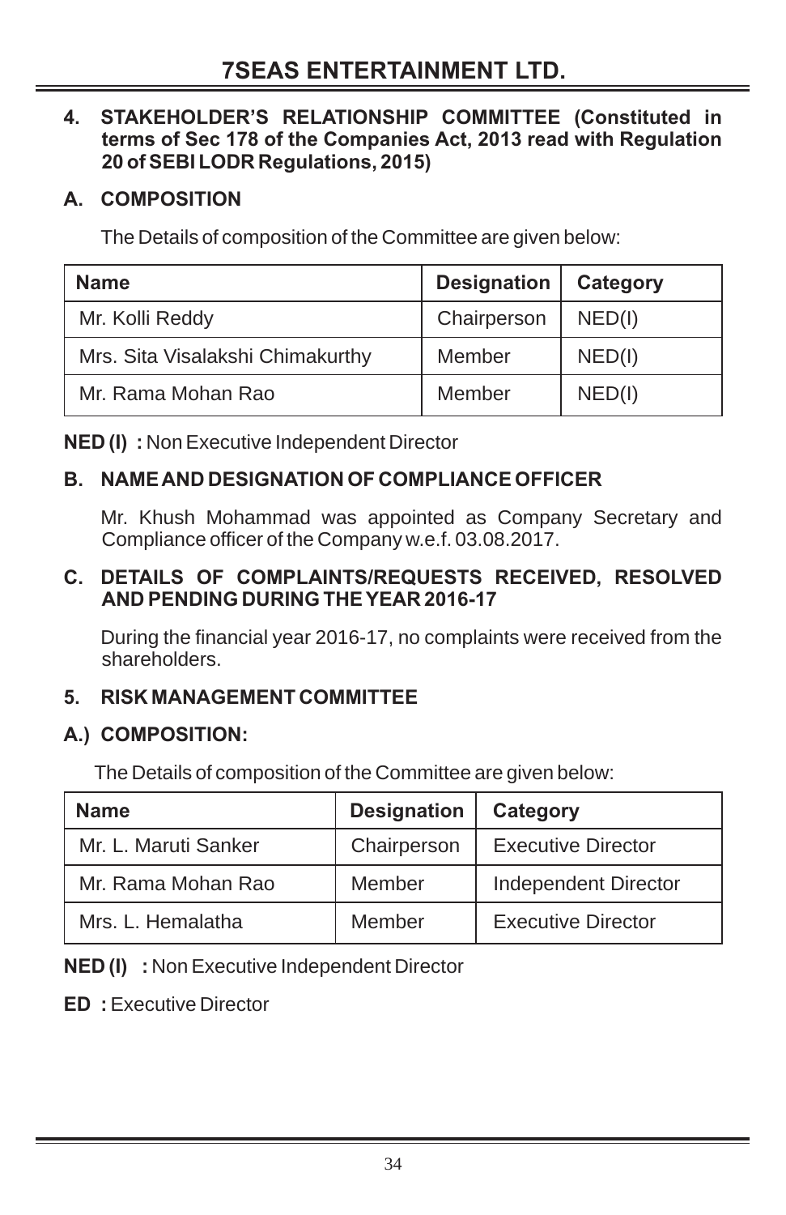**4. STAKEHOLDER'S RELATIONSHIP COMMITTEE (Constituted in terms of Sec 178 of the Companies Act, 2013 read with Regulation 20 of SEBI LODR Regulations, 2015)**

**A. COMPOSITION**

The Details of composition of the Committee are given below:

| Name | Designation | Category |
|---|---|---|
| Mr. Kolli Reddy | Chairperson | NED(I) |
| Mrs. Sita Visalakshi Chimakurthy | Member | NED(I) |
| Mr. Rama Mohan Rao | Member | NED(I) |

**NED (I) :** Non Executive Independent Director

**B. NAME AND DESIGNATION OF COMPLIANCE OFFICER**

Mr. Khush Mohammad was appointed as Company Secretary and Compliance officer of the Company w.e.f. 03.08.2017.

**C. DETAILS OF COMPLAINTS/REQUESTS RECEIVED, RESOLVED AND PENDING DURING THE YEAR 2016-17**

During the financial year 2016-17, no complaints were received from the shareholders.

**5. RISK MANAGEMENT COMMITTEE**

**A.) COMPOSITION:**

The Details of composition of the Committee are given below:

| Name | Designation | Category |
|---|---|---|
| Mr. L. Maruti Sanker | Chairperson | Executive Director |
| Mr. Rama Mohan Rao | Member | Independent Director |
| Mrs. L. Hemalatha | Member | Executive Director |

**NED (I) :** Non Executive Independent Director

**ED :** Executive Director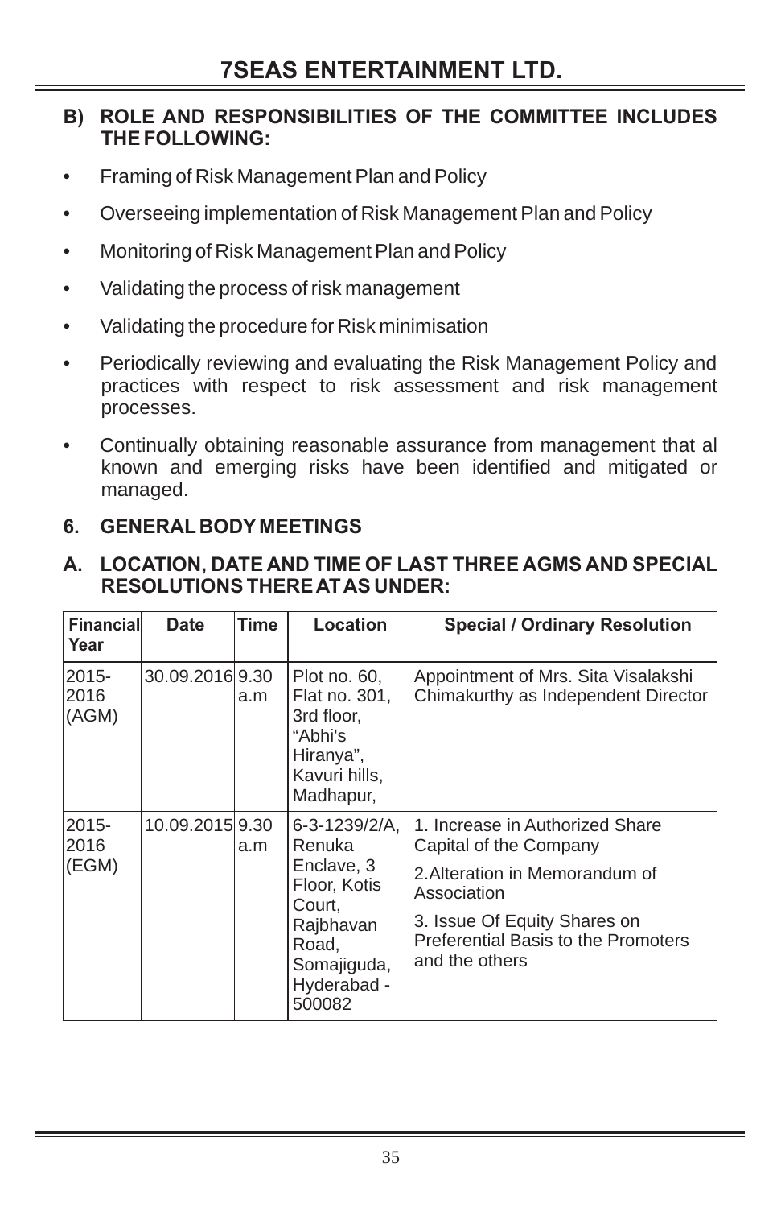### B) ROLE AND RESPONSIBILITIES OF THE COMMITTEE INCLUDES THE FOLLOWING:

- Framing of Risk Management Plan and Policy
- Overseeing implementation of Risk Management Plan and Policy
- Monitoring of Risk Management Plan and Policy
- Validating the process of risk management
- Validating the procedure for Risk minimisation
- Periodically reviewing and evaluating the Risk Management Policy and practices with respect to risk assessment and risk management processes.
- Continually obtaining reasonable assurance from management that al known and emerging risks have been identified and mitigated or managed.

## 6. GENERAL BODY MEETINGS

### A. LOCATION, DATE AND TIME OF LAST THREE AGMS AND SPECIAL RESOLUTIONS THERE AT AS UNDER:

| Financial Year | Date | Time | Location | Special / Ordinary Resolution |
|---|---|---|---|---|
| 2015-2016 (AGM) | 30.09.2016 | 9.30 a.m | Plot no. 60, Flat no. 301, 3rd floor, "Abhi's Hiranya", Kavuri hills, Madhapur, | Appointment of Mrs. Sita Visalakshi Chimakurthy as Independent Director |
| 2015-2016 (EGM) | 10.09.2015 | 9.30 a.m | 6-3-1239/2/A, Renuka Enclave, 3 Floor, Kotis Court, Rajbhavan Road, Somajiguda, Hyderabad - 500082 | 1. Increase in Authorized Share Capital of the Company<br>2.Alteration in Memorandum of Association<br>3. Issue Of Equity Shares on Preferential Basis to the Promoters and the others |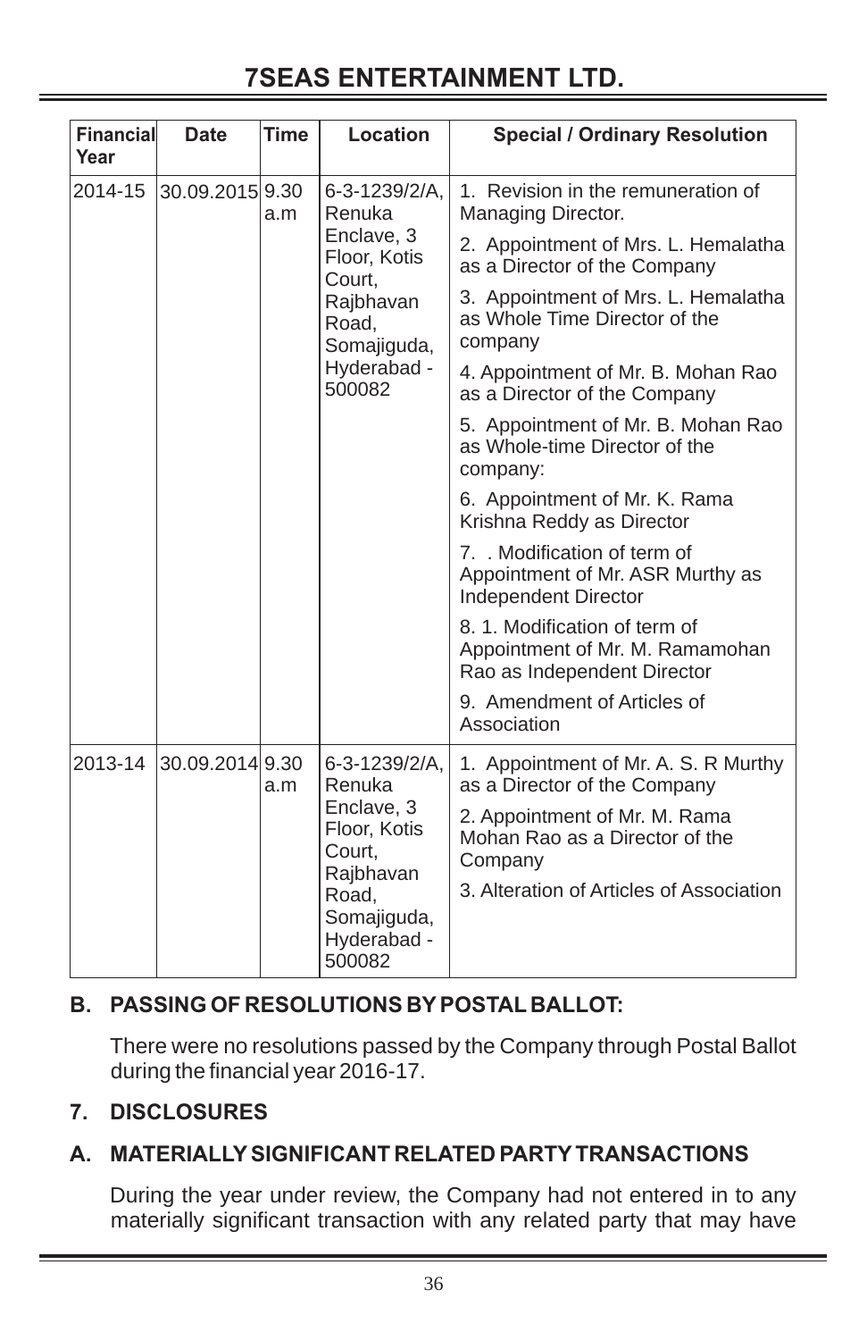| Financial Year | Date | Time | Location | Special / Ordinary Resolution |
|---|---|---|---|---|
| 2014-15 | 30.09.2015 | 9.30 a.m | 6-3-1239/2/A, Renuka Enclave, 3 Floor, Kotis Court, Rajbhavan Road, Somajiguda, Hyderabad - 500082 | 1. Revision in the remuneration of Managing Director.<br>2. Appointment of Mrs. L. Hemalatha as a Director of the Company<br>3. Appointment of Mrs. L. Hemalatha as Whole Time Director of the company<br>4. Appointment of Mr. B. Mohan Rao as a Director of the Company<br>5. Appointment of Mr. B. Mohan Rao as Whole-time Director of the company:<br>6. Appointment of Mr. K. Rama Krishna Reddy as Director<br>7. . Modification of term of Appointment of Mr. ASR Murthy as Independent Director<br>8. 1. Modification of term of Appointment of Mr. M. Ramamohan Rao as Independent Director<br>9. Amendment of Articles of Association |
| 2013-14 | 30.09.2014 | 9.30 a.m | 6-3-1239/2/A, Renuka Enclave, 3 Floor, Kotis Court, Rajbhavan Road, Somajiguda, Hyderabad - 500082 | 1. Appointment of Mr. A. S. R Murthy as a Director of the Company<br>2. Appointment of Mr. M. Rama Mohan Rao as a Director of the Company<br>3. Alteration of Articles of Association |

**B. PASSING OF RESOLUTIONS BY POSTAL BALLOT:**

There were no resolutions passed by the Company through Postal Ballot during the financial year 2016-17.

**7. DISCLOSURES**

**A. MATERIALLY SIGNIFICANT RELATED PARTY TRANSACTIONS**

During the year under review, the Company had not entered in to any materially significant transaction with any related party that may have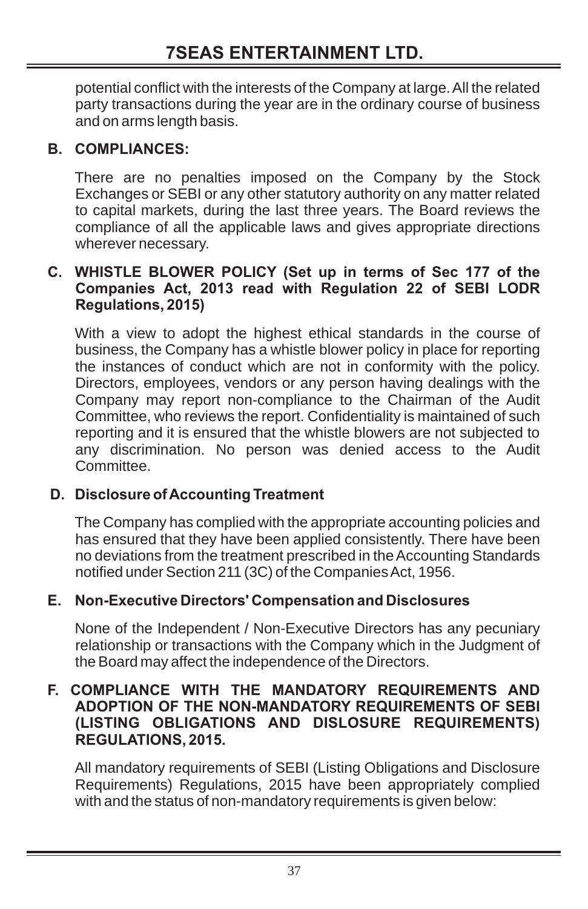potential conflict with the interests of the Company at large. All the related party transactions during the year are in the ordinary course of business and on arms length basis.

**B. COMPLIANCES:**

There are no penalties imposed on the Company by the Stock Exchanges or SEBI or any other statutory authority on any matter related to capital markets, during the last three years. The Board reviews the compliance of all the applicable laws and gives appropriate directions wherever necessary.

**C. WHISTLE BLOWER POLICY (Set up in terms of Sec 177 of the Companies Act, 2013 read with Regulation 22 of SEBI LODR Regulations, 2015)**

With a view to adopt the highest ethical standards in the course of business, the Company has a whistle blower policy in place for reporting the instances of conduct which are not in conformity with the policy. Directors, employees, vendors or any person having dealings with the Company may report non-compliance to the Chairman of the Audit Committee, who reviews the report. Confidentiality is maintained of such reporting and it is ensured that the whistle blowers are not subjected to any discrimination. No person was denied access to the Audit Committee.

**D. Disclosure of Accounting Treatment**

The Company has complied with the appropriate accounting policies and has ensured that they have been applied consistently. There have been no deviations from the treatment prescribed in the Accounting Standards notified under Section 211 (3C) of the Companies Act, 1956.

**E. Non-Executive Directors' Compensation and Disclosures**

None of the Independent / Non-Executive Directors has any pecuniary relationship or transactions with the Company which in the Judgment of the Board may affect the independence of the Directors.

**F. COMPLIANCE WITH THE MANDATORY REQUIREMENTS AND ADOPTION OF THE NON-MANDATORY REQUIREMENTS OF SEBI (LISTING OBLIGATIONS AND DISLOSURE REQUIREMENTS) REGULATIONS, 2015.**

All mandatory requirements of SEBI (Listing Obligations and Disclosure Requirements) Regulations, 2015 have been appropriately complied with and the status of non-mandatory requirements is given below: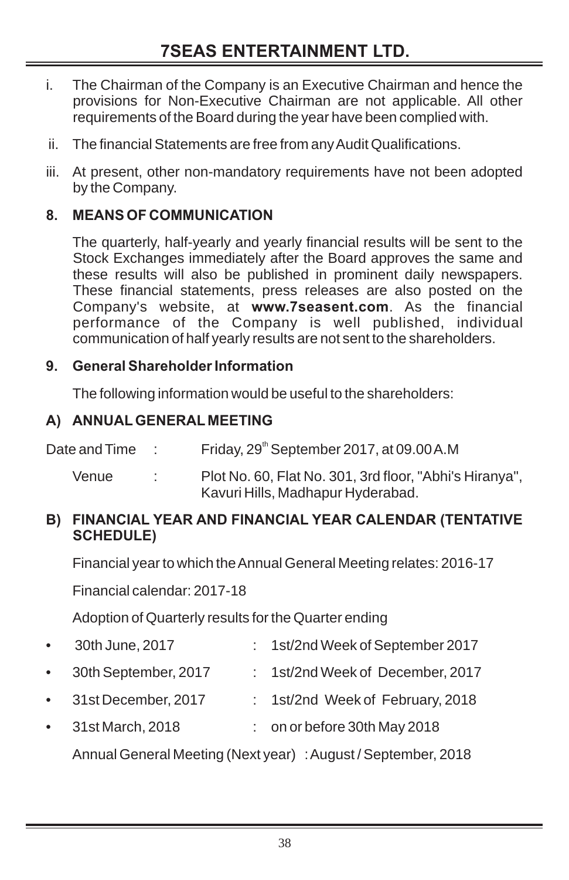i. The Chairman of the Company is an Executive Chairman and hence the provisions for Non-Executive Chairman are not applicable. All other requirements of the Board during the year have been complied with.

ii. The financial Statements are free from any Audit Qualifications.

iii. At present, other non-mandatory requirements have not been adopted by the Company.

## 8. MEANS OF COMMUNICATION

The quarterly, half-yearly and yearly financial results will be sent to the Stock Exchanges immediately after the Board approves the same and these results will also be published in prominent daily newspapers. These financial statements, press releases are also posted on the Company's website, at **www.7seasent.com**. As the financial performance of the Company is well published, individual communication of half yearly results are not sent to the shareholders.

## 9. General Shareholder Information

The following information would be useful to the shareholders:

### A) ANNUAL GENERAL MEETING

| | | |
|---|---|---|
| Date and Time | : | Friday, 29th September 2017, at 09.00 A.M |
| Venue | : | Plot No. 60, Flat No. 301, 3rd floor, "Abhi's Hiranya", Kavuri Hills, Madhapur Hyderabad. |

### B) FINANCIAL YEAR AND FINANCIAL YEAR CALENDAR (TENTATIVE SCHEDULE)

Financial year to which the Annual General Meeting relates: 2016-17

Financial calendar: 2017-18

Adoption of Quarterly results for the Quarter ending

- 30th June, 2017 : 1st/2nd Week of September 2017
- 30th September, 2017 : 1st/2nd Week of December, 2017
- 31st December, 2017 : 1st/2nd Week of February, 2018
- 31st March, 2018 : on or before 30th May 2018

Annual General Meeting (Next year) : August / September, 2018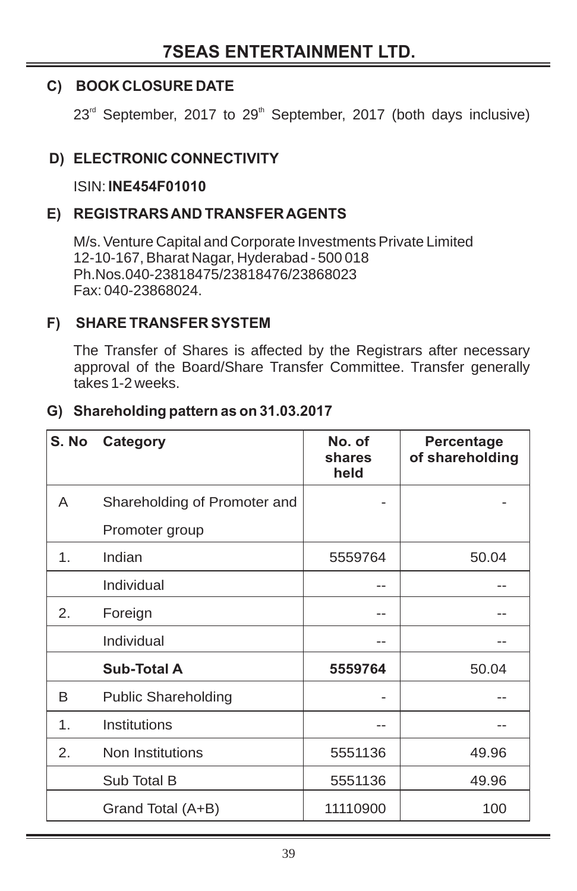## C) BOOK CLOSURE DATE

23rd September, 2017 to 29th September, 2017 (both days inclusive)

## D) ELECTRONIC CONNECTIVITY

ISIN: **INE454F01010**

## E) REGISTRARS AND TRANSFER AGENTS

M/s. Venture Capital and Corporate Investments Private Limited
12-10-167, Bharat Nagar, Hyderabad - 500 018
Ph.Nos.040-23818475/23818476/23868023
Fax: 040-23868024.

## F) SHARE TRANSFER SYSTEM

The Transfer of Shares is affected by the Registrars after necessary approval of the Board/Share Transfer Committee. Transfer generally takes 1-2 weeks.

## G) Shareholding pattern as on 31.03.2017

| S. No | Category | No. of shares held | Percentage of shareholding |
|---|---|---|---|
| A | Shareholding of Promoter and Promoter group | - | - |
| 1. | Indian | 5559764 | 50.04 |
| | Individual | -- | -- |
| 2. | Foreign | -- | -- |
| | Individual | -- | -- |
| | **Sub-Total A** | **5559764** | 50.04 |
| B | Public Shareholding | - | -- |
| 1. | Institutions | -- | -- |
| 2. | Non Institutions | 5551136 | 49.96 |
| | Sub Total B | 5551136 | 49.96 |
| | Grand Total (A+B) | 11110900 | 100 |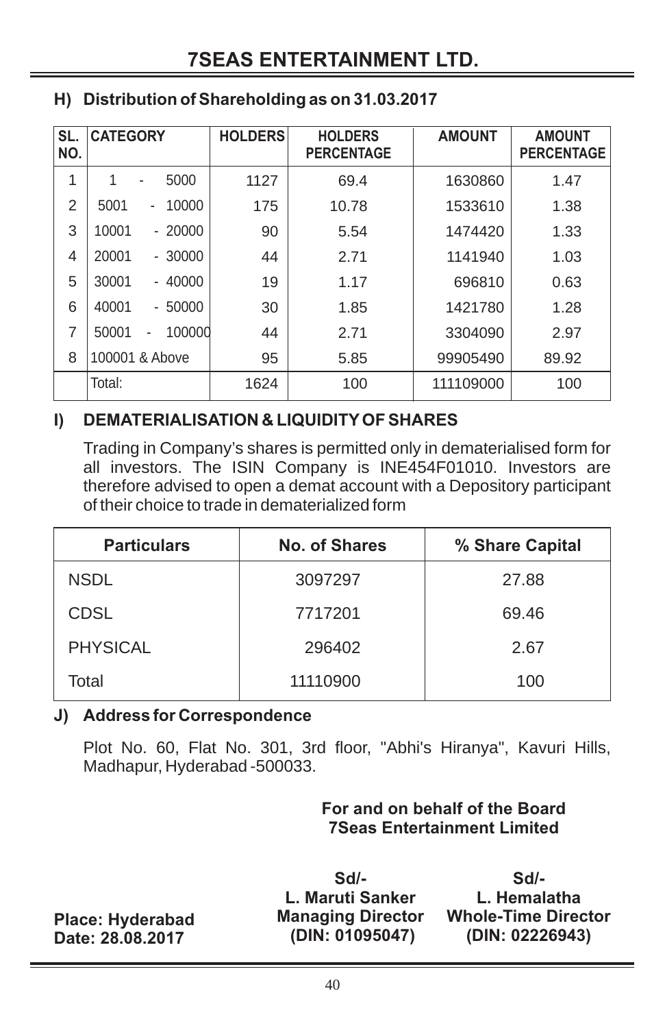### H) Distribution of Shareholding as on 31.03.2017

| SL. NO. | CATEGORY | HOLDERS | HOLDERS PERCENTAGE | AMOUNT | AMOUNT PERCENTAGE |
|---|---|---|---|---|---|
| 1 | 1 - 5000 | 1127 | 69.4 | 1630860 | 1.47 |
| 2 | 5001 - 10000 | 175 | 10.78 | 1533610 | 1.38 |
| 3 | 10001 - 20000 | 90 | 5.54 | 1474420 | 1.33 |
| 4 | 20001 - 30000 | 44 | 2.71 | 1141940 | 1.03 |
| 5 | 30001 - 40000 | 19 | 1.17 | 696810 | 0.63 |
| 6 | 40001 - 50000 | 30 | 1.85 | 1421780 | 1.28 |
| 7 | 50001 - 100000 | 44 | 2.71 | 3304090 | 2.97 |
| 8 | 100001 & Above | 95 | 5.85 | 99905490 | 89.92 |
| | Total: | 1624 | 100 | 111109000 | 100 |

### I) DEMATERIALISATION & LIQUIDITY OF SHARES

Trading in Company's shares is permitted only in dematerialised form for all investors. The ISIN Company is INE454F01010. Investors are therefore advised to open a demat account with a Depository participant of their choice to trade in dematerialized form

| Particulars | No. of Shares | % Share Capital |
|---|---|---|
| NSDL | 3097297 | 27.88 |
| CDSL | 7717201 | 69.46 |
| PHYSICAL | 296402 | 2.67 |
| Total | 11110900 | 100 |

### J) Address for Correspondence

Plot No. 60, Flat No. 301, 3rd floor, "Abhi's Hiranya", Kavuri Hills, Madhapur, Hyderabad -500033.

**For and on behalf of the Board**
**7Seas Entertainment Limited**

| | | |
|---|---|---|
| | **Sd/-** | **Sd/-** |
| | **L. Maruti Sanker** | **L. Hemalatha** |
| **Place: Hyderabad** | **Managing Director** | **Whole-Time Director** |
| **Date: 28.08.2017** | **(DIN: 01095047)** | **(DIN: 02226943)** |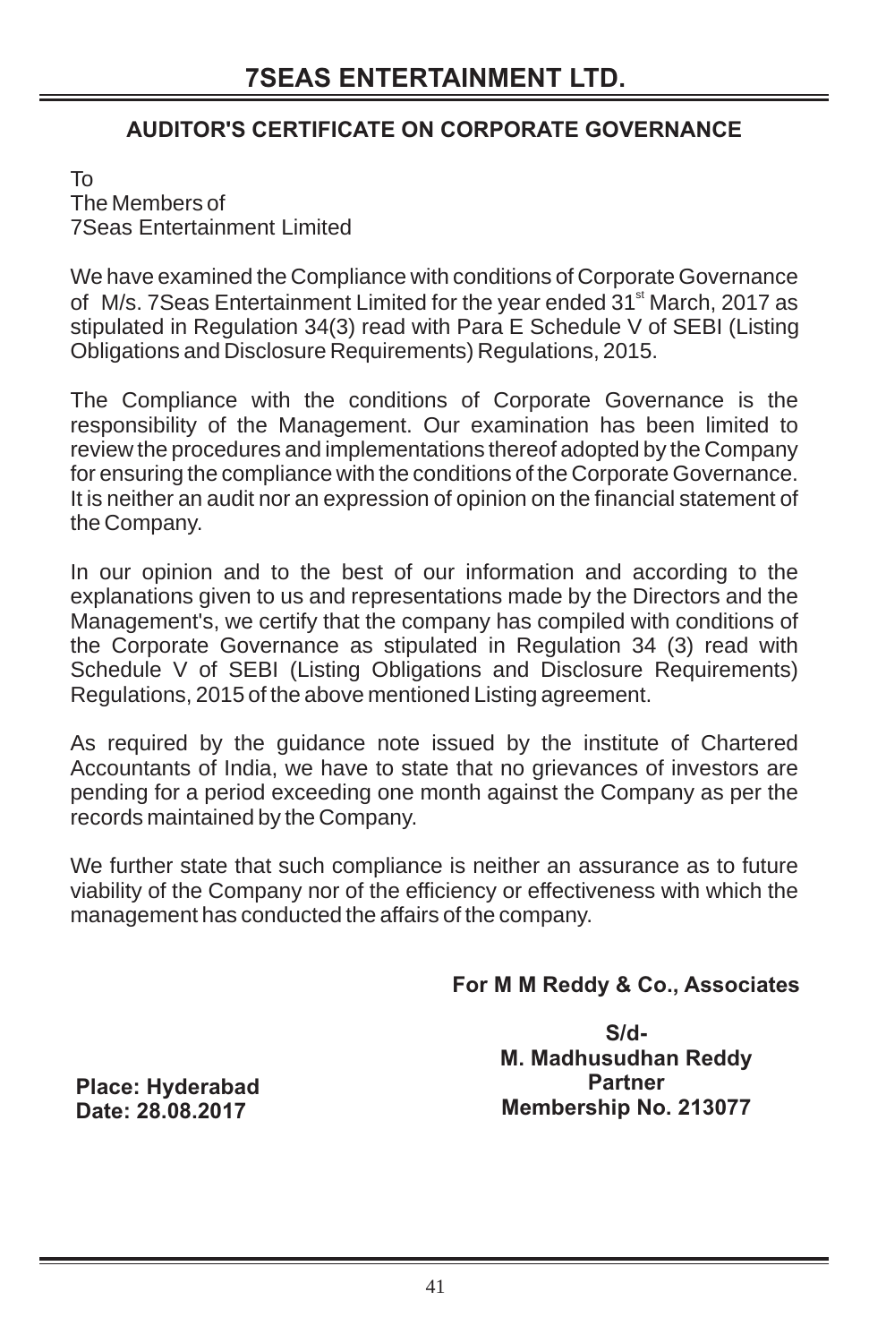## AUDITOR'S CERTIFICATE ON CORPORATE GOVERNANCE

To
The Members of
7Seas Entertainment Limited

We have examined the Compliance with conditions of Corporate Governance of M/s. 7Seas Entertainment Limited for the year ended 31st March, 2017 as stipulated in Regulation 34(3) read with Para E Schedule V of SEBI (Listing Obligations and Disclosure Requirements) Regulations, 2015.

The Compliance with the conditions of Corporate Governance is the responsibility of the Management. Our examination has been limited to review the procedures and implementations thereof adopted by the Company for ensuring the compliance with the conditions of the Corporate Governance. It is neither an audit nor an expression of opinion on the financial statement of the Company.

In our opinion and to the best of our information and according to the explanations given to us and representations made by the Directors and the Management's, we certify that the company has compiled with conditions of the Corporate Governance as stipulated in Regulation 34 (3) read with Schedule V of SEBI (Listing Obligations and Disclosure Requirements) Regulations, 2015 of the above mentioned Listing agreement.

As required by the guidance note issued by the institute of Chartered Accountants of India, we have to state that no grievances of investors are pending for a period exceeding one month against the Company as per the records maintained by the Company.

We further state that such compliance is neither an assurance as to future viability of the Company nor of the efficiency or effectiveness with which the management has conducted the affairs of the company.

**For M M Reddy & Co., Associates**

**S/d-**
**M. Madhusudhan Reddy**
**Partner**
**Membership No. 213077**

**Place: Hyderabad**
**Date: 28.08.2017**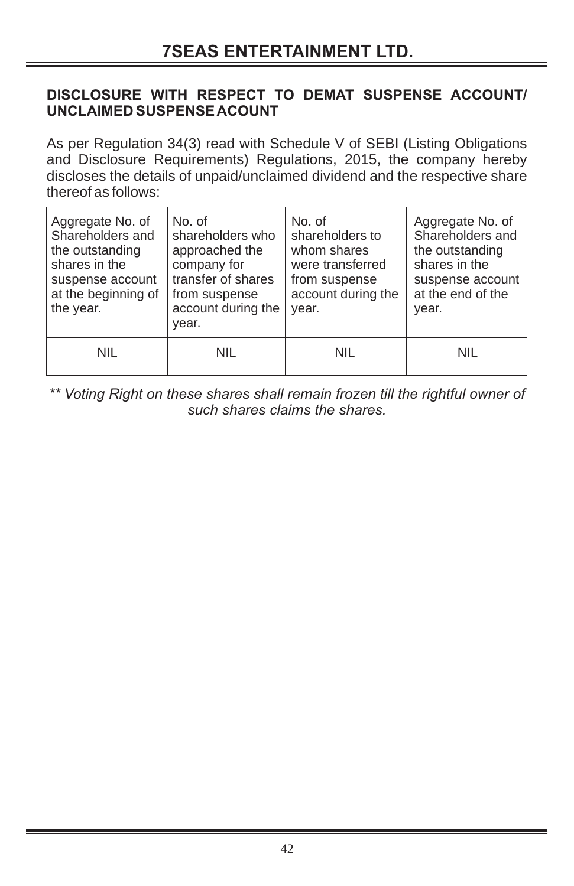## DISCLOSURE WITH RESPECT TO DEMAT SUSPENSE ACCOUNT/ UNCLAIMED SUSPENSE ACOUNT

As per Regulation 34(3) read with Schedule V of SEBI (Listing Obligations and Disclosure Requirements) Regulations, 2015, the company hereby discloses the details of unpaid/unclaimed dividend and the respective share thereof as follows:

| Aggregate No. of Shareholders and the outstanding shares in the suspense account at the beginning of the year. | No. of shareholders who approached the company for transfer of shares from suspense account during the year. | No. of shareholders to whom shares were transferred from suspense account during the year. | Aggregate No. of Shareholders and the outstanding shares in the suspense account at the end of the year. |
|---|---|---|---|
| NIL | NIL | NIL | NIL |

*** Voting Right on these shares shall remain frozen till the rightful owner of such shares claims the shares.*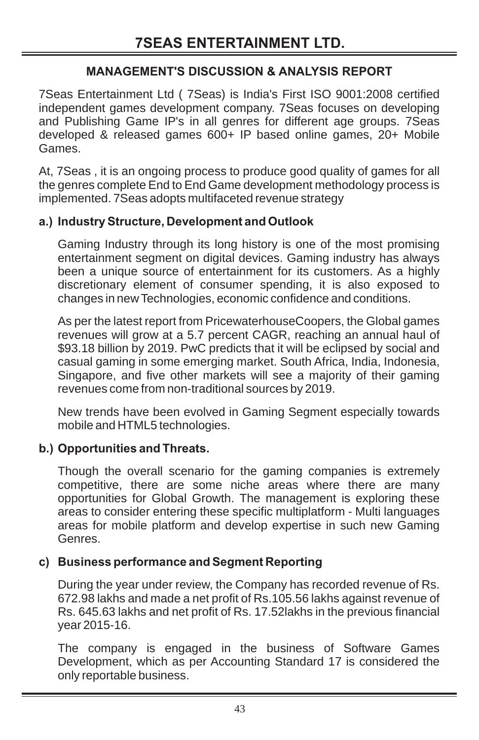# 7SEAS ENTERTAINMENT LTD.

## MANAGEMENT'S DISCUSSION & ANALYSIS REPORT

7Seas Entertainment Ltd ( 7Seas) is India's First ISO 9001:2008 certified independent games development company. 7Seas focuses on developing and Publishing Game IP's in all genres for different age groups. 7Seas developed & released games 600+ IP based online games, 20+ Mobile Games.

At, 7Seas , it is an ongoing process to produce good quality of games for all the genres complete End to End Game development methodology process is implemented. 7Seas adopts multifaceted revenue strategy

### a.) Industry Structure, Development and Outlook

Gaming Industry through its long history is one of the most promising entertainment segment on digital devices. Gaming industry has always been a unique source of entertainment for its customers. As a highly discretionary element of consumer spending, it is also exposed to changes in new Technologies, economic confidence and conditions.

As per the latest report from PricewaterhouseCoopers, the Global games revenues will grow at a 5.7 percent CAGR, reaching an annual haul of $93.18 billion by 2019. PwC predicts that it will be eclipsed by social and casual gaming in some emerging market. South Africa, India, Indonesia, Singapore, and five other markets will see a majority of their gaming revenues come from non-traditional sources by 2019.

New trends have been evolved in Gaming Segment especially towards mobile and HTML5 technologies.

### b.) Opportunities and Threats.

Though the overall scenario for the gaming companies is extremely competitive, there are some niche areas where there are many opportunities for Global Growth. The management is exploring these areas to consider entering these specific multiplatform - Multi languages areas for mobile platform and develop expertise in such new Gaming Genres.

### c) Business performance and Segment Reporting

During the year under review, the Company has recorded revenue of Rs. 672.98 lakhs and made a net profit of Rs.105.56 lakhs against revenue of Rs. 645.63 lakhs and net profit of Rs. 17.52lakhs in the previous financial year 2015-16.

The company is engaged in the business of Software Games Development, which as per Accounting Standard 17 is considered the only reportable business.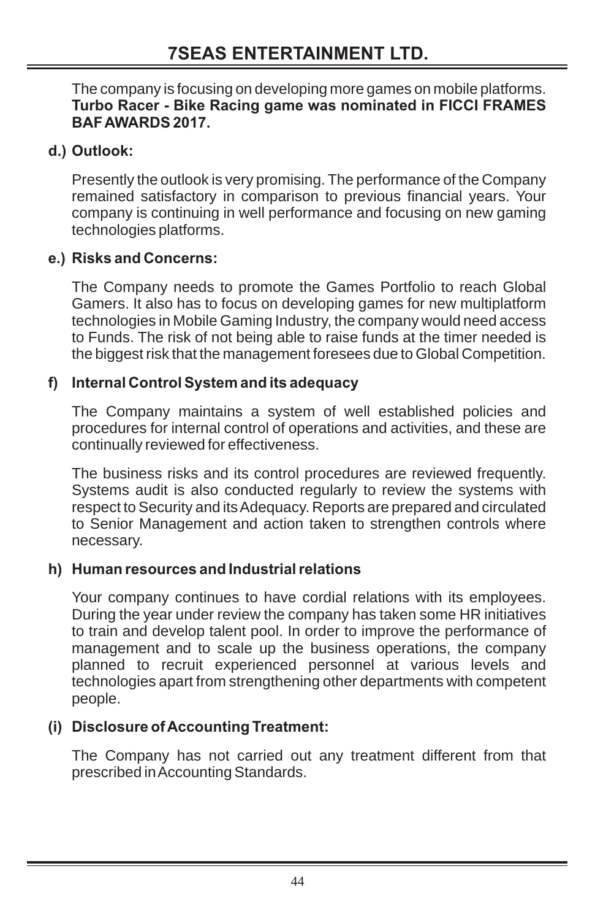The company is focusing on developing more games on mobile platforms. **Turbo Racer - Bike Racing game was nominated in FICCI FRAMES BAF AWARDS 2017.**

**d.) Outlook:**

Presently the outlook is very promising. The performance of the Company remained satisfactory in comparison to previous financial years. Your company is continuing in well performance and focusing on new gaming technologies platforms.

**e.) Risks and Concerns:**

The Company needs to promote the Games Portfolio to reach Global Gamers. It also has to focus on developing games for new multiplatform technologies in Mobile Gaming Industry, the company would need access to Funds. The risk of not being able to raise funds at the timer needed is the biggest risk that the management foresees due to Global Competition.

**f) Internal Control System and its adequacy**

The Company maintains a system of well established policies and procedures for internal control of operations and activities, and these are continually reviewed for effectiveness.

The business risks and its control procedures are reviewed frequently. Systems audit is also conducted regularly to review the systems with respect to Security and its Adequacy. Reports are prepared and circulated to Senior Management and action taken to strengthen controls where necessary.

**h) Human resources and Industrial relations**

Your company continues to have cordial relations with its employees. During the year under review the company has taken some HR initiatives to train and develop talent pool. In order to improve the performance of management and to scale up the business operations, the company planned to recruit experienced personnel at various levels and technologies apart from strengthening other departments with competent people.

**(i) Disclosure of Accounting Treatment:**

The Company has not carried out any treatment different from that prescribed in Accounting Standards.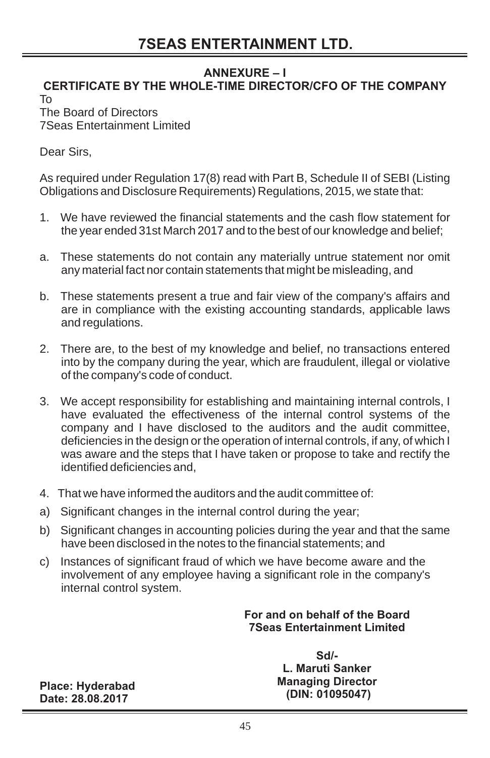## ANNEXURE – I

## CERTIFICATE BY THE WHOLE-TIME DIRECTOR/CFO OF THE COMPANY

To
The Board of Directors
7Seas Entertainment Limited

Dear Sirs,

As required under Regulation 17(8) read with Part B, Schedule II of SEBI (Listing Obligations and Disclosure Requirements) Regulations, 2015, we state that:

1. We have reviewed the financial statements and the cash flow statement for the year ended 31st March 2017 and to the best of our knowledge and belief;

a. These statements do not contain any materially untrue statement nor omit any material fact nor contain statements that might be misleading, and

b. These statements present a true and fair view of the company's affairs and are in compliance with the existing accounting standards, applicable laws and regulations.

2. There are, to the best of my knowledge and belief, no transactions entered into by the company during the year, which are fraudulent, illegal or violative of the company's code of conduct.

3. We accept responsibility for establishing and maintaining internal controls, I have evaluated the effectiveness of the internal control systems of the company and I have disclosed to the auditors and the audit committee, deficiencies in the design or the operation of internal controls, if any, of which I was aware and the steps that I have taken or propose to take and rectify the identified deficiencies and,

4. That we have informed the auditors and the audit committee of:

a) Significant changes in the internal control during the year;

b) Significant changes in accounting policies during the year and that the same have been disclosed in the notes to the financial statements; and

c) Instances of significant fraud of which we have become aware and the involvement of any employee having a significant role in the company's internal control system.

**For and on behalf of the Board**
**7Seas Entertainment Limited**

**Sd/-**
**L. Maruti Sanker**
**Managing Director**
**(DIN: 01095047)**

**Place: Hyderabad**
**Date: 28.08.2017**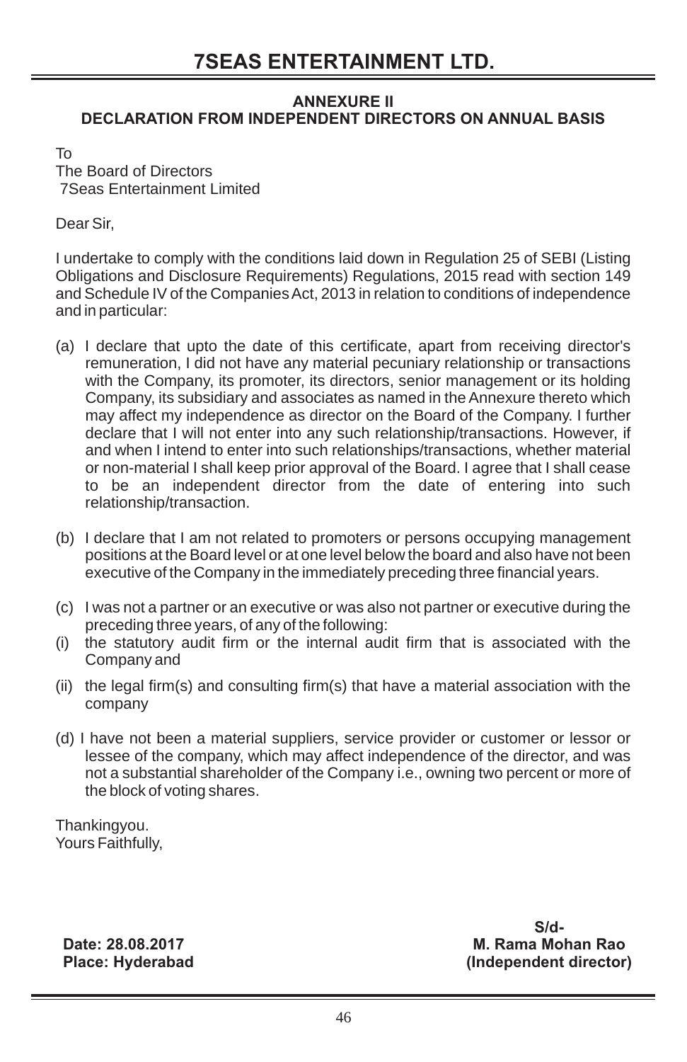## ANNEXURE II
## DECLARATION FROM INDEPENDENT DIRECTORS ON ANNUAL BASIS

To
The Board of Directors
7Seas Entertainment Limited

Dear Sir,

I undertake to comply with the conditions laid down in Regulation 25 of SEBI (Listing Obligations and Disclosure Requirements) Regulations, 2015 read with section 149 and Schedule IV of the Companies Act, 2013 in relation to conditions of independence and in particular:

(a) I declare that upto the date of this certificate, apart from receiving director's remuneration, I did not have any material pecuniary relationship or transactions with the Company, its promoter, its directors, senior management or its holding Company, its subsidiary and associates as named in the Annexure thereto which may affect my independence as director on the Board of the Company. I further declare that I will not enter into any such relationship/transactions. However, if and when I intend to enter into such relationships/transactions, whether material or non-material I shall keep prior approval of the Board. I agree that I shall cease to be an independent director from the date of entering into such relationship/transaction.

(b) I declare that I am not related to promoters or persons occupying management positions at the Board level or at one level below the board and also have not been executive of the Company in the immediately preceding three financial years.

(c) I was not a partner or an executive or was also not partner or executive during the preceding three years, of any of the following:

(i) the statutory audit firm or the internal audit firm that is associated with the Company and

(ii) the legal firm(s) and consulting firm(s) that have a material association with the company

(d) I have not been a material suppliers, service provider or customer or lessor or lessee of the company, which may affect independence of the director, and was not a substantial shareholder of the Company i.e., owning two percent or more of the block of voting shares.

Thankingyou.
Yours Faithfully,

**S/d-**
**M. Rama Mohan Rao**
**(Independent director)**

**Date: 28.08.2017**
**Place: Hyderabad**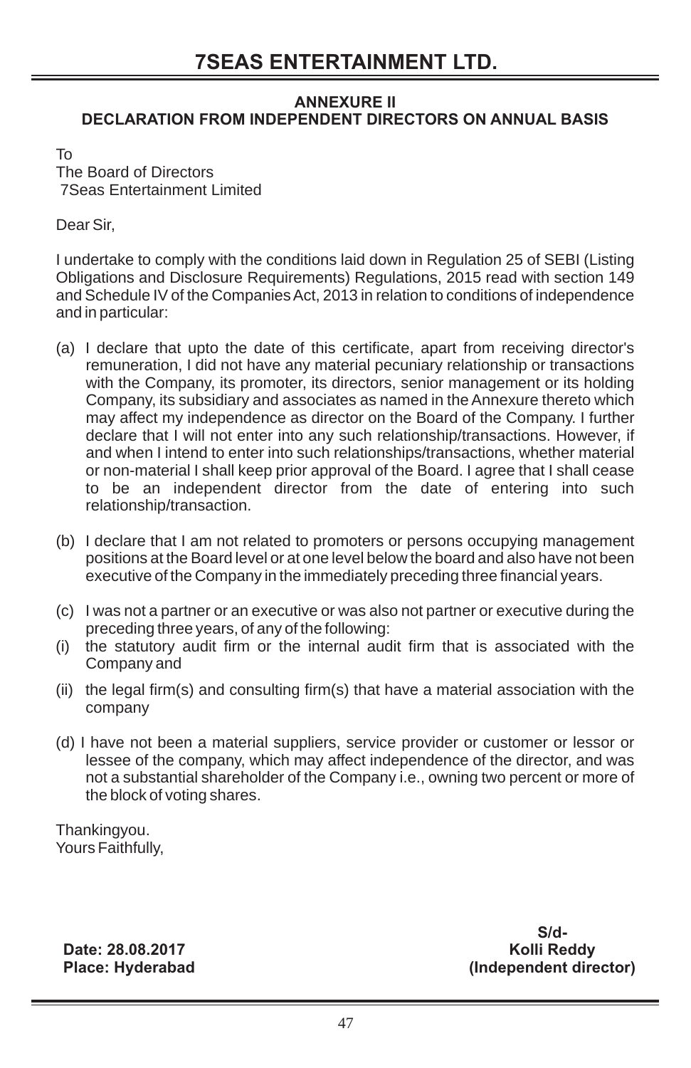# 7SEAS ENTERTAINMENT LTD.

## ANNEXURE II
## DECLARATION FROM INDEPENDENT DIRECTORS ON ANNUAL BASIS

To
The Board of Directors
7Seas Entertainment Limited

Dear Sir,

I undertake to comply with the conditions laid down in Regulation 25 of SEBI (Listing Obligations and Disclosure Requirements) Regulations, 2015 read with section 149 and Schedule IV of the Companies Act, 2013 in relation to conditions of independence and in particular:

(a) I declare that upto the date of this certificate, apart from receiving director's remuneration, I did not have any material pecuniary relationship or transactions with the Company, its promoter, its directors, senior management or its holding Company, its subsidiary and associates as named in the Annexure thereto which may affect my independence as director on the Board of the Company. I further declare that I will not enter into any such relationship/transactions. However, if and when I intend to enter into such relationships/transactions, whether material or non-material I shall keep prior approval of the Board. I agree that I shall cease to be an independent director from the date of entering into such relationship/transaction.

(b) I declare that I am not related to promoters or persons occupying management positions at the Board level or at one level below the board and also have not been executive of the Company in the immediately preceding three financial years.

(c) I was not a partner or an executive or was also not partner or executive during the preceding three years, of any of the following:

(i) the statutory audit firm or the internal audit firm that is associated with the Company and

(ii) the legal firm(s) and consulting firm(s) that have a material association with the company

(d) I have not been a material suppliers, service provider or customer or lessor or lessee of the company, which may affect independence of the director, and was not a substantial shareholder of the Company i.e., owning two percent or more of the block of voting shares.

Thankingyou.
Yours Faithfully,

**S/d-**
**Kolli Reddy**
**(Independent director)**

**Date: 28.08.2017**
**Place: Hyderabad**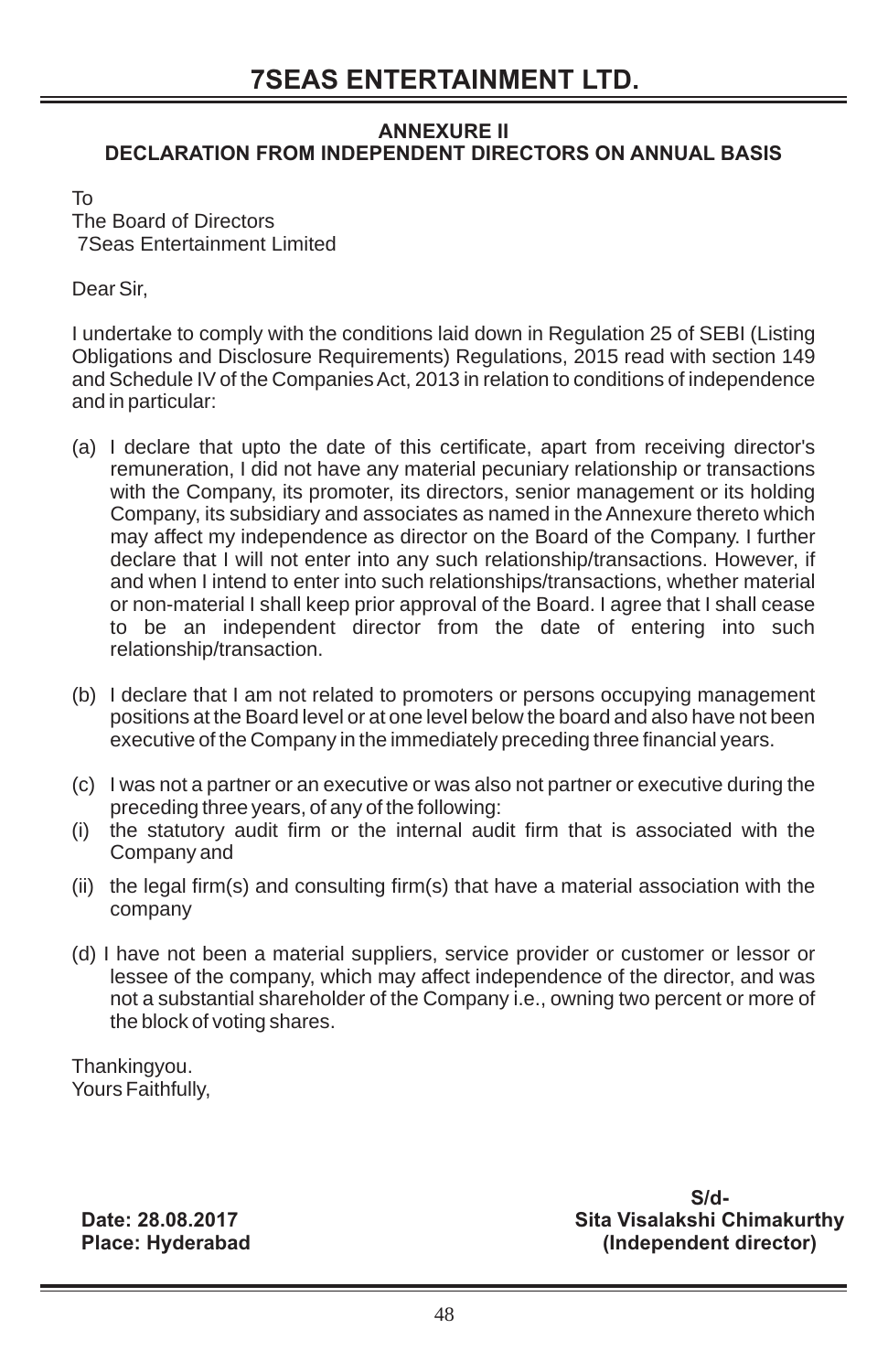## ANNEXURE II

## DECLARATION FROM INDEPENDENT DIRECTORS ON ANNUAL BASIS

To
The Board of Directors
7Seas Entertainment Limited

Dear Sir,

I undertake to comply with the conditions laid down in Regulation 25 of SEBI (Listing Obligations and Disclosure Requirements) Regulations, 2015 read with section 149 and Schedule IV of the Companies Act, 2013 in relation to conditions of independence and in particular:

(a) I declare that upto the date of this certificate, apart from receiving director's remuneration, I did not have any material pecuniary relationship or transactions with the Company, its promoter, its directors, senior management or its holding Company, its subsidiary and associates as named in the Annexure thereto which may affect my independence as director on the Board of the Company. I further declare that I will not enter into any such relationship/transactions. However, if and when I intend to enter into such relationships/transactions, whether material or non-material I shall keep prior approval of the Board. I agree that I shall cease to be an independent director from the date of entering into such relationship/transaction.

(b) I declare that I am not related to promoters or persons occupying management positions at the Board level or at one level below the board and also have not been executive of the Company in the immediately preceding three financial years.

(c) I was not a partner or an executive or was also not partner or executive during the preceding three years, of any of the following:

(i) the statutory audit firm or the internal audit firm that is associated with the Company and

(ii) the legal firm(s) and consulting firm(s) that have a material association with the company

(d) I have not been a material suppliers, service provider or customer or lessor or lessee of the company, which may affect independence of the director, and was not a substantial shareholder of the Company i.e., owning two percent or more of the block of voting shares.

Thankingyou.
Yours Faithfully,

**S/d-**
**Sita Visalakshi Chimakurthy**
**(Independent director)**

**Date: 28.08.2017**
**Place: Hyderabad**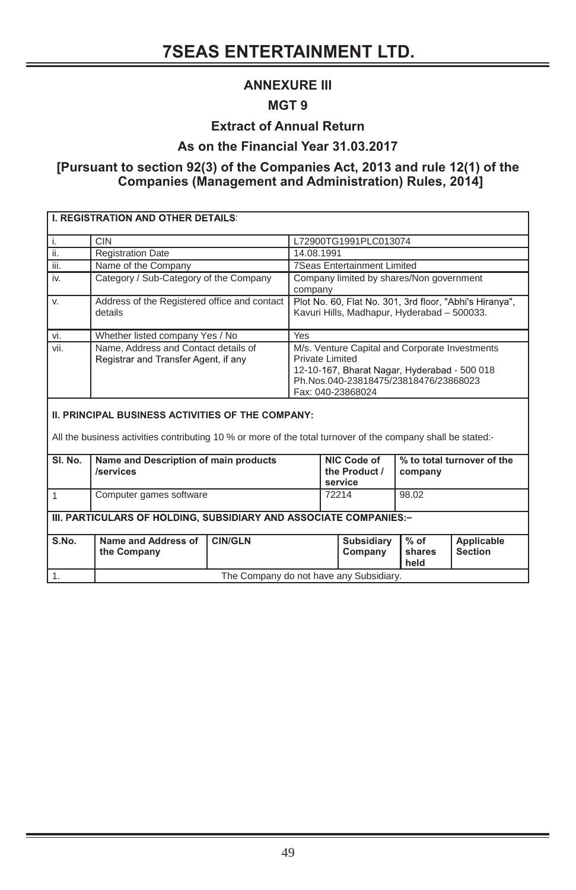## ANNEXURE III

## MGT 9

### Extract of Annual Return

### As on the Financial Year 31.03.2017

**[Pursuant to section 92(3) of the Companies Act, 2013 and rule 12(1) of the Companies (Management and Administration) Rules, 2014]**

**I. REGISTRATION AND OTHER DETAILS**:

| | | |
|---|---|---|
| i. | CIN | L72900TG1991PLC013074 |
| ii. | Registration Date | 14.08.1991 |
| iii. | Name of the Company | 7Seas Entertainment Limited |
| iv. | Category / Sub-Category of the Company | Company limited by shares/Non government company |
| v. | Address of the Registered office and contact details | Plot No. 60, Flat No. 301, 3rd floor, "Abhi's Hiranya", Kavuri Hills, Madhapur, Hyderabad – 500033. |
| vi. | Whether listed company Yes / No | Yes |
| vii. | Name, Address and Contact details of Registrar and Transfer Agent, if any | M/s. Venture Capital and Corporate Investments Private Limited 12-10-167, Bharat Nagar, Hyderabad - 500 018 Ph.Nos.040-23818475/23818476/23868023 Fax: 040-23868024 |

**II. PRINCIPAL BUSINESS ACTIVITIES OF THE COMPANY:**

All the business activities contributing 10 % or more of the total turnover of the company shall be stated:-

| Sl. No. | Name and Description of main products /services | NIC Code of the Product / service | % to total turnover of the company |
|---|---|---|---|
| 1 | Computer games software | 72214 | 98.02 |

**III. PARTICULARS OF HOLDING, SUBSIDIARY AND ASSOCIATE COMPANIES:–**

| S.No. | Name and Address of the Company | CIN/GLN | Subsidiary Company | % of shares held | Applicable Section |
|---|---|---|---|---|---|
| 1. | The Company do not have any Subsidiary. | | | | |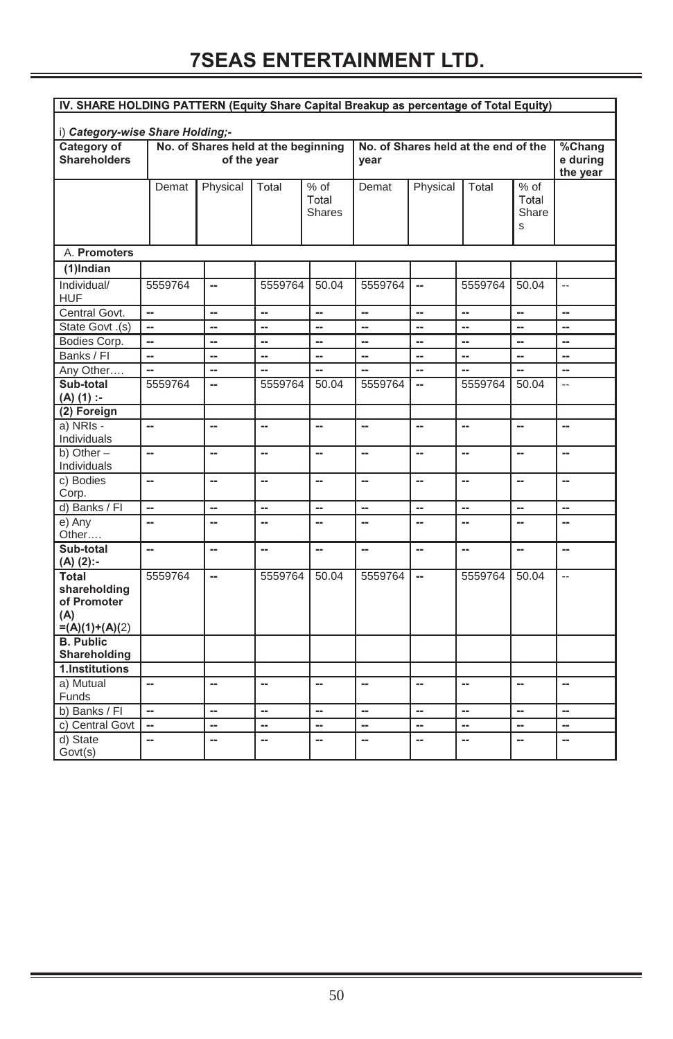## IV. SHARE HOLDING PATTERN (Equity Share Capital Breakup as percentage of Total Equity)

i) ***Category-wise Share Holding;-***

| Category of Shareholders | No. of Shares held at the beginning of the year | | | | No. of Shares held at the end of the year | | | | %Change during the year |
|---|---|---|---|---|---|---|---|---|---|
| | Demat | Physical | Total | % of Total Shares | Demat | Physical | Total | % of Total Shares | |
| A. **Promoters** | | | | | | | | | |
| **(1)Indian** | | | | | | | | | |
| Individual/ HUF | 5559764 | -- | 5559764 | 50.04 | 5559764 | -- | 5559764 | 50.04 | -- |
| Central Govt. | -- | -- | -- | -- | -- | -- | -- | -- | -- |
| State Govt .(s) | -- | -- | -- | -- | -- | -- | -- | -- | -- |
| Bodies Corp. | -- | -- | -- | -- | -- | -- | -- | -- | -- |
| Banks / FI | -- | -- | -- | -- | -- | -- | -- | -- | -- |
| Any Other…. | -- | -- | -- | -- | -- | -- | -- | -- | -- |
| **Sub-total (A) (1) :-** | 5559764 | -- | 5559764 | 50.04 | 5559764 | -- | 5559764 | 50.04 | -- |
| **(2) Foreign** | | | | | | | | | |
| a) NRIs - Individuals | -- | -- | -- | -- | -- | -- | -- | -- | -- |
| b) Other – Individuals | -- | -- | -- | -- | -- | -- | -- | -- | -- |
| c) Bodies Corp. | -- | -- | -- | -- | -- | -- | -- | -- | -- |
| d) Banks / FI | -- | -- | -- | -- | -- | -- | -- | -- | -- |
| e) Any Other…. | -- | -- | -- | -- | -- | -- | -- | -- | -- |
| **Sub-total (A) (2):-** | -- | -- | -- | -- | -- | -- | -- | -- | -- |
| **Total shareholding of Promoter (A) =(A)(1)+(A)(2)** | 5559764 | -- | 5559764 | 50.04 | 5559764 | -- | 5559764 | 50.04 | -- |
| **B. Public Shareholding** | | | | | | | | | |
| **1.Institutions** | | | | | | | | | |
| a) Mutual Funds | -- | -- | -- | -- | -- | -- | -- | -- | -- |
| b) Banks / FI | -- | -- | -- | -- | -- | -- | -- | -- | -- |
| c) Central Govt | -- | -- | -- | -- | -- | -- | -- | -- | -- |
| d) State Govt(s) | -- | -- | -- | -- | -- | -- | -- | -- | -- |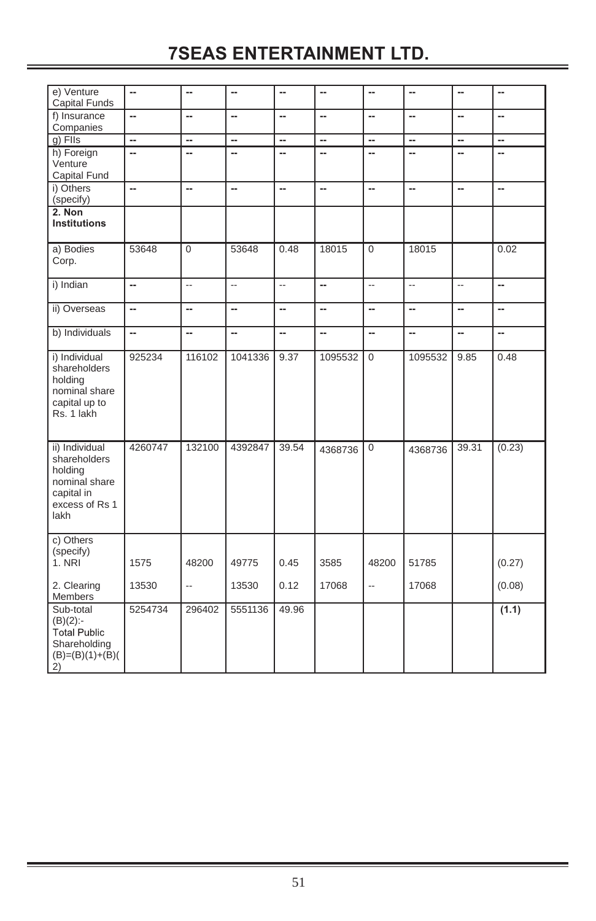| | | | | | | | | | |
|---|---|---|---|---|---|---|---|---|---|
| e) Venture Capital Funds | -- | -- | -- | -- | -- | -- | -- | -- | -- |
| f) Insurance Companies | -- | -- | -- | -- | -- | -- | -- | -- | -- |
| g) FIIs | -- | -- | -- | -- | -- | -- | -- | -- | -- |
| h) Foreign Venture Capital Fund | -- | -- | -- | -- | -- | -- | -- | -- | -- |
| i) Others (specify) | -- | -- | -- | -- | -- | -- | -- | -- | -- |
| **2. Non Institutions** | | | | | | | | | |
| a) Bodies Corp. | 53648 | 0 | 53648 | 0.48 | 18015 | 0 | 18015 | | 0.02 |
| i) Indian | -- | -- | -- | -- | -- | -- | -- | -- | -- |
| ii) Overseas | -- | -- | -- | -- | -- | -- | -- | -- | -- |
| b) Individuals | -- | -- | -- | -- | -- | -- | -- | -- | -- |
| i) Individual shareholders holding nominal share capital up to Rs. 1 lakh | 925234 | 116102 | 1041336 | 9.37 | 1095532 | 0 | 1095532 | 9.85 | 0.48 |
| ii) Individual shareholders holding nominal share capital in excess of Rs 1 lakh | 4260747 | 132100 | 4392847 | 39.54 | 4368736 | 0 | 4368736 | 39.31 | (0.23) |
| c) Others (specify) 1. NRI | 1575 | 48200 | 49775 | 0.45 | 3585 | 48200 | 51785 | | (0.27) |
| 2. Clearing Members | 13530 | -- | 13530 | 0.12 | 17068 | -- | 17068 | | (0.08) |
| Sub-total (B)(2):- Total Public Shareholding (B)=(B)(1)+(B)(2) | 5254734 | 296402 | 5551136 | 49.96 | | | | | **(1.1)** |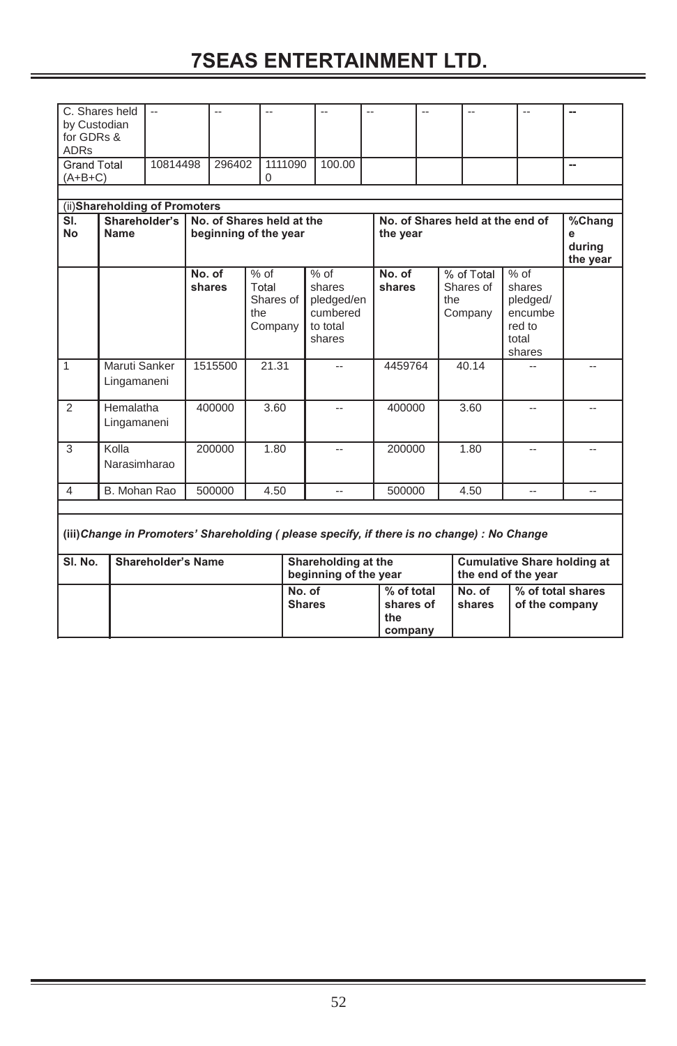| C. Shares held by Custodian for GDRs & ADRs | -- | -- | -- | -- | -- | -- | -- | -- | -- |
|---|---|---|---|---|---|---|---|---|---|
| Grand Total (A+B+C) | 10814498 | 296402 | 11110900 | 100.00 | | | | | -- |

(ii)**Shareholding of Promoters**

| Sl. No | Shareholder's Name | No. of Shares held at the beginning of the year | | | No. of Shares held at the end of the year | | | %Change during the year |
|---|---|---|---|---|---|---|---|---|
| | | No. of shares | % of Total Shares of the Company | % of shares pledged/encumbered to total shares | No. of shares | % of Total Shares of the Company | % of shares pledged/ encumbered to total shares | |
| 1 | Maruti Sanker Lingamaneni | 1515500 | 21.31 | -- | 4459764 | 40.14 | -- | -- |
| 2 | Hemalatha Lingamaneni | 400000 | 3.60 | -- | 400000 | 3.60 | -- | -- |
| 3 | Kolla Narasimharao | 200000 | 1.80 | -- | 200000 | 1.80 | -- | -- |
| 4 | B. Mohan Rao | 500000 | 4.50 | -- | 500000 | 4.50 | -- | -- |

**(iii)*Change in Promoters' Shareholding ( please specify, if there is no change) : No Change***

| Sl. No. | Shareholder's Name | Shareholding at the beginning of the year | | Cumulative Share holding at the end of the year | |
|---|---|---|---|---|---|
| | | No. of Shares | % of total shares of the company | No. of shares | % of total shares of the company |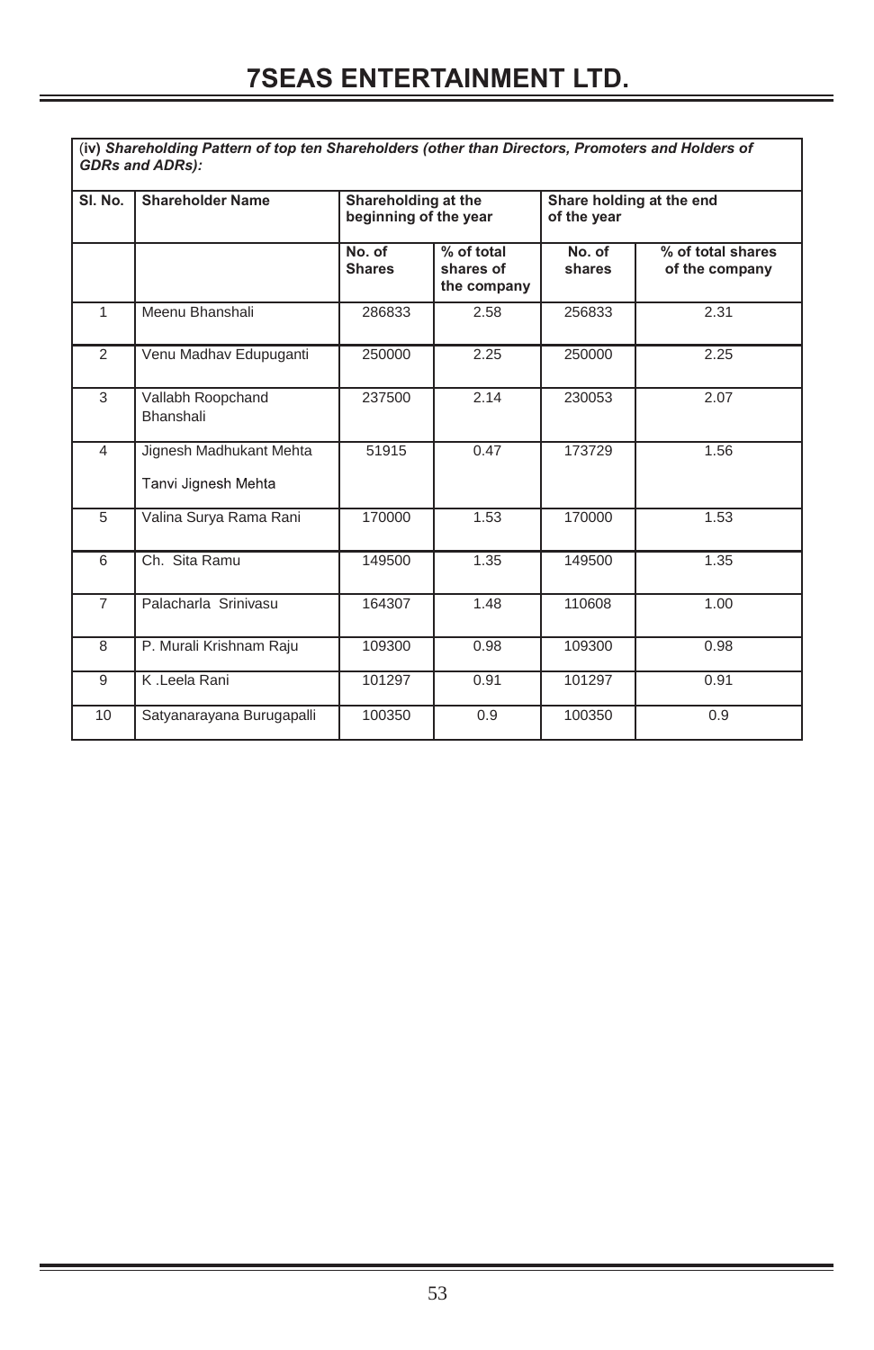**(iv) *Shareholding Pattern of top ten Shareholders (other than Directors, Promoters and Holders of GDRs and ADRs):***

| Sl. No. | Shareholder Name | Shareholding at the beginning of the year | | Share holding at the end of the year | |
|---|---|---|---|---|---|
| | | No. of Shares | % of total shares of the company | No. of shares | % of total shares of the company |
| 1 | Meenu Bhanshali | 286833 | 2.58 | 256833 | 2.31 |
| 2 | Venu Madhav Edupuganti | 250000 | 2.25 | 250000 | 2.25 |
| 3 | Vallabh Roopchand Bhanshali | 237500 | 2.14 | 230053 | 2.07 |
| 4 | Jignesh Madhukant Mehta<br>Tanvi Jignesh Mehta | 51915 | 0.47 | 173729 | 1.56 |
| 5 | Valina Surya Rama Rani | 170000 | 1.53 | 170000 | 1.53 |
| 6 | Ch. Sita Ramu | 149500 | 1.35 | 149500 | 1.35 |
| 7 | Palacharla Srinivasu | 164307 | 1.48 | 110608 | 1.00 |
| 8 | P. Murali Krishnam Raju | 109300 | 0.98 | 109300 | 0.98 |
| 9 | K .Leela Rani | 101297 | 0.91 | 101297 | 0.91 |
| 10 | Satyanarayana Burugapalli | 100350 | 0.9 | 100350 | 0.9 |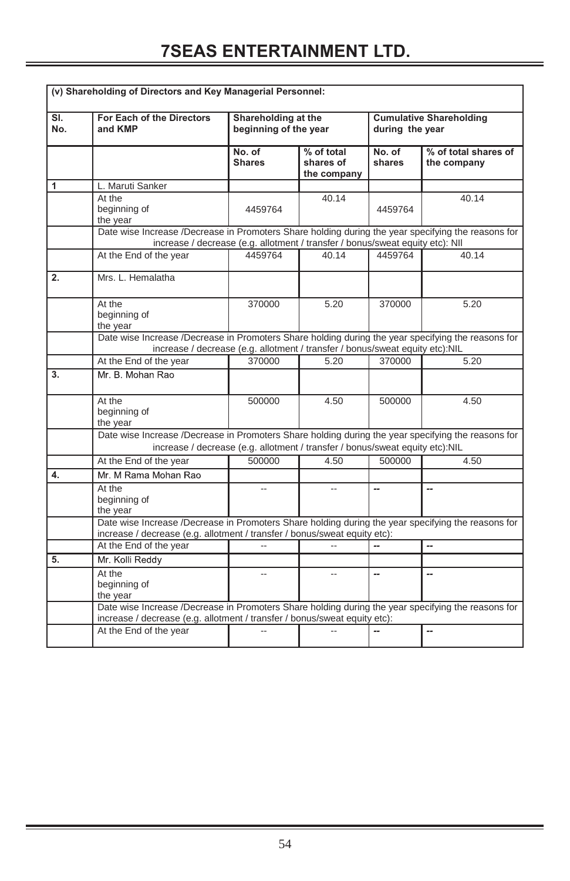# 7SEAS ENTERTAINMENT LTD.

**(v) Shareholding of Directors and Key Managerial Personnel:**

| Sl. No. | For Each of the Directors and KMP | Shareholding at the beginning of the year | | Cumulative Shareholding during the year | |
|---|---|---|---|---|---|
| | | No. of Shares | % of total shares of the company | No. of shares | % of total shares of the company |
| 1 | L. Maruti Sanker | | | | |
| | At the beginning of the year | 4459764 | 40.14 | 4459764 | 40.14 |
| | Date wise Increase /Decrease in Promoters Share holding during the year specifying the reasons for increase / decrease (e.g. allotment / transfer / bonus/sweat equity etc): NIl | | | | |
| | At the End of the year | 4459764 | 40.14 | 4459764 | 40.14 |
| 2. | Mrs. L. Hemalatha | | | | |
| | At the beginning of the year | 370000 | 5.20 | 370000 | 5.20 |
| | Date wise Increase /Decrease in Promoters Share holding during the year specifying the reasons for increase / decrease (e.g. allotment / transfer / bonus/sweat equity etc):NIL | | | | |
| | At the End of the year | 370000 | 5.20 | 370000 | 5.20 |
| 3. | Mr. B. Mohan Rao | | | | |
| | At the beginning of the year | 500000 | 4.50 | 500000 | 4.50 |
| | Date wise Increase /Decrease in Promoters Share holding during the year specifying the reasons for increase / decrease (e.g. allotment / transfer / bonus/sweat equity etc):NIL | | | | |
| | At the End of the year | 500000 | 4.50 | 500000 | 4.50 |
| 4. | Mr. M Rama Mohan Rao | | | | |
| | At the beginning of the year | -- | -- | -- | -- |
| | Date wise Increase /Decrease in Promoters Share holding during the year specifying the reasons for increase / decrease (e.g. allotment / transfer / bonus/sweat equity etc): | | | | |
| | At the End of the year | -- | -- | -- | -- |
| 5. | Mr. Kolli Reddy | | | | |
| | At the beginning of the year | -- | -- | -- | -- |
| | Date wise Increase /Decrease in Promoters Share holding during the year specifying the reasons for increase / decrease (e.g. allotment / transfer / bonus/sweat equity etc): | | | | |
| | At the End of the year | -- | -- | -- | -- |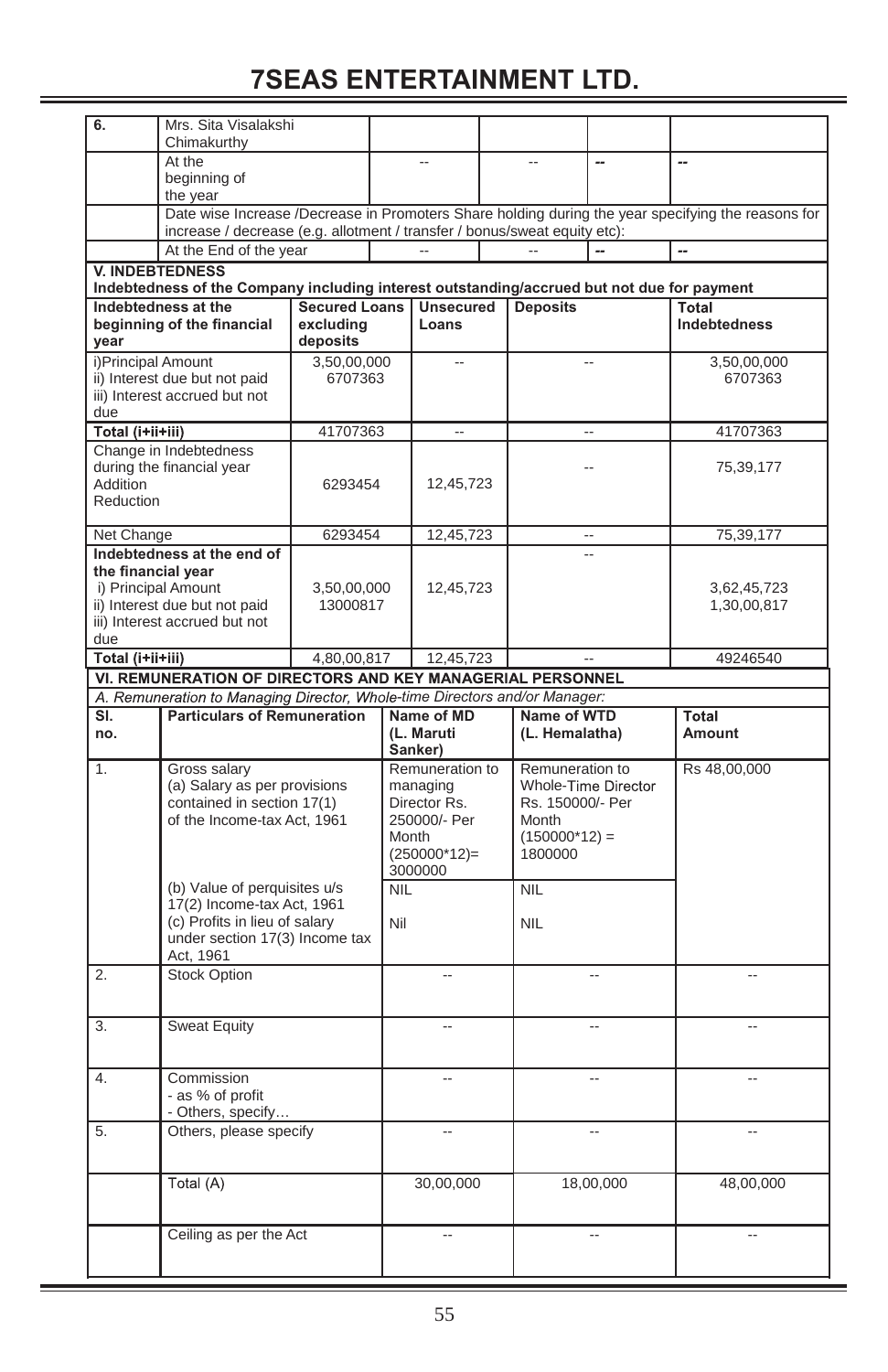| 6. | Mrs. Sita Visalakshi Chimakurthy | | | | |
|---|---|---|---|---|---|
| | At the beginning of the year | -- | -- | -- | -- |
| | Date wise Increase /Decrease in Promoters Share holding during the year specifying the reasons for increase / decrease (e.g. allotment / transfer / bonus/sweat equity etc): | | | | |
| | At the End of the year | -- | -- | -- | -- |

**V. INDEBTEDNESS**

**Indebtedness of the Company including interest outstanding/accrued but not due for payment**

| Indebtedness at the beginning of the financial year | Secured Loans excluding deposits | Unsecured Loans | Deposits | Total Indebtedness |
|---|---|---|---|---|
| i)Principal Amount<br>ii) Interest due but not paid<br>iii) Interest accrued but not due | 3,50,00,000<br>6707363 | -- | -- | 3,50,00,000<br>6707363 |
| **Total (i+ii+iii)** | 41707363 | -- | -- | 41707363 |
| Change in Indebtedness during the financial year<br>Addition<br>Reduction | 6293454 | 12,45,723 | -- | 75,39,177 |
| Net Change | 6293454 | 12,45,723 | -- | 75,39,177 |
| **Indebtedness at the end of the financial year**<br>i) Principal Amount<br>ii) Interest due but not paid<br>iii) Interest accrued but not due | 3,50,00,000<br>13000817 | 12,45,723 | -- | 3,62,45,723<br>1,30,00,817 |
| **Total (i+ii+iii)** | 4,80,00,817 | 12,45,723 | -- | 49246540 |

**VI. REMUNERATION OF DIRECTORS AND KEY MANAGERIAL PERSONNEL**

*A. Remuneration to Managing Director, Whole-time Directors and/or Manager:*

| Sl. no. | Particulars of Remuneration | Name of MD (L. Maruti Sanker) | Name of WTD (L. Hemalatha) | Total Amount |
|---|---|---|---|---|
| 1. | Gross salary<br>(a) Salary as per provisions contained in section 17(1) of the Income-tax Act, 1961 | Remuneration to managing Director Rs. 250000/- Per Month (250000*12)= 3000000 | Remuneration to Whole-Time Director Rs. 150000/- Per Month (150000*12) = 1800000 | Rs 48,00,000 |
| | (b) Value of perquisites u/s 17(2) Income-tax Act, 1961<br>(c) Profits in lieu of salary under section 17(3) Income tax Act, 1961 | NIL<br>Nil | NIL<br>NIL | |
| 2. | Stock Option | -- | -- | -- |
| 3. | Sweat Equity | -- | -- | -- |
| 4. | Commission<br>- as % of profit<br>- Others, specify… | -- | -- | -- |
| 5. | Others, please specify | -- | -- | -- |
| | Total (A) | 30,00,000 | 18,00,000 | 48,00,000 |
| | Ceiling as per the Act | -- | -- | -- |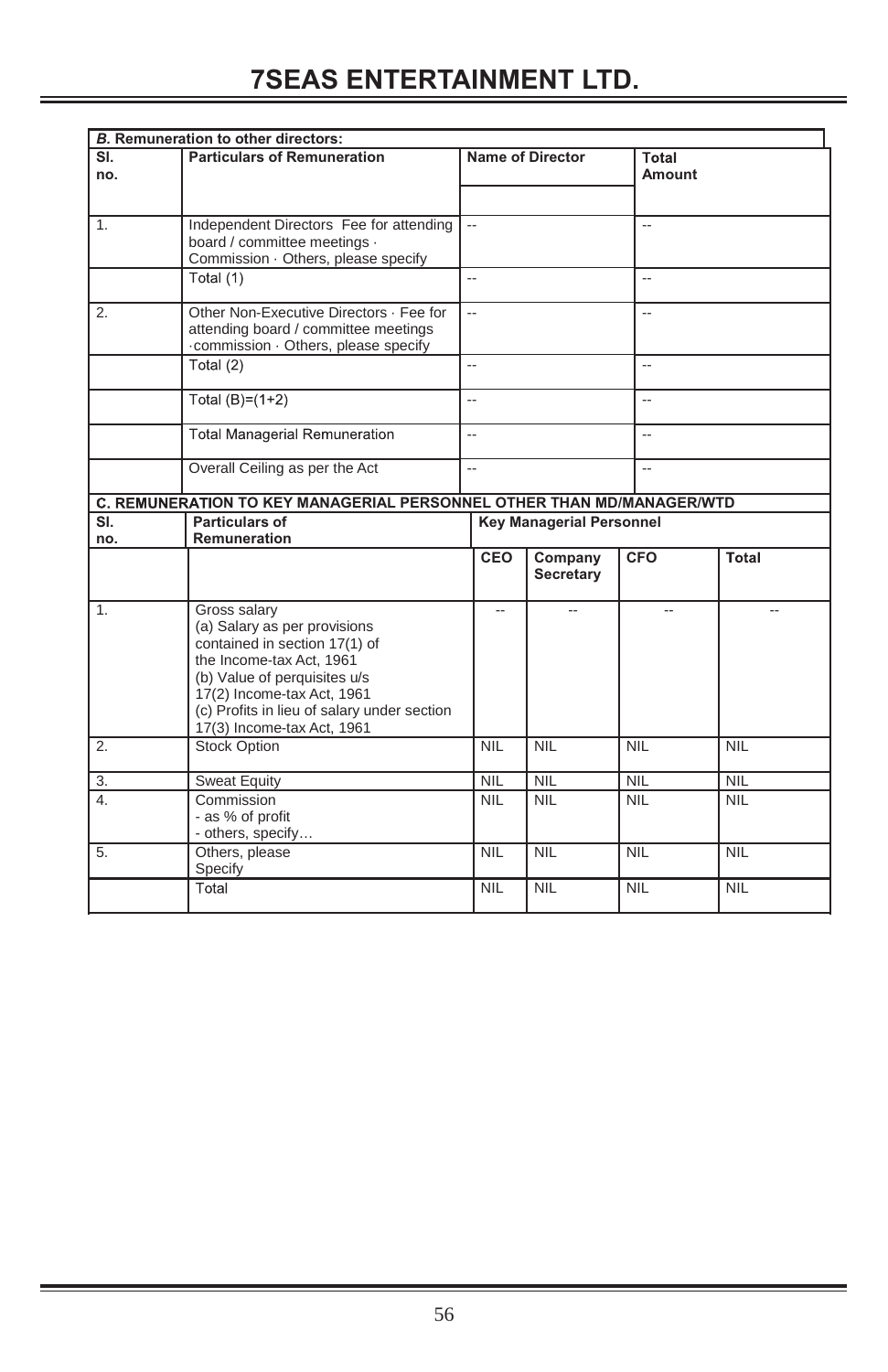| *B.* Remuneration to other directors: | | | |
| --- | --- | --- | --- |
| Sl. no. | Particulars of Remuneration | Name of Director | Total Amount |
| 1. | Independent Directors Fee for attending board / committee meetings · Commission · Others, please specify | -- | -- |
| | Total (1) | -- | -- |
| 2. | Other Non-Executive Directors · Fee for attending board / committee meetings ·commission · Others, please specify | -- | -- |
| | Total (2) | -- | -- |
| | Total (B)=(1+2) | -- | -- |
| | Total Managerial Remuneration | -- | -- |
| | Overall Ceiling as per the Act | -- | -- |

**C. REMUNERATION TO KEY MANAGERIAL PERSONNEL OTHER THAN MD/MANAGER/WTD**

| Sl. no. | Particulars of Remuneration | Key Managerial Personnel | | | |
| --- | --- | --- | --- | --- | --- |
| | | CEO | Company Secretary | CFO | Total |
| 1. | Gross salary<br>(a) Salary as per provisions contained in section 17(1) of the Income-tax Act, 1961<br>(b) Value of perquisites u/s 17(2) Income-tax Act, 1961<br>(c) Profits in lieu of salary under section 17(3) Income-tax Act, 1961 | -- | -- | -- | -- |
| 2. | Stock Option | NIL | NIL | NIL | NIL |
| 3. | Sweat Equity | NIL | NIL | NIL | NIL |
| 4. | Commission<br>- as % of profit<br>- others, specify… | NIL | NIL | NIL | NIL |
| 5. | Others, please Specify | NIL | NIL | NIL | NIL |
| | Total | NIL | NIL | NIL | NIL |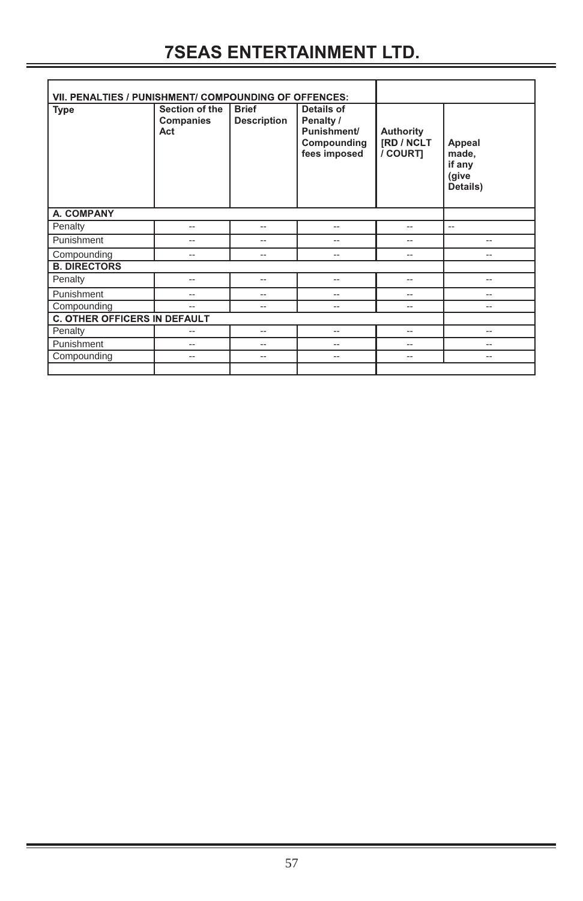**VII. PENALTIES / PUNISHMENT/ COMPOUNDING OF OFFENCES:**

| Type | Section of the Companies Act | Brief Description | Details of Penalty / Punishment/ Compounding fees imposed | Authority [RD / NCLT / COURT] | Appeal made, if any (give Details) |
|---|---|---|---|---|---|
| **A. COMPANY** | | | | | |
| Penalty | -- | -- | -- | -- | -- |
| Punishment | -- | -- | -- | -- | -- |
| Compounding | -- | -- | -- | -- | -- |
| **B. DIRECTORS** | | | | | |
| Penalty | -- | -- | -- | -- | -- |
| Punishment | -- | -- | -- | -- | -- |
| Compounding | -- | -- | -- | -- | -- |
| **C. OTHER OFFICERS IN DEFAULT** | | | | | |
| Penalty | -- | -- | -- | -- | -- |
| Punishment | -- | -- | -- | -- | -- |
| Compounding | -- | -- | -- | -- | -- |
| | | | | | |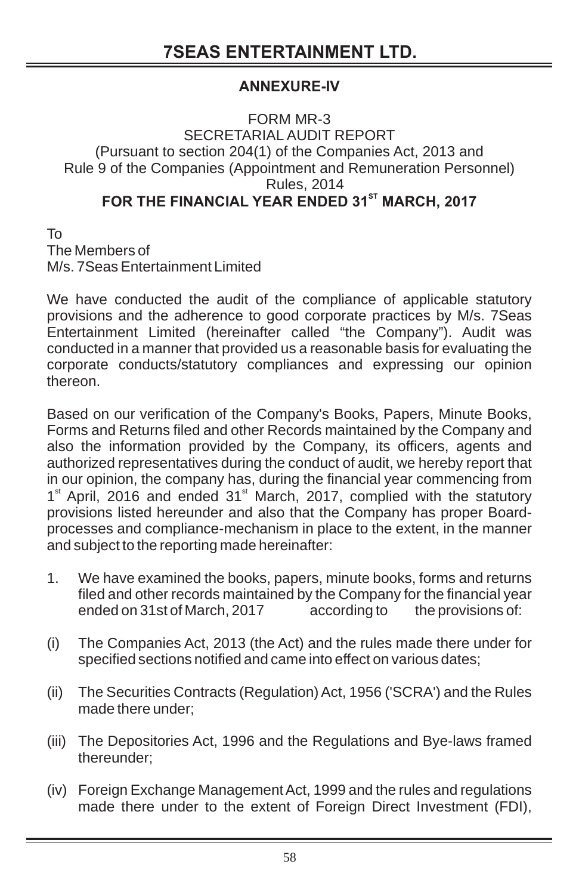## ANNEXURE-IV

FORM MR-3
SECRETARIAL AUDIT REPORT
(Pursuant to section 204(1) of the Companies Act, 2013 and
Rule 9 of the Companies (Appointment and Remuneration Personnel)
Rules, 2014

**FOR THE FINANCIAL YEAR ENDED 31ST MARCH, 2017**

To
The Members of
M/s. 7Seas Entertainment Limited

We have conducted the audit of the compliance of applicable statutory provisions and the adherence to good corporate practices by M/s. 7Seas Entertainment Limited (hereinafter called "the Company"). Audit was conducted in a manner that provided us a reasonable basis for evaluating the corporate conducts/statutory compliances and expressing our opinion thereon.

Based on our verification of the Company's Books, Papers, Minute Books, Forms and Returns filed and other Records maintained by the Company and also the information provided by the Company, its officers, agents and authorized representatives during the conduct of audit, we hereby report that in our opinion, the company has, during the financial year commencing from 1st April, 2016 and ended 31st March, 2017, complied with the statutory provisions listed hereunder and also that the Company has proper Board-processes and compliance-mechanism in place to the extent, in the manner and subject to the reporting made hereinafter:

1. We have examined the books, papers, minute books, forms and returns filed and other records maintained by the Company for the financial year ended on 31st of March, 2017 according to the provisions of:

(i) The Companies Act, 2013 (the Act) and the rules made there under for specified sections notified and came into effect on various dates;

(ii) The Securities Contracts (Regulation) Act, 1956 ('SCRA') and the Rules made there under;

(iii) The Depositories Act, 1996 and the Regulations and Bye-laws framed thereunder;

(iv) Foreign Exchange Management Act, 1999 and the rules and regulations made there under to the extent of Foreign Direct Investment (FDI),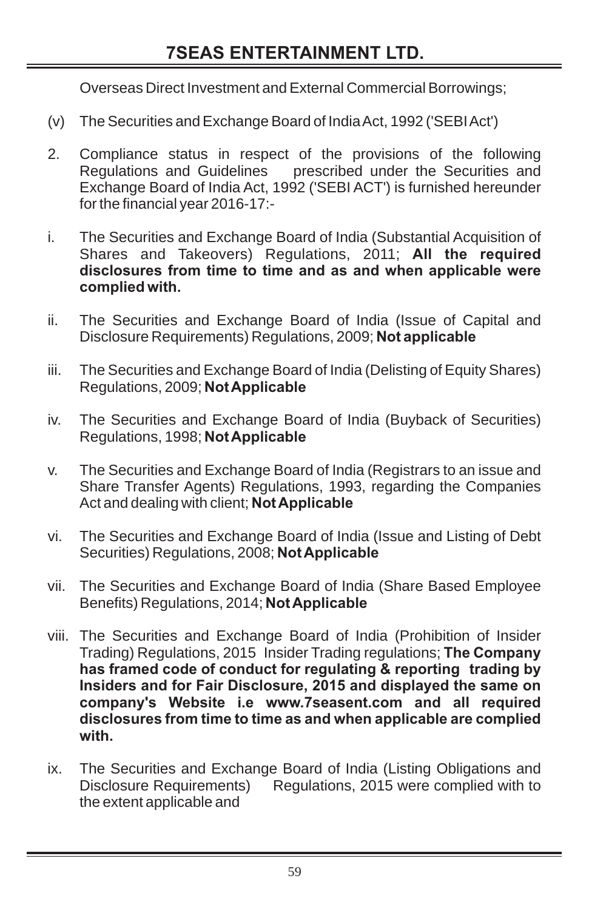Overseas Direct Investment and External Commercial Borrowings;

(v) The Securities and Exchange Board of India Act, 1992 ('SEBI Act')

2. Compliance status in respect of the provisions of the following Regulations and Guidelines prescribed under the Securities and Exchange Board of India Act, 1992 ('SEBI ACT') is furnished hereunder for the financial year 2016-17:-

i. The Securities and Exchange Board of India (Substantial Acquisition of Shares and Takeovers) Regulations, 2011; **All the required disclosures from time to time and as and when applicable were complied with.**

ii. The Securities and Exchange Board of India (Issue of Capital and Disclosure Requirements) Regulations, 2009; **Not applicable**

iii. The Securities and Exchange Board of India (Delisting of Equity Shares) Regulations, 2009; **Not Applicable**

iv. The Securities and Exchange Board of India (Buyback of Securities) Regulations, 1998; **Not Applicable**

v. The Securities and Exchange Board of India (Registrars to an issue and Share Transfer Agents) Regulations, 1993, regarding the Companies Act and dealing with client; **Not Applicable**

vi. The Securities and Exchange Board of India (Issue and Listing of Debt Securities) Regulations, 2008; **Not Applicable**

vii. The Securities and Exchange Board of India (Share Based Employee Benefits) Regulations, 2014; **Not Applicable**

viii. The Securities and Exchange Board of India (Prohibition of Insider Trading) Regulations, 2015 Insider Trading regulations; **The Company has framed code of conduct for regulating & reporting trading by Insiders and for Fair Disclosure, 2015 and displayed the same on company's Website i.e www.7seasent.com and all required disclosures from time to time as and when applicable are complied with.**

ix. The Securities and Exchange Board of India (Listing Obligations and Disclosure Requirements) Regulations, 2015 were complied with to the extent applicable and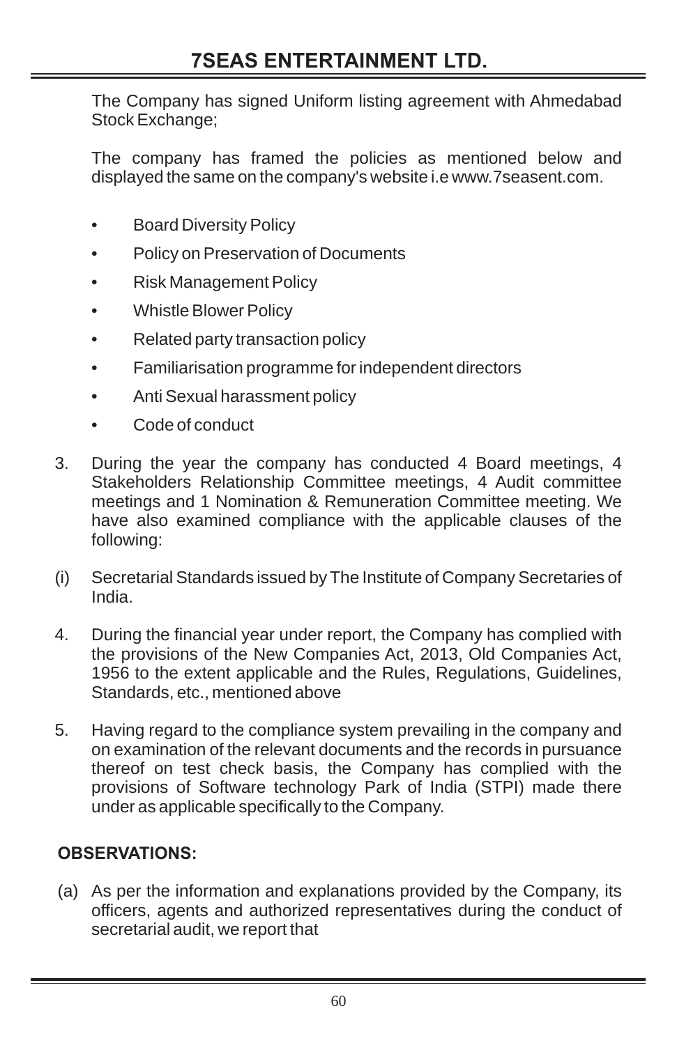The Company has signed Uniform listing agreement with Ahmedabad Stock Exchange;

The company has framed the policies as mentioned below and displayed the same on the company's website i.e www.7seasent.com.

- Board Diversity Policy
- Policy on Preservation of Documents
- Risk Management Policy
- Whistle Blower Policy
- Related party transaction policy
- Familiarisation programme for independent directors
- Anti Sexual harassment policy
- Code of conduct

3. During the year the company has conducted 4 Board meetings, 4 Stakeholders Relationship Committee meetings, 4 Audit committee meetings and 1 Nomination & Remuneration Committee meeting. We have also examined compliance with the applicable clauses of the following:

(i) Secretarial Standards issued by The Institute of Company Secretaries of India.

4. During the financial year under report, the Company has complied with the provisions of the New Companies Act, 2013, Old Companies Act, 1956 to the extent applicable and the Rules, Regulations, Guidelines, Standards, etc., mentioned above

5. Having regard to the compliance system prevailing in the company and on examination of the relevant documents and the records in pursuance thereof on test check basis, the Company has complied with the provisions of Software technology Park of India (STPI) made there under as applicable specifically to the Company.

**OBSERVATIONS:**

(a) As per the information and explanations provided by the Company, its officers, agents and authorized representatives during the conduct of secretarial audit, we report that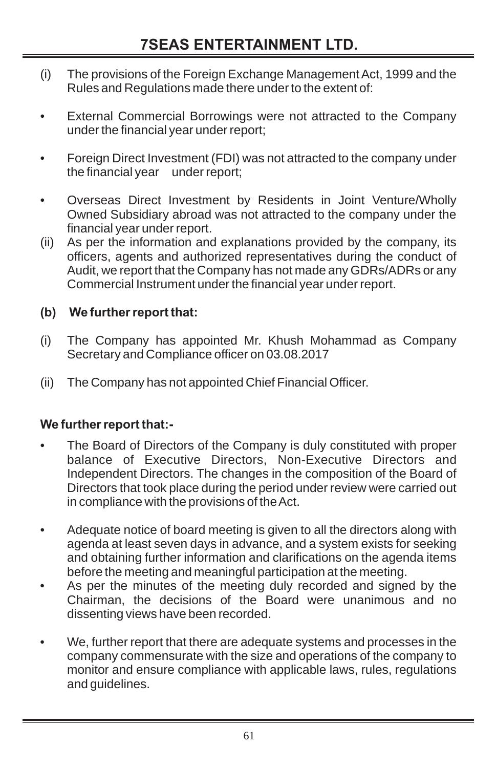(i) The provisions of the Foreign Exchange Management Act, 1999 and the Rules and Regulations made there under to the extent of:

- External Commercial Borrowings were not attracted to the Company under the financial year under report;
- Foreign Direct Investment (FDI) was not attracted to the company under the financial year under report;
- Overseas Direct Investment by Residents in Joint Venture/Wholly Owned Subsidiary abroad was not attracted to the company under the financial year under report.

(ii) As per the information and explanations provided by the company, its officers, agents and authorized representatives during the conduct of Audit, we report that the Company has not made any GDRs/ADRs or any Commercial Instrument under the financial year under report.

**(b) We further report that:**

(i) The Company has appointed Mr. Khush Mohammad as Company Secretary and Compliance officer on 03.08.2017

(ii) The Company has not appointed Chief Financial Officer.

**We further report that:-**

- The Board of Directors of the Company is duly constituted with proper balance of Executive Directors, Non-Executive Directors and Independent Directors. The changes in the composition of the Board of Directors that took place during the period under review were carried out in compliance with the provisions of the Act.
- Adequate notice of board meeting is given to all the directors along with agenda at least seven days in advance, and a system exists for seeking and obtaining further information and clarifications on the agenda items before the meeting and meaningful participation at the meeting.
- As per the minutes of the meeting duly recorded and signed by the Chairman, the decisions of the Board were unanimous and no dissenting views have been recorded.
- We, further report that there are adequate systems and processes in the company commensurate with the size and operations of the company to monitor and ensure compliance with applicable laws, rules, regulations and guidelines.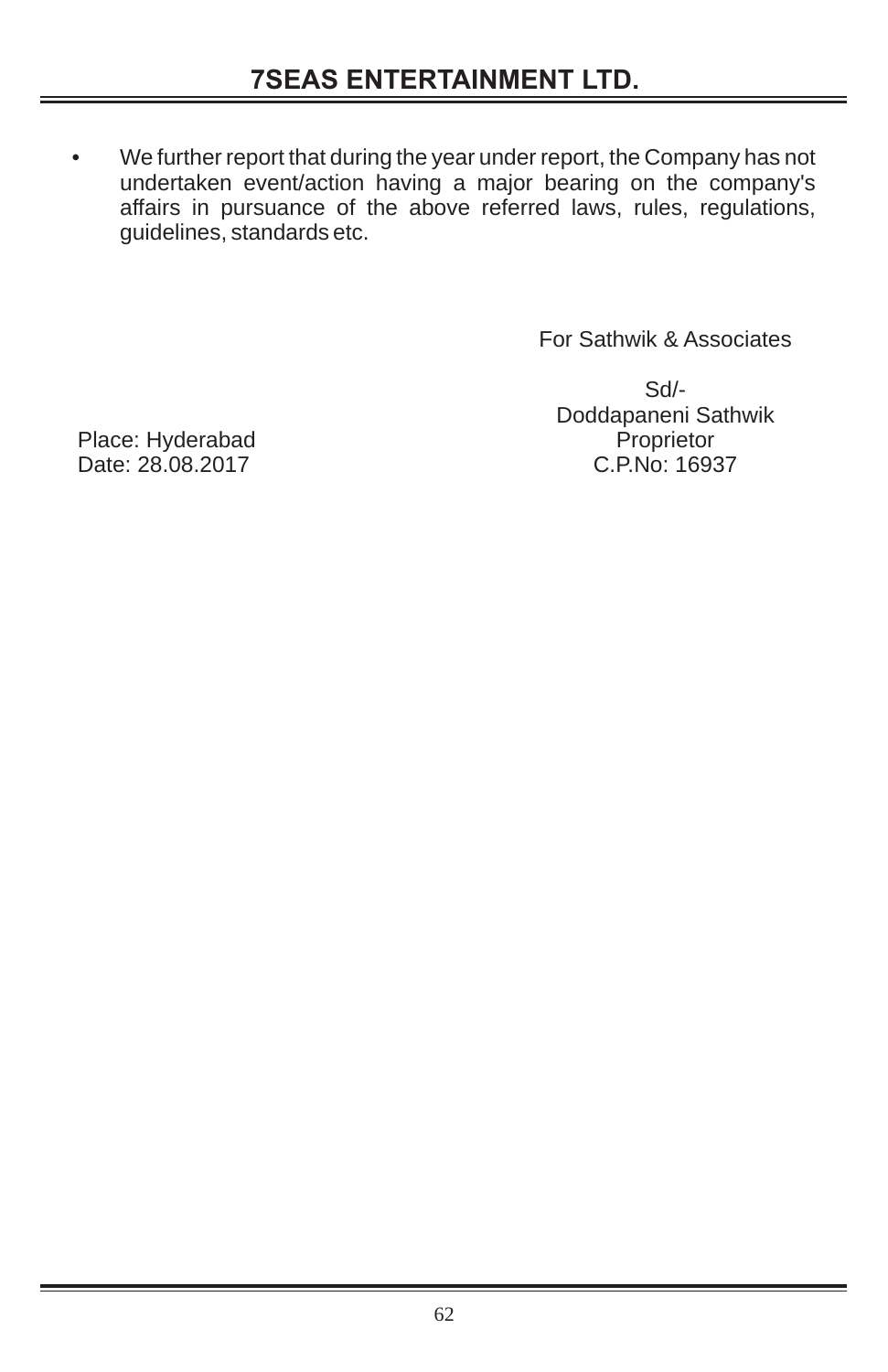- We further report that during the year under report, the Company has not undertaken event/action having a major bearing on the company's affairs in pursuance of the above referred laws, rules, regulations, guidelines, standards etc.

For Sathwik & Associates

Sd/-
Doddapaneni Sathwik
Proprietor
C.P.No: 16937

Place: Hyderabad
Date: 28.08.2017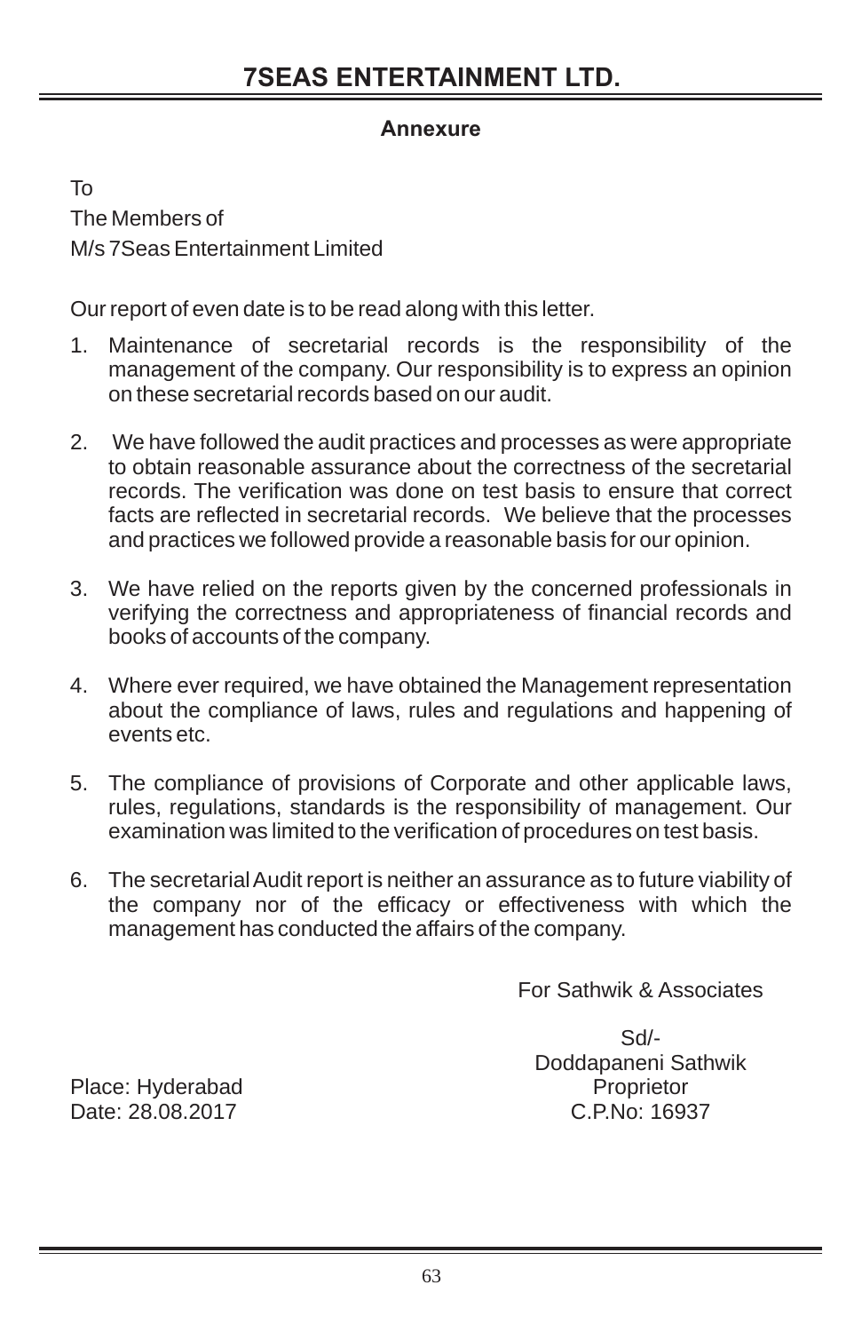## Annexure

To

The Members of

M/s 7Seas Entertainment Limited

Our report of even date is to be read along with this letter.

1. Maintenance of secretarial records is the responsibility of the management of the company. Our responsibility is to express an opinion on these secretarial records based on our audit.

2. We have followed the audit practices and processes as were appropriate to obtain reasonable assurance about the correctness of the secretarial records. The verification was done on test basis to ensure that correct facts are reflected in secretarial records. We believe that the processes and practices we followed provide a reasonable basis for our opinion.

3. We have relied on the reports given by the concerned professionals in verifying the correctness and appropriateness of financial records and books of accounts of the company.

4. Where ever required, we have obtained the Management representation about the compliance of laws, rules and regulations and happening of events etc.

5. The compliance of provisions of Corporate and other applicable laws, rules, regulations, standards is the responsibility of management. Our examination was limited to the verification of procedures on test basis.

6. The secretarial Audit report is neither an assurance as to future viability of the company nor of the efficacy or effectiveness with which the management has conducted the affairs of the company.

For Sathwik & Associates

Sd/-
Doddapaneni Sathwik
Proprietor
C.P.No: 16937

Place: Hyderabad
Date: 28.08.2017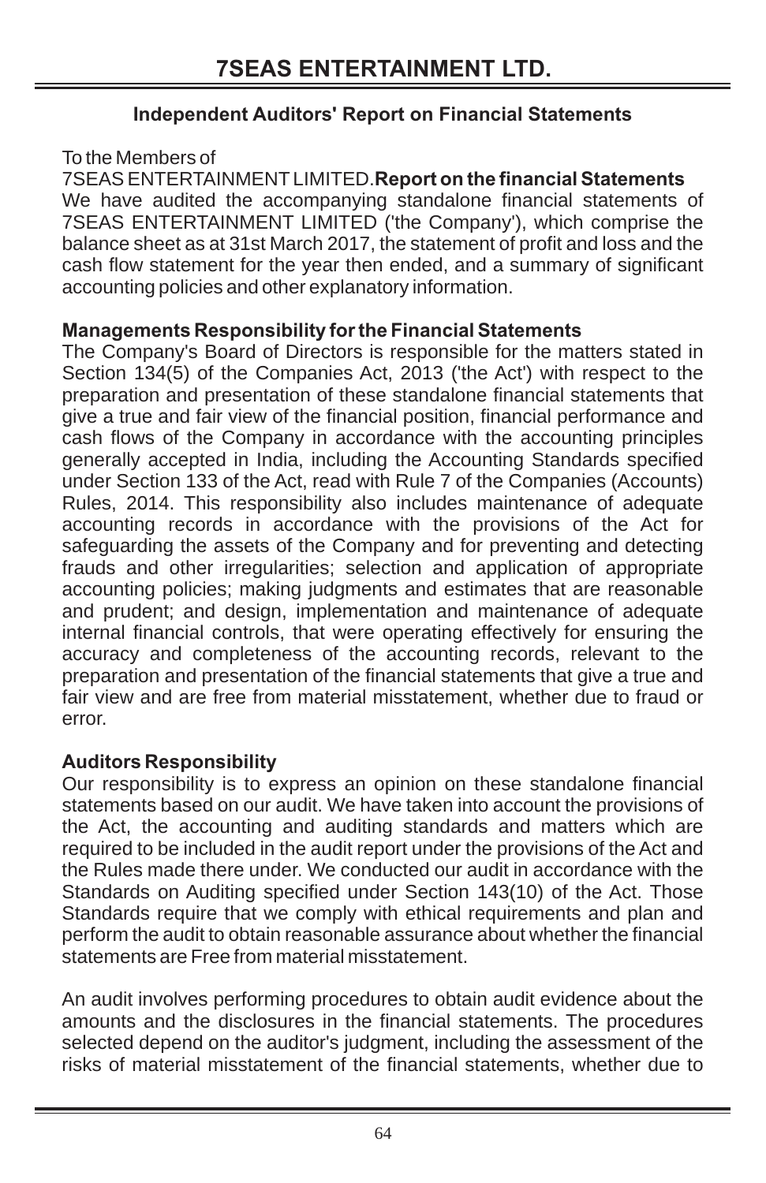# 7SEAS ENTERTAINMENT LTD.

## Independent Auditors' Report on Financial Statements

To the Members of

7SEAS ENTERTAINMENT LIMITED.**Report on the financial Statements**

We have audited the accompanying standalone financial statements of 7SEAS ENTERTAINMENT LIMITED ('the Company'), which comprise the balance sheet as at 31st March 2017, the statement of profit and loss and the cash flow statement for the year then ended, and a summary of significant accounting policies and other explanatory information.

**Managements Responsibility for the Financial Statements**

The Company's Board of Directors is responsible for the matters stated in Section 134(5) of the Companies Act, 2013 ('the Act') with respect to the preparation and presentation of these standalone financial statements that give a true and fair view of the financial position, financial performance and cash flows of the Company in accordance with the accounting principles generally accepted in India, including the Accounting Standards specified under Section 133 of the Act, read with Rule 7 of the Companies (Accounts) Rules, 2014. This responsibility also includes maintenance of adequate accounting records in accordance with the provisions of the Act for safeguarding the assets of the Company and for preventing and detecting frauds and other irregularities; selection and application of appropriate accounting policies; making judgments and estimates that are reasonable and prudent; and design, implementation and maintenance of adequate internal financial controls, that were operating effectively for ensuring the accuracy and completeness of the accounting records, relevant to the preparation and presentation of the financial statements that give a true and fair view and are free from material misstatement, whether due to fraud or error.

**Auditors Responsibility**

Our responsibility is to express an opinion on these standalone financial statements based on our audit. We have taken into account the provisions of the Act, the accounting and auditing standards and matters which are required to be included in the audit report under the provisions of the Act and the Rules made there under. We conducted our audit in accordance with the Standards on Auditing specified under Section 143(10) of the Act. Those Standards require that we comply with ethical requirements and plan and perform the audit to obtain reasonable assurance about whether the financial statements are Free from material misstatement.

An audit involves performing procedures to obtain audit evidence about the amounts and the disclosures in the financial statements. The procedures selected depend on the auditor's judgment, including the assessment of the risks of material misstatement of the financial statements, whether due to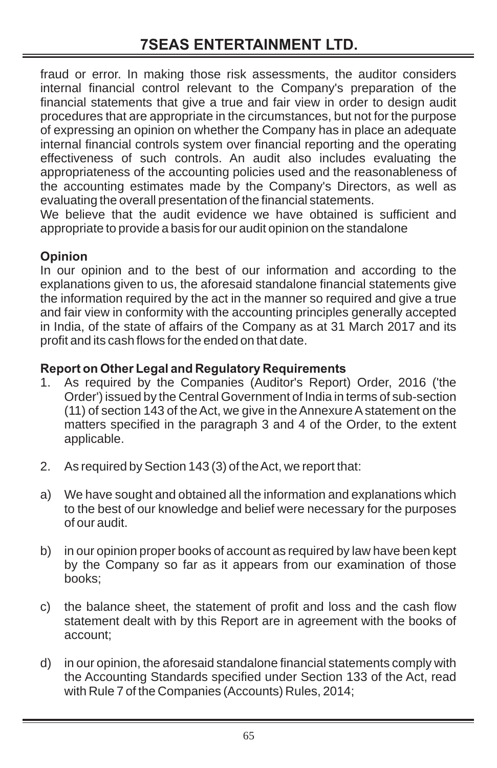fraud or error. In making those risk assessments, the auditor considers internal financial control relevant to the Company's preparation of the financial statements that give a true and fair view in order to design audit procedures that are appropriate in the circumstances, but not for the purpose of expressing an opinion on whether the Company has in place an adequate internal financial controls system over financial reporting and the operating effectiveness of such controls. An audit also includes evaluating the appropriateness of the accounting policies used and the reasonableness of the accounting estimates made by the Company's Directors, as well as evaluating the overall presentation of the financial statements.

We believe that the audit evidence we have obtained is sufficient and appropriate to provide a basis for our audit opinion on the standalone

**Opinion**

In our opinion and to the best of our information and according to the explanations given to us, the aforesaid standalone financial statements give the information required by the act in the manner so required and give a true and fair view in conformity with the accounting principles generally accepted in India, of the state of affairs of the Company as at 31 March 2017 and its profit and its cash flows for the ended on that date.

**Report on Other Legal and Regulatory Requirements**

1. As required by the Companies (Auditor's Report) Order, 2016 ('the Order') issued by the Central Government of India in terms of sub-section (11) of section 143 of the Act, we give in the Annexure A statement on the matters specified in the paragraph 3 and 4 of the Order, to the extent applicable.

2. As required by Section 143 (3) of the Act, we report that:

a) We have sought and obtained all the information and explanations which to the best of our knowledge and belief were necessary for the purposes of our audit.

b) in our opinion proper books of account as required by law have been kept by the Company so far as it appears from our examination of those books;

c) the balance sheet, the statement of profit and loss and the cash flow statement dealt with by this Report are in agreement with the books of account;

d) in our opinion, the aforesaid standalone financial statements comply with the Accounting Standards specified under Section 133 of the Act, read with Rule 7 of the Companies (Accounts) Rules, 2014;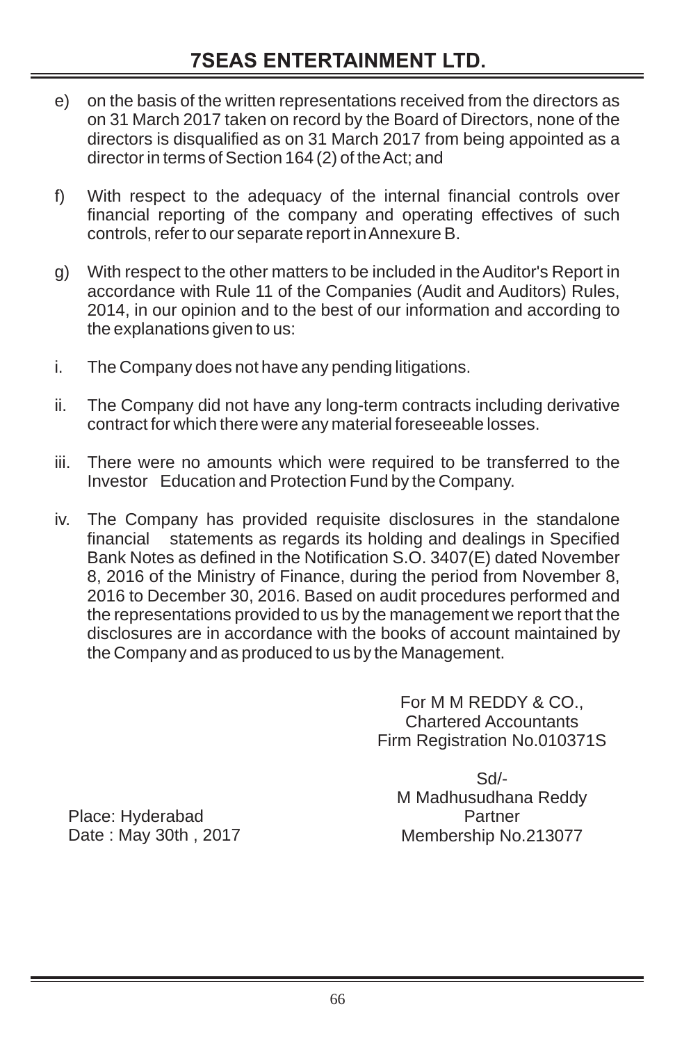e) on the basis of the written representations received from the directors as on 31 March 2017 taken on record by the Board of Directors, none of the directors is disqualified as on 31 March 2017 from being appointed as a director in terms of Section 164 (2) of the Act; and

f) With respect to the adequacy of the internal financial controls over financial reporting of the company and operating effectives of such controls, refer to our separate report in Annexure B.

g) With respect to the other matters to be included in the Auditor's Report in accordance with Rule 11 of the Companies (Audit and Auditors) Rules, 2014, in our opinion and to the best of our information and according to the explanations given to us:

i. The Company does not have any pending litigations.

ii. The Company did not have any long-term contracts including derivative contract for which there were any material foreseeable losses.

iii. There were no amounts which were required to be transferred to the Investor Education and Protection Fund by the Company.

iv. The Company has provided requisite disclosures in the standalone financial statements as regards its holding and dealings in Specified Bank Notes as defined in the Notification S.O. 3407(E) dated November 8, 2016 of the Ministry of Finance, during the period from November 8, 2016 to December 30, 2016. Based on audit procedures performed and the representations provided to us by the management we report that the disclosures are in accordance with the books of account maintained by the Company and as produced to us by the Management.

For M M REDDY & CO.,
Chartered Accountants
Firm Registration No.010371S

Sd/-
M Madhusudhana Reddy
Partner
Membership No.213077

Place: Hyderabad
Date : May 30th , 2017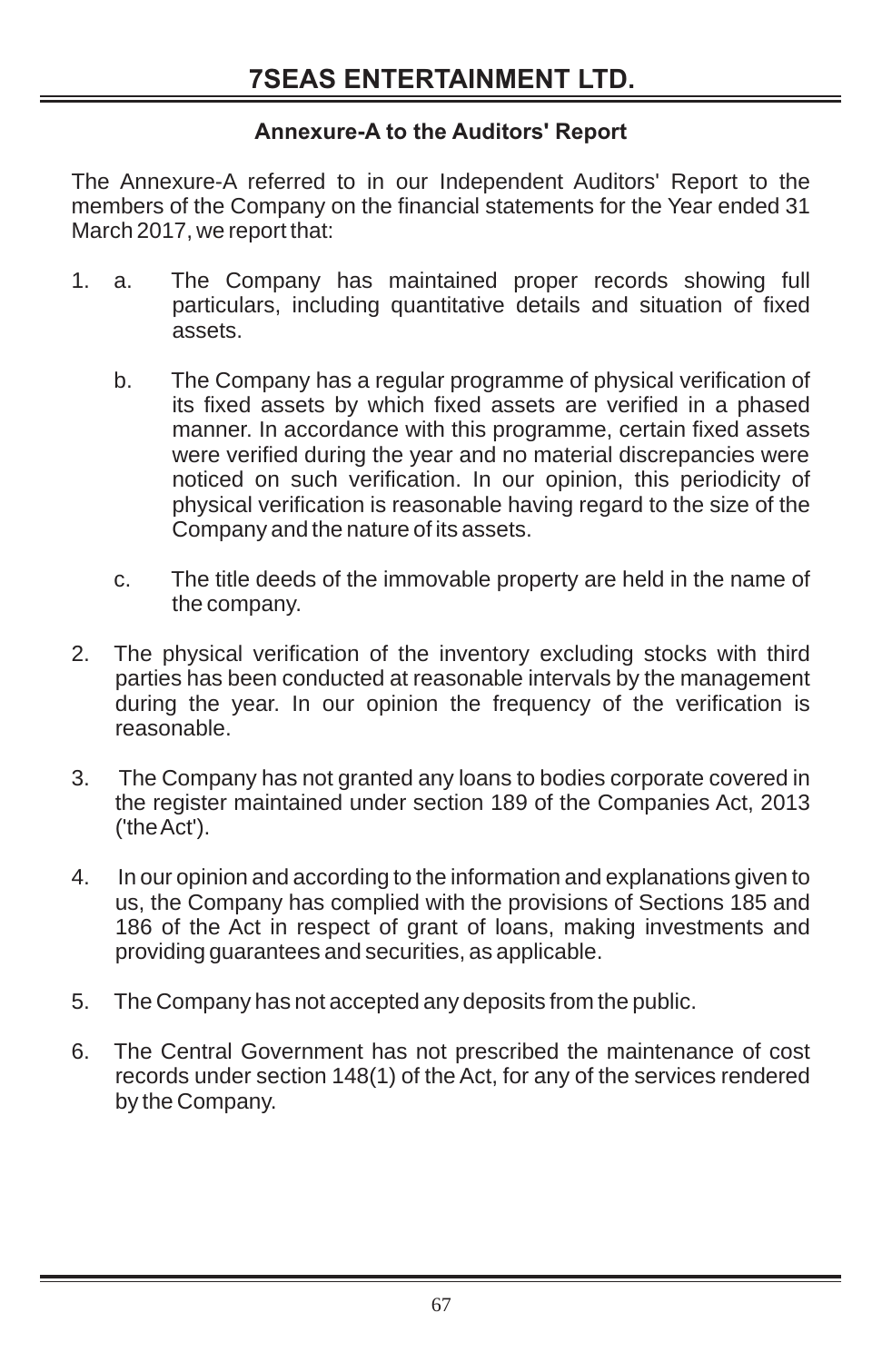# 7SEAS ENTERTAINMENT LTD.

## Annexure-A to the Auditors' Report

The Annexure-A referred to in our Independent Auditors' Report to the members of the Company on the financial statements for the Year ended 31 March 2017, we report that:

1. a. The Company has maintained proper records showing full particulars, including quantitative details and situation of fixed assets.

   b. The Company has a regular programme of physical verification of its fixed assets by which fixed assets are verified in a phased manner. In accordance with this programme, certain fixed assets were verified during the year and no material discrepancies were noticed on such verification. In our opinion, this periodicity of physical verification is reasonable having regard to the size of the Company and the nature of its assets.

   c. The title deeds of the immovable property are held in the name of the company.

2. The physical verification of the inventory excluding stocks with third parties has been conducted at reasonable intervals by the management during the year. In our opinion the frequency of the verification is reasonable.

3. The Company has not granted any loans to bodies corporate covered in the register maintained under section 189 of the Companies Act, 2013 ('the Act').

4. In our opinion and according to the information and explanations given to us, the Company has complied with the provisions of Sections 185 and 186 of the Act in respect of grant of loans, making investments and providing guarantees and securities, as applicable.

5. The Company has not accepted any deposits from the public.

6. The Central Government has not prescribed the maintenance of cost records under section 148(1) of the Act, for any of the services rendered by the Company.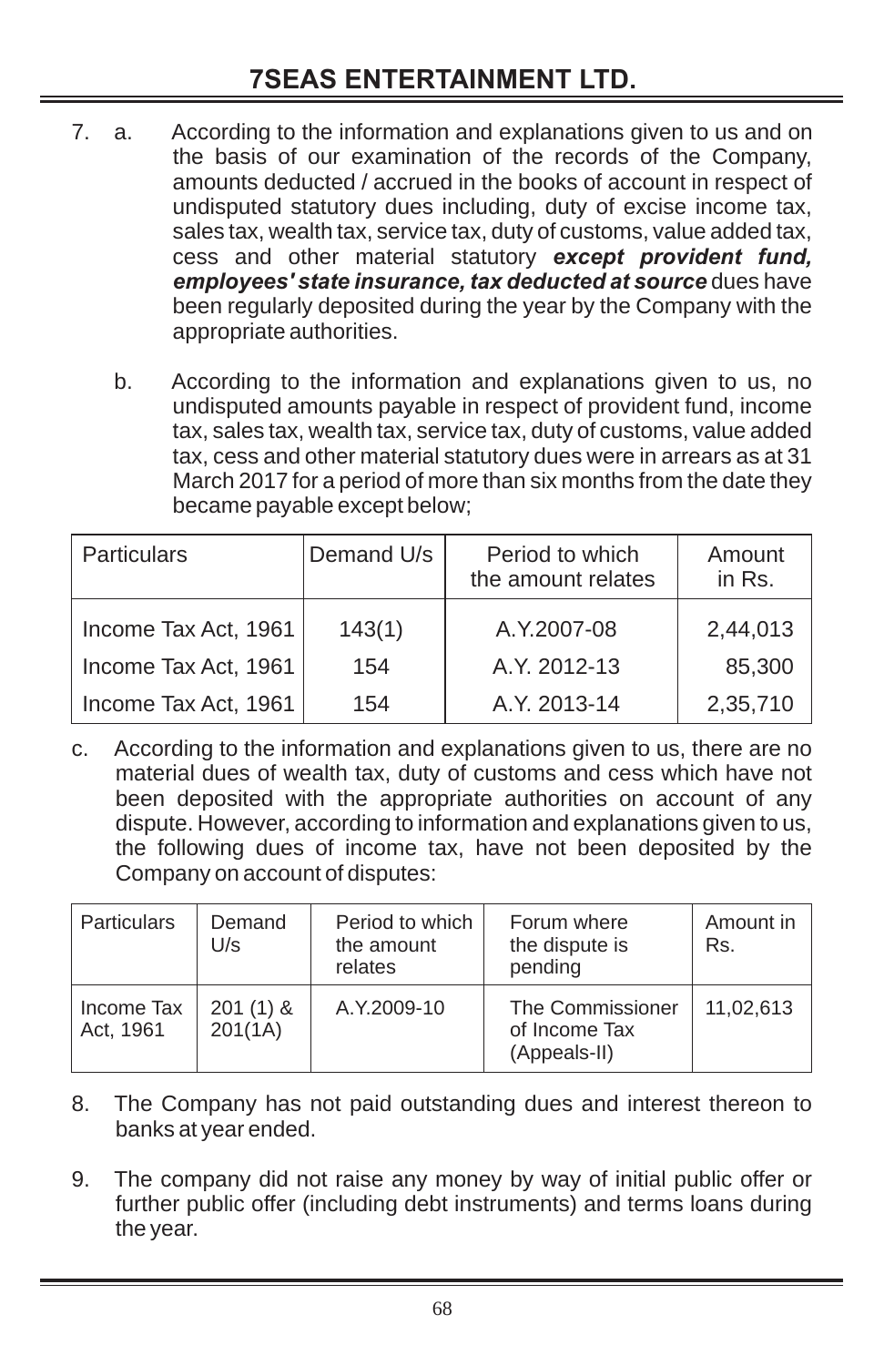7. a. According to the information and explanations given to us and on the basis of our examination of the records of the Company, amounts deducted / accrued in the books of account in respect of undisputed statutory dues including, duty of excise income tax, sales tax, wealth tax, service tax, duty of customs, value added tax, cess and other material statutory ***except provident fund, employees' state insurance, tax deducted at source*** dues have been regularly deposited during the year by the Company with the appropriate authorities.

   b. According to the information and explanations given to us, no undisputed amounts payable in respect of provident fund, income tax, sales tax, wealth tax, service tax, duty of customs, value added tax, cess and other material statutory dues were in arrears as at 31 March 2017 for a period of more than six months from the date they became payable except below;

| Particulars | Demand U/s | Period to which the amount relates | Amount in Rs. |
|---|---|---|---|
| Income Tax Act, 1961 | 143(1) | A.Y.2007-08 | 2,44,013 |
| Income Tax Act, 1961 | 154 | A.Y. 2012-13 | 85,300 |
| Income Tax Act, 1961 | 154 | A.Y. 2013-14 | 2,35,710 |

c. According to the information and explanations given to us, there are no material dues of wealth tax, duty of customs and cess which have not been deposited with the appropriate authorities on account of any dispute. However, according to information and explanations given to us, the following dues of income tax, have not been deposited by the Company on account of disputes:

| Particulars | Demand U/s | Period to which the amount relates | Forum where the dispute is pending | Amount in Rs. |
|---|---|---|---|---|
| Income Tax Act, 1961 | 201 (1) & 201(1A) | A.Y.2009-10 | The Commissioner of Income Tax (Appeals-II) | 11,02,613 |

8. The Company has not paid outstanding dues and interest thereon to banks at year ended.

9. The company did not raise any money by way of initial public offer or further public offer (including debt instruments) and terms loans during the year.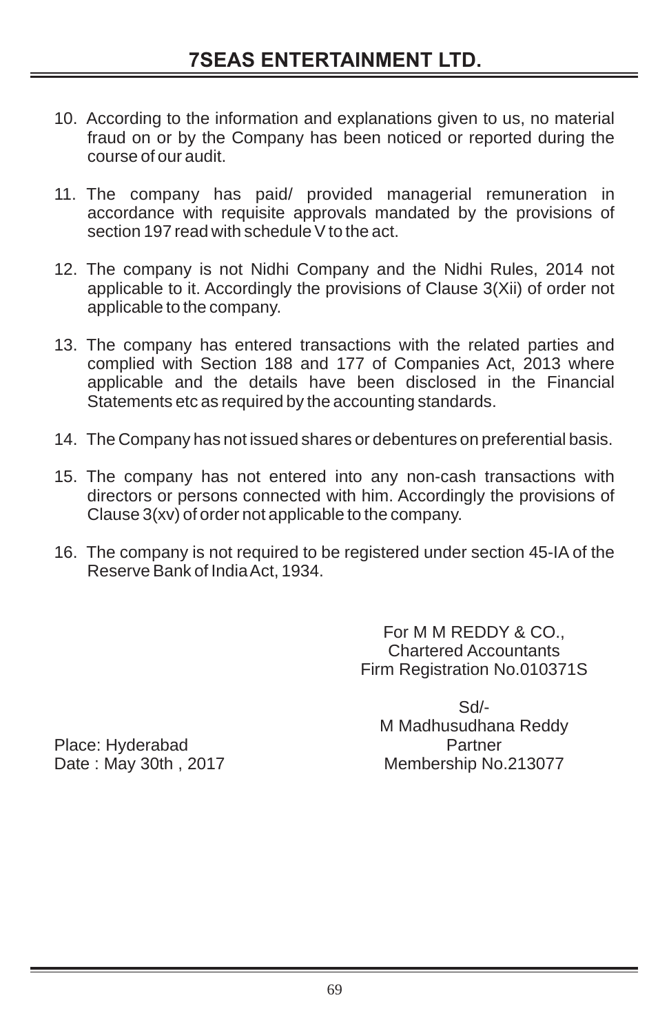10. According to the information and explanations given to us, no material fraud on or by the Company has been noticed or reported during the course of our audit.

11. The company has paid/ provided managerial remuneration in accordance with requisite approvals mandated by the provisions of section 197 read with schedule V to the act.

12. The company is not Nidhi Company and the Nidhi Rules, 2014 not applicable to it. Accordingly the provisions of Clause 3(Xii) of order not applicable to the company.

13. The company has entered transactions with the related parties and complied with Section 188 and 177 of Companies Act, 2013 where applicable and the details have been disclosed in the Financial Statements etc as required by the accounting standards.

14. The Company has not issued shares or debentures on preferential basis.

15. The company has not entered into any non-cash transactions with directors or persons connected with him. Accordingly the provisions of Clause 3(xv) of order not applicable to the company.

16. The company is not required to be registered under section 45-IA of the Reserve Bank of India Act, 1934.

For M M REDDY & CO.,
Chartered Accountants
Firm Registration No.010371S

Sd/-
M Madhusudhana Reddy
Partner
Membership No.213077

Place: Hyderabad
Date : May 30th , 2017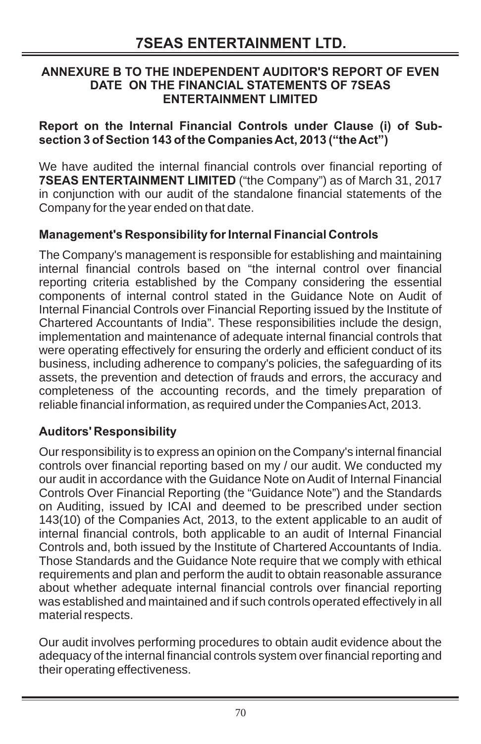## ANNEXURE B TO THE INDEPENDENT AUDITOR'S REPORT OF EVEN DATE ON THE FINANCIAL STATEMENTS OF 7SEAS ENTERTAINMENT LIMITED

### Report on the Internal Financial Controls under Clause (i) of Sub-section 3 of Section 143 of the Companies Act, 2013 ("the Act")

We have audited the internal financial controls over financial reporting of **7SEAS ENTERTAINMENT LIMITED** ("the Company") as of March 31, 2017 in conjunction with our audit of the standalone financial statements of the Company for the year ended on that date.

### Management's Responsibility for Internal Financial Controls

The Company's management is responsible for establishing and maintaining internal financial controls based on "the internal control over financial reporting criteria established by the Company considering the essential components of internal control stated in the Guidance Note on Audit of Internal Financial Controls over Financial Reporting issued by the Institute of Chartered Accountants of India". These responsibilities include the design, implementation and maintenance of adequate internal financial controls that were operating effectively for ensuring the orderly and efficient conduct of its business, including adherence to company's policies, the safeguarding of its assets, the prevention and detection of frauds and errors, the accuracy and completeness of the accounting records, and the timely preparation of reliable financial information, as required under the Companies Act, 2013.

### Auditors' Responsibility

Our responsibility is to express an opinion on the Company's internal financial controls over financial reporting based on my / our audit. We conducted my our audit in accordance with the Guidance Note on Audit of Internal Financial Controls Over Financial Reporting (the "Guidance Note") and the Standards on Auditing, issued by ICAI and deemed to be prescribed under section 143(10) of the Companies Act, 2013, to the extent applicable to an audit of internal financial controls, both applicable to an audit of Internal Financial Controls and, both issued by the Institute of Chartered Accountants of India. Those Standards and the Guidance Note require that we comply with ethical requirements and plan and perform the audit to obtain reasonable assurance about whether adequate internal financial controls over financial reporting was established and maintained and if such controls operated effectively in all material respects.

Our audit involves performing procedures to obtain audit evidence about the adequacy of the internal financial controls system over financial reporting and their operating effectiveness.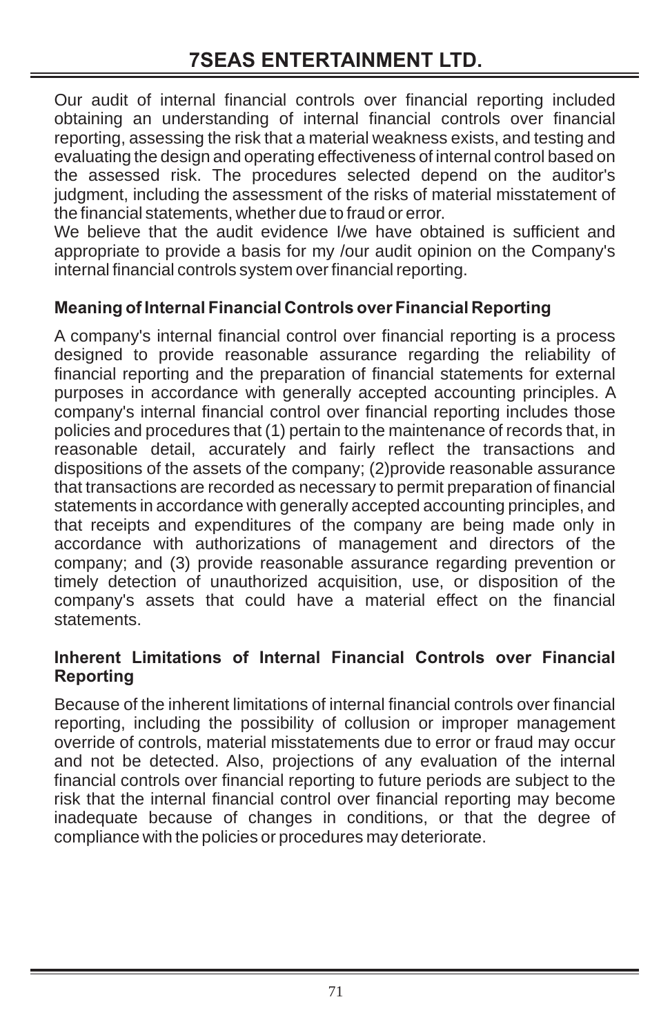Our audit of internal financial controls over financial reporting included obtaining an understanding of internal financial controls over financial reporting, assessing the risk that a material weakness exists, and testing and evaluating the design and operating effectiveness of internal control based on the assessed risk. The procedures selected depend on the auditor's judgment, including the assessment of the risks of material misstatement of the financial statements, whether due to fraud or error.

We believe that the audit evidence I/we have obtained is sufficient and appropriate to provide a basis for my /our audit opinion on the Company's internal financial controls system over financial reporting.

**Meaning of Internal Financial Controls over Financial Reporting**

A company's internal financial control over financial reporting is a process designed to provide reasonable assurance regarding the reliability of financial reporting and the preparation of financial statements for external purposes in accordance with generally accepted accounting principles. A company's internal financial control over financial reporting includes those policies and procedures that (1) pertain to the maintenance of records that, in reasonable detail, accurately and fairly reflect the transactions and dispositions of the assets of the company; (2)provide reasonable assurance that transactions are recorded as necessary to permit preparation of financial statements in accordance with generally accepted accounting principles, and that receipts and expenditures of the company are being made only in accordance with authorizations of management and directors of the company; and (3) provide reasonable assurance regarding prevention or timely detection of unauthorized acquisition, use, or disposition of the company's assets that could have a material effect on the financial statements.

**Inherent Limitations of Internal Financial Controls over Financial Reporting**

Because of the inherent limitations of internal financial controls over financial reporting, including the possibility of collusion or improper management override of controls, material misstatements due to error or fraud may occur and not be detected. Also, projections of any evaluation of the internal financial controls over financial reporting to future periods are subject to the risk that the internal financial control over financial reporting may become inadequate because of changes in conditions, or that the degree of compliance with the policies or procedures may deteriorate.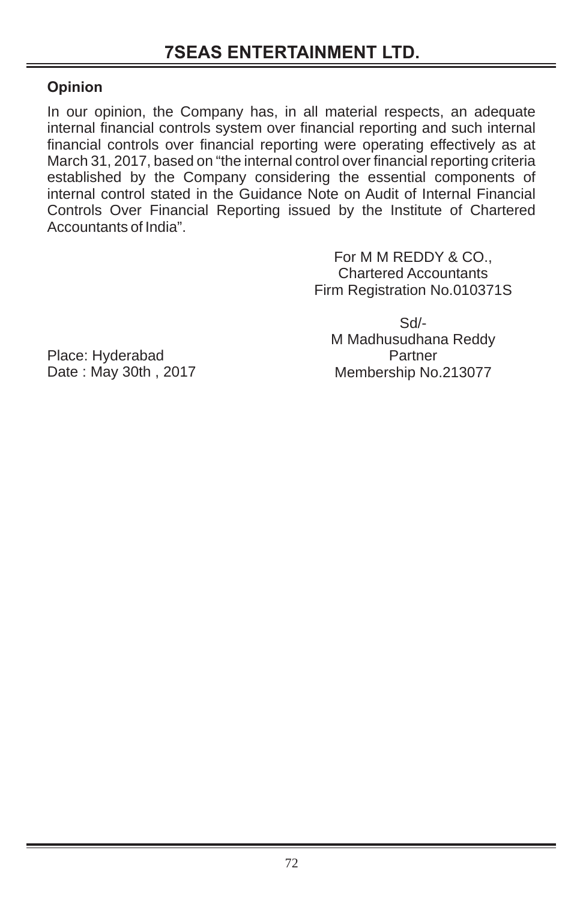**Opinion**

In our opinion, the Company has, in all material respects, an adequate internal financial controls system over financial reporting and such internal financial controls over financial reporting were operating effectively as at March 31, 2017, based on "the internal control over financial reporting criteria established by the Company considering the essential components of internal control stated in the Guidance Note on Audit of Internal Financial Controls Over Financial Reporting issued by the Institute of Chartered Accountants of India".

For M M REDDY & CO.,
Chartered Accountants
Firm Registration No.010371S

Sd/-
M Madhusudhana Reddy
Partner
Membership No.213077

Place: Hyderabad
Date : May 30th , 2017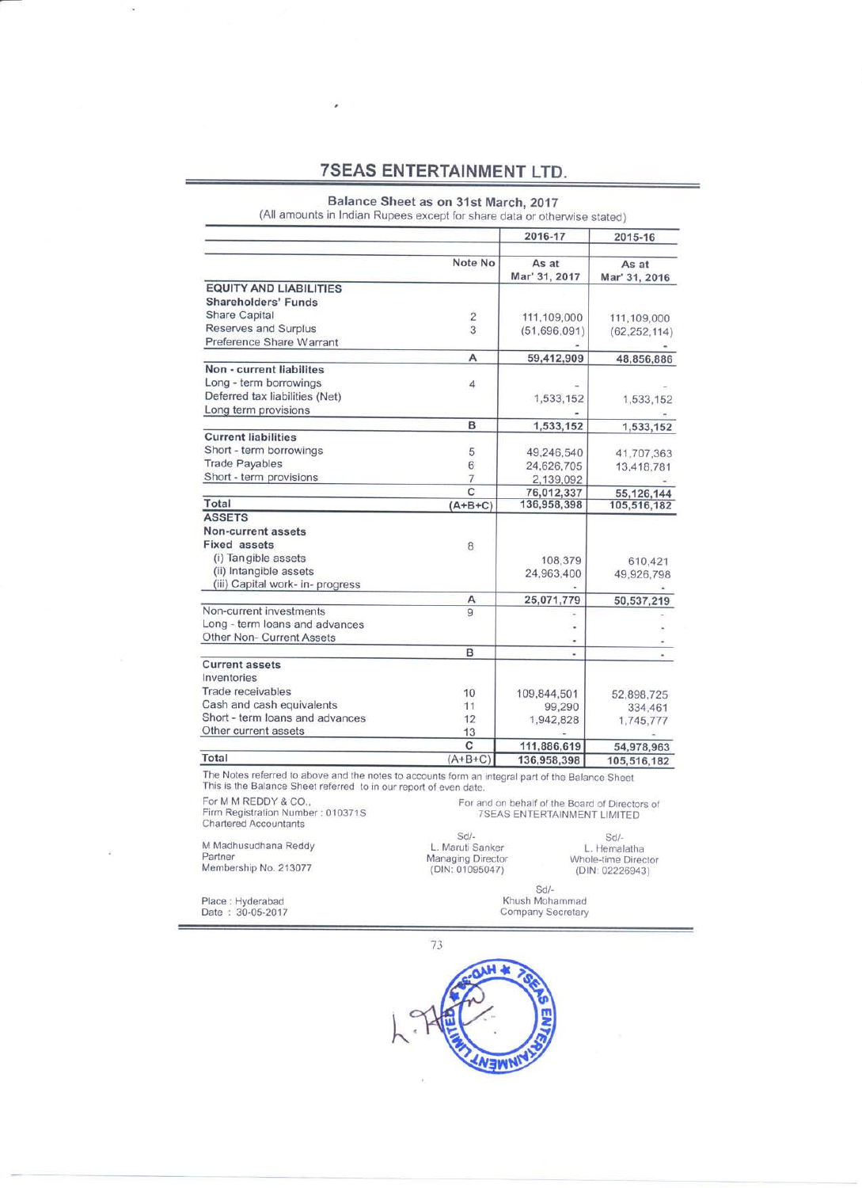# 7SEAS ENTERTAINMENT LTD.

## Balance Sheet as on 31st March, 2017

(All amounts in Indian Rupees except for share data or otherwise stated)

| | Note No | 2016-17 As at Mar' 31, 2017 | 2015-16 As at Mar' 31, 2016 |
|---|---|---|---|
| **EQUITY AND LIABILITIES** | | | |
| **Shareholders' Funds** | | | |
| Share Capital | 2 | 111,109,000 | 111,109,000 |
| Reserves and Surplus | 3 | (51,696,091) | (62,252,114) |
| Preference Share Warrant | | - | - |
| | A | 59,412,909 | 48,856,886 |
| **Non - current liabilites** | | | |
| Long - term borrowings | 4 | - | - |
| Deferred tax liabilities (Net) | | 1,533,152 | 1,533,152 |
| Long term provisions | | - | - |
| | B | 1,533,152 | 1,533,152 |
| **Current liabilities** | | | |
| Short - term borrowings | 5 | 49,246,540 | 41,707,363 |
| Trade Payables | 6 | 24,626,705 | 13,418,781 |
| Short - term provisions | 7 | 2,139,092 | - |
| | C | 76,012,337 | 55,126,144 |
| **Total** | (A+B+C) | 136,958,398 | 105,516,182 |
| **ASSETS** | | | |
| **Non-current assets** | | | |
| **Fixed assets** | 8 | | |
| (i) Tangible assets | | 108,379 | 610,421 |
| (ii) Intangible assets | | 24,963,400 | 49,926,798 |
| (iii) Capital work- in- progress | | - | - |
| | A | 25,071,779 | 50,537,219 |
| Non-current investments | 9 | - | - |
| Long - term loans and advances | | - | - |
| Other Non- Current Assets | | - | - |
| | B | - | - |
| **Current assets** | | | |
| Inventories | | | |
| Trade receivables | 10 | 109,844,501 | 52,898,725 |
| Cash and cash equivalents | 11 | 99,290 | 334,461 |
| Short - term loans and advances | 12 | 1,942,828 | 1,745,777 |
| Other current assets | 13 | - | - |
| | C | 111,886,619 | 54,978,963 |
| **Total** | (A+B+C) | 136,958,398 | 105,516,182 |

The Notes referred to above and the notes to accounts form an integral part of the Balance Sheet
This is the Balance Sheet referred to in our report of even date.

For M M REDDY & CO.,
Firm Registration Number : 010371S
Chartered Accountants

M Madhusudhana Reddy
Partner
Membership No. 213077

Place : Hyderabad
Date : 30-05-2017

For and on behalf of the Board of Directors of
7SEAS ENTERTAINMENT LIMITED

Sd/-
L. Maruti Sanker
Managing Director
(DIN: 01095047)

Sd/-
L. Hemalatha
Whole-time Director
(DIN: 02226943)

Sd/-
Khush Mohammad
Company Secretary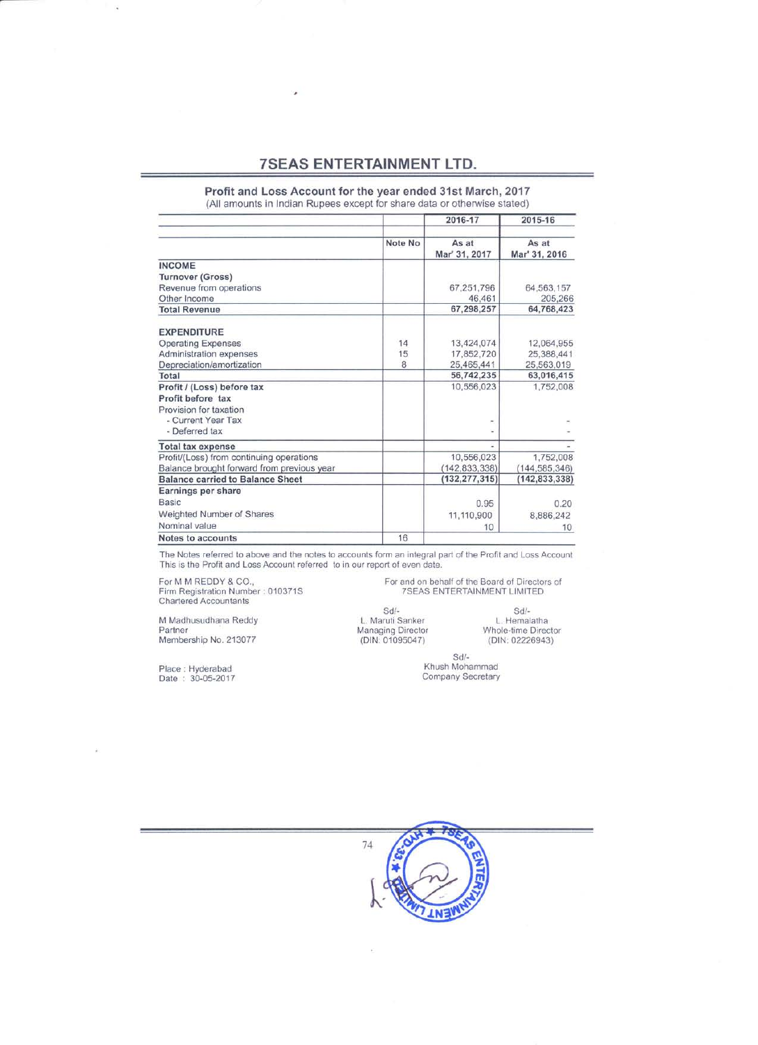# 7SEAS ENTERTAINMENT LTD.

## Profit and Loss Account for the year ended 31st March, 2017

(All amounts in Indian Rupees except for share data or otherwise stated)

| | | 2016-17 | 2015-16 |
|---|---|---|---|
| | Note No | As at Mar' 31, 2017 | As at Mar' 31, 2016 |
| **INCOME** | | | |
| **Turnover (Gross)** | | | |
| Revenue from operations | | 67,251,796 | 64,563,157 |
| Other Income | | 46,461 | 205,266 |
| **Total Revenue** | | 67,298,257 | 64,768,423 |
| **EXPENDITURE** | | | |
| Operating Expenses | 14 | 13,424,074 | 12,064,955 |
| Administration expenses | 15 | 17,852,720 | 25,388,441 |
| Depreciation/amortization | 8 | 25,465,441 | 25,563,019 |
| **Total** | | 56,742,235 | 63,016,415 |
| **Profit / (Loss) before tax** | | 10,556,023 | 1,752,008 |
| **Profit before tax** | | | |
| Provision for taxation | | | |
| - Current Year Tax | | - | - |
| - Deferred tax | | - | - |
| **Total tax expense** | | - | - |
| Profit/(Loss) from continuing operations | | 10,556,023 | 1,752,008 |
| Balance brought forward from previous year | | (142,833,338) | (144,585,346) |
| **Balance carried to Balance Sheet** | | (132,277,315) | (142,833,338) |
| **Earnings per share** | | | |
| Basic | | 0.95 | 0.20 |
| Weighted Number of Shares | | 11,110,900 | 8,886,242 |
| Nominal value | | 10 | 10 |
| **Notes to accounts** | 16 | | |

The Notes referred to above and the notes to accounts form an integral part of the Profit and Loss Account
This is the Profit and Loss Account referred to in our report of even date.

For M M REDDY & CO.,
Firm Registration Number : 010371S
Chartered Accountants

M Madhusudhana Reddy
Partner
Membership No. 213077

Place : Hyderabad
Date : 30-05-2017

For and on behalf of the Board of Directors of
7SEAS ENTERTAINMENT LIMITED

Sd/-
L. Maruti Sanker
Managing Director
(DIN: 01095047)

Sd/-
L. Hemalatha
Whole-time Director
(DIN: 02226943)

Sd/-
Khush Mohammad
Company Secretary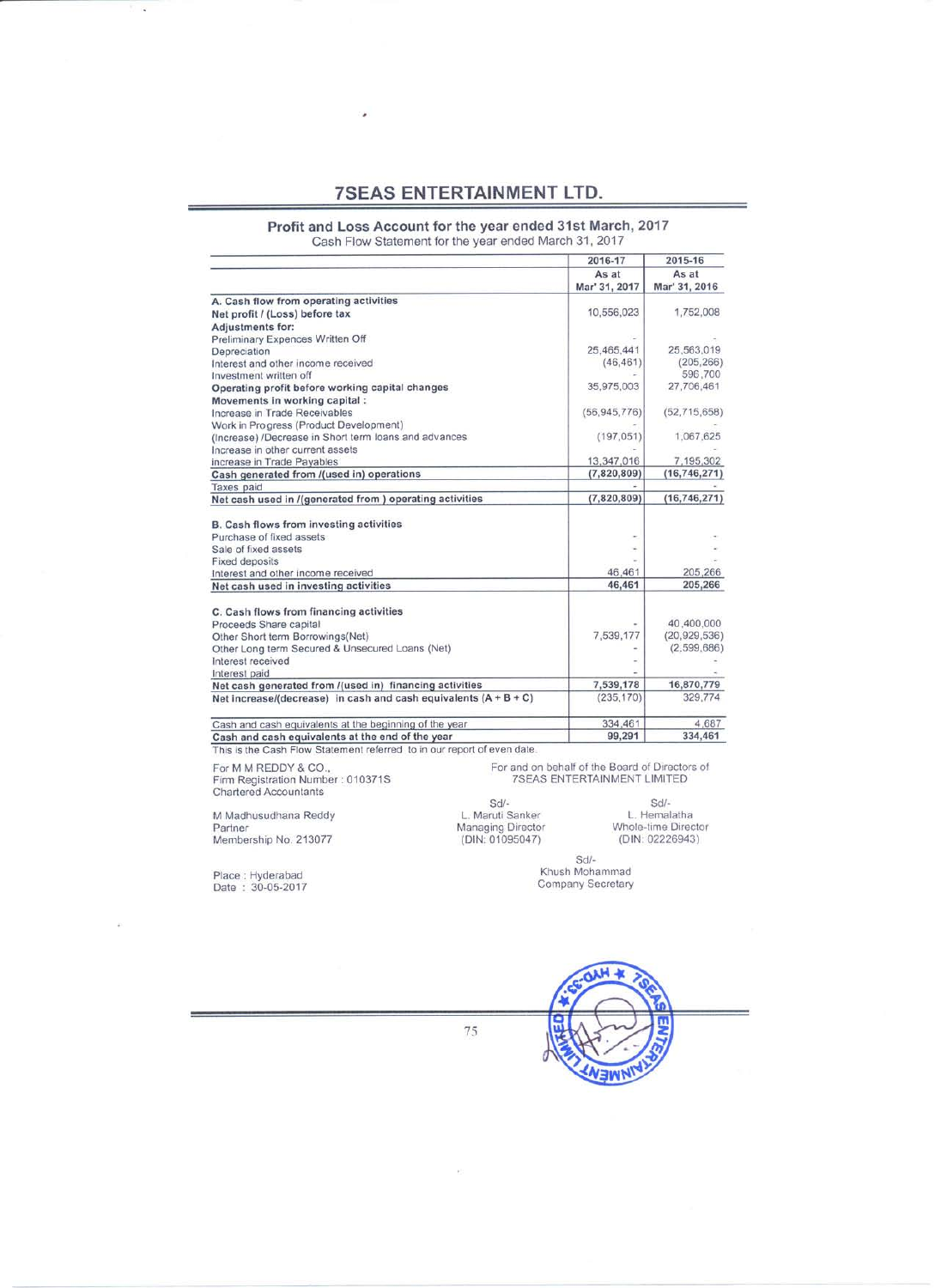# 7SEAS ENTERTAINMENT LTD.

## Profit and Loss Account for the year ended 31st March, 2017

Cash Flow Statement for the year ended March 31, 2017

| | 2016-17 | 2015-16 |
|---|---|---|
| | As at Mar' 31, 2017 | As at Mar' 31, 2016 |
| **A. Cash flow from operating activities** | | |
| **Net profit / (Loss) before tax** | 10,556,023 | 1,752,008 |
| **Adjustments for:** | | |
| Preliminary Expences Written Off | - | - |
| Depreciation | 25,465,441 | 25,563,019 |
| Interest and other income received | (46,461) | (205,266) |
| Investment written off | - | 596,700 |
| **Operating profit before working capital changes** | 35,975,003 | 27,706,461 |
| **Movements in working capital :** | | |
| Increase in Trade Receivables | (56,945,776) | (52,715,658) |
| Work in Progress (Product Development) | - | - |
| (Increase) /Decrease in Short term loans and advances | (197,051) | 1,067,625 |
| Increase in other current assets | - | - |
| increase in Trade Payables | 13,347,016 | 7,195,302 |
| **Cash generated from /(used in) operations** | **(7,820,809)** | **(16,746,271)** |
| Taxes paid | - | - |
| **Net cash used in /(generated from ) operating activities** | **(7,820,809)** | **(16,746,271)** |
| **B. Cash flows from investing activities** | | |
| Purchase of fixed assets | - | - |
| Sale of fixed assets | - | - |
| Fixed deposits | - | - |
| Interest and other income received | 46,461 | 205,266 |
| **Net cash used in investing activities** | **46,461** | **205,266** |
| **C. Cash flows from financing activities** | | |
| Proceeds Share capital | - | 40,400,000 |
| Other Short term Borrowings(Net) | 7,539,177 | (20,929,536) |
| Other Long term Secured & Unsecured Loans (Net) | - | (2,599,686) |
| Interest received | - | - |
| Interest paid | - | - |
| **Net cash generated from /(used in) financing activities** | **7,539,178** | **16,870,779** |
| **Net increase/(decrease) in cash and cash equivalents (A + B + C)** | (235,170) | 329,774 |
| Cash and cash equivalents at the beginning of the year | 334,461 | 4,687 |
| **Cash and cash equivalents at the end of the year** | **99,291** | **334,461** |

This is the Cash Flow Statement referred to in our report of even date.

For M M REDDY & CO.,
Firm Registration Number : 010371S
Chartered Accountants

M Madhusudhana Reddy
Partner
Membership No. 213077

Place : Hyderabad
Date : 30-05-2017

For and on behalf of the Board of Directors of 7SEAS ENTERTAINMENT LIMITED

Sd/-
L. Maruti Sanker
Managing Director
(DIN: 01095047)

Sd/-
L. Hemalatha
Whole-time Director
(DIN: 02226943)

Sd/-
Khush Mohammad
Company Secretary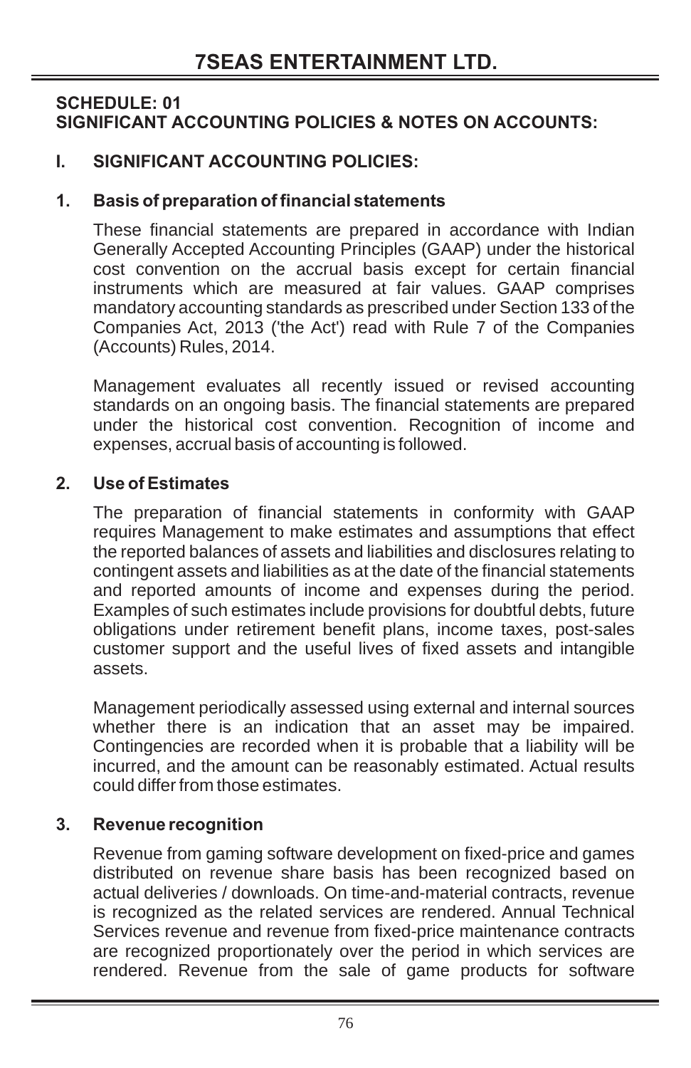# 7SEAS ENTERTAINMENT LTD.

## SCHEDULE: 01
## SIGNIFICANT ACCOUNTING POLICIES & NOTES ON ACCOUNTS:

### I. SIGNIFICANT ACCOUNTING POLICIES:

**1. Basis of preparation of financial statements**

These financial statements are prepared in accordance with Indian Generally Accepted Accounting Principles (GAAP) under the historical cost convention on the accrual basis except for certain financial instruments which are measured at fair values. GAAP comprises mandatory accounting standards as prescribed under Section 133 of the Companies Act, 2013 ('the Act') read with Rule 7 of the Companies (Accounts) Rules, 2014.

Management evaluates all recently issued or revised accounting standards on an ongoing basis. The financial statements are prepared under the historical cost convention. Recognition of income and expenses, accrual basis of accounting is followed.

**2. Use of Estimates**

The preparation of financial statements in conformity with GAAP requires Management to make estimates and assumptions that effect the reported balances of assets and liabilities and disclosures relating to contingent assets and liabilities as at the date of the financial statements and reported amounts of income and expenses during the period. Examples of such estimates include provisions for doubtful debts, future obligations under retirement benefit plans, income taxes, post-sales customer support and the useful lives of fixed assets and intangible assets.

Management periodically assessed using external and internal sources whether there is an indication that an asset may be impaired. Contingencies are recorded when it is probable that a liability will be incurred, and the amount can be reasonably estimated. Actual results could differ from those estimates.

**3. Revenue recognition**

Revenue from gaming software development on fixed-price and games distributed on revenue share basis has been recognized based on actual deliveries / downloads. On time-and-material contracts, revenue is recognized as the related services are rendered. Annual Technical Services revenue and revenue from fixed-price maintenance contracts are recognized proportionately over the period in which services are rendered. Revenue from the sale of game products for software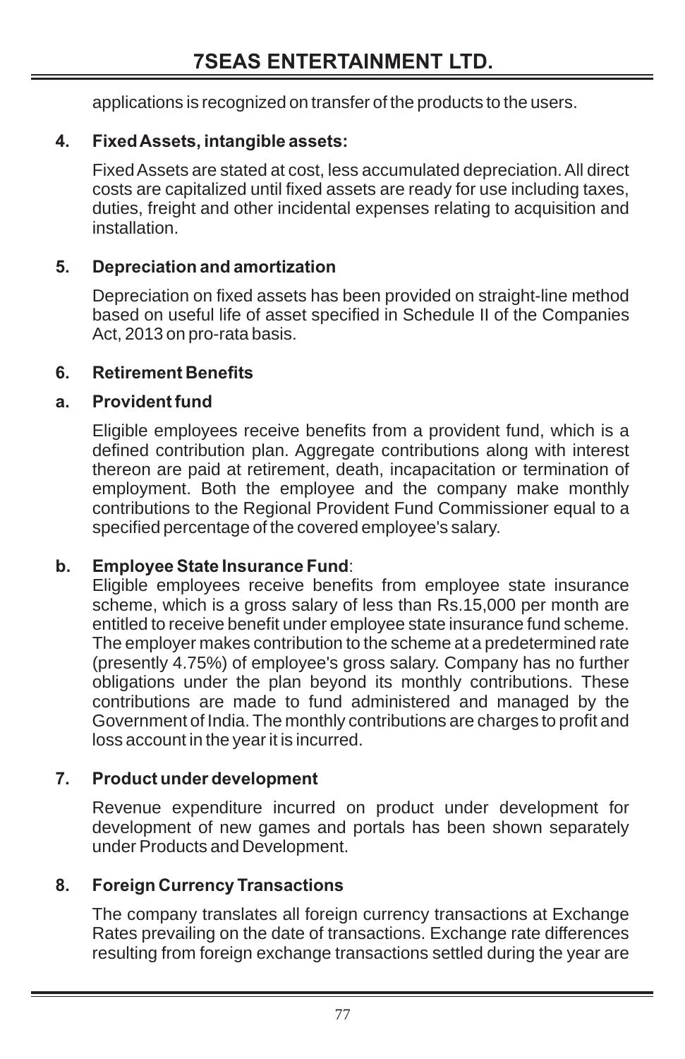applications is recognized on transfer of the products to the users.

**4. Fixed Assets, intangible assets:**

Fixed Assets are stated at cost, less accumulated depreciation. All direct costs are capitalized until fixed assets are ready for use including taxes, duties, freight and other incidental expenses relating to acquisition and installation.

**5. Depreciation and amortization**

Depreciation on fixed assets has been provided on straight-line method based on useful life of asset specified in Schedule II of the Companies Act, 2013 on pro-rata basis.

**6. Retirement Benefits**

**a. Provident fund**

Eligible employees receive benefits from a provident fund, which is a defined contribution plan. Aggregate contributions along with interest thereon are paid at retirement, death, incapacitation or termination of employment. Both the employee and the company make monthly contributions to the Regional Provident Fund Commissioner equal to a specified percentage of the covered employee's salary.

**b. Employee State Insurance Fund**:

Eligible employees receive benefits from employee state insurance scheme, which is a gross salary of less than Rs.15,000 per month are entitled to receive benefit under employee state insurance fund scheme. The employer makes contribution to the scheme at a predetermined rate (presently 4.75%) of employee's gross salary. Company has no further obligations under the plan beyond its monthly contributions. These contributions are made to fund administered and managed by the Government of India. The monthly contributions are charges to profit and loss account in the year it is incurred.

**7. Product under development**

Revenue expenditure incurred on product under development for development of new games and portals has been shown separately under Products and Development.

**8. Foreign Currency Transactions**

The company translates all foreign currency transactions at Exchange Rates prevailing on the date of transactions. Exchange rate differences resulting from foreign exchange transactions settled during the year are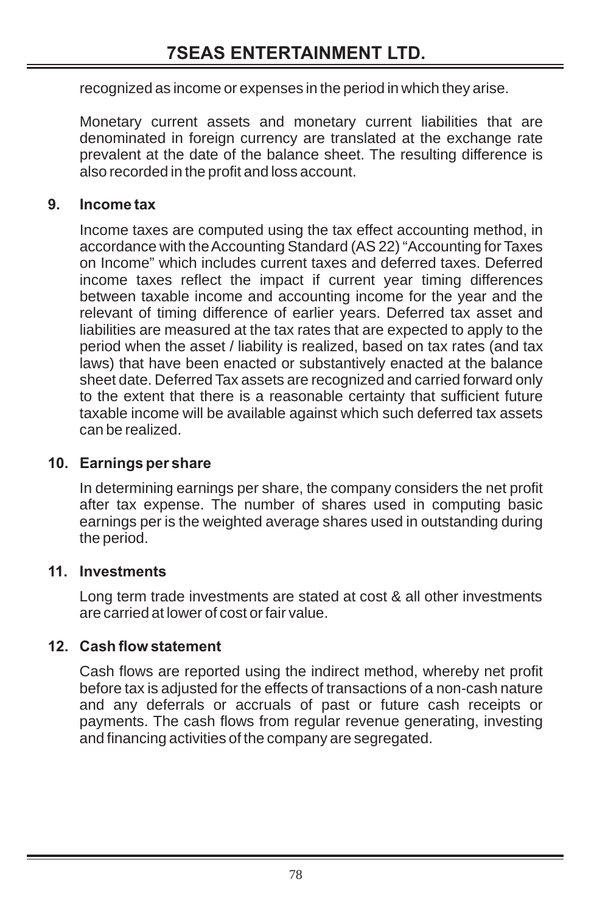recognized as income or expenses in the period in which they arise.

Monetary current assets and monetary current liabilities that are denominated in foreign currency are translated at the exchange rate prevalent at the date of the balance sheet. The resulting difference is also recorded in the profit and loss account.

**9. Income tax**

Income taxes are computed using the tax effect accounting method, in accordance with the Accounting Standard (AS 22) "Accounting for Taxes on Income" which includes current taxes and deferred taxes. Deferred income taxes reflect the impact if current year timing differences between taxable income and accounting income for the year and the relevant of timing difference of earlier years. Deferred tax asset and liabilities are measured at the tax rates that are expected to apply to the period when the asset / liability is realized, based on tax rates (and tax laws) that have been enacted or substantively enacted at the balance sheet date. Deferred Tax assets are recognized and carried forward only to the extent that there is a reasonable certainty that sufficient future taxable income will be available against which such deferred tax assets can be realized.

**10. Earnings per share**

In determining earnings per share, the company considers the net profit after tax expense. The number of shares used in computing basic earnings per is the weighted average shares used in outstanding during the period.

**11. Investments**

Long term trade investments are stated at cost & all other investments are carried at lower of cost or fair value.

**12. Cash flow statement**

Cash flows are reported using the indirect method, whereby net profit before tax is adjusted for the effects of transactions of a non-cash nature and any deferrals or accruals of past or future cash receipts or payments. The cash flows from regular revenue generating, investing and financing activities of the company are segregated.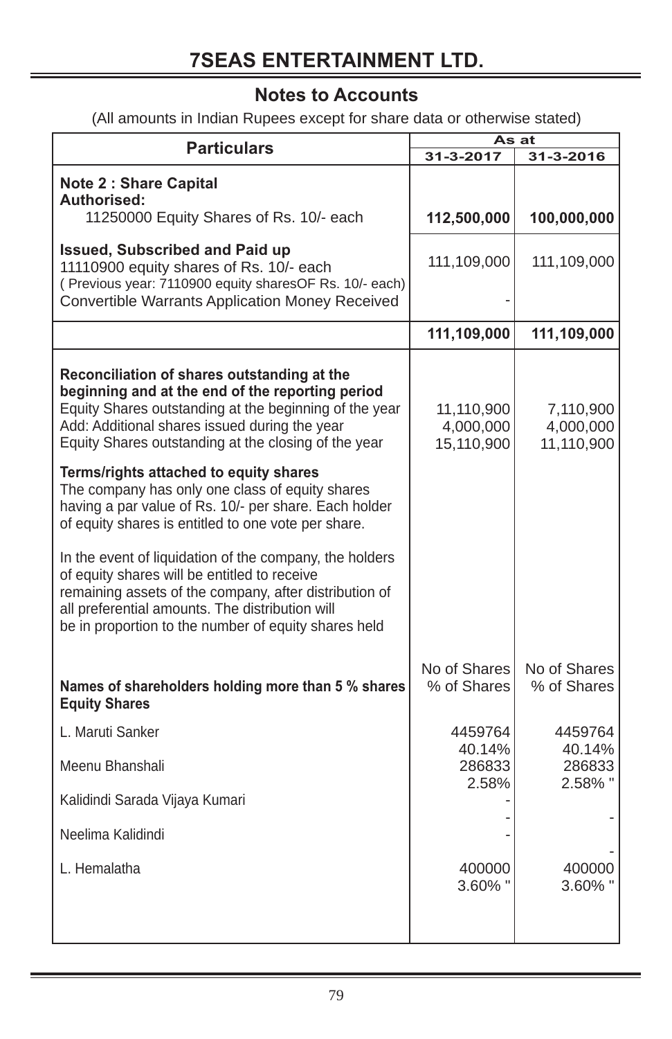# 7SEAS ENTERTAINMENT LTD.

## Notes to Accounts

(All amounts in Indian Rupees except for share data or otherwise stated)

| Particulars | As at 31-3-2017 | As at 31-3-2016 |
|---|---|---|
| **Note 2 : Share Capital** | | |
| **Authorised:** | | |
| 11250000 Equity Shares of Rs. 10/- each | **112,500,000** | **100,000,000** |
| **Issued, Subscribed and Paid up** | | |
| 11110900 equity shares of Rs. 10/- each | 111,109,000 | 111,109,000 |
| ( Previous year: 7110900 equity sharesOF Rs. 10/- each) | | |
| Convertible Warrants Application Money Received | - | |
| | **111,109,000** | **111,109,000** |
| **Reconciliation of shares outstanding at the beginning and at the end of the reporting period** | | |
| Equity Shares outstanding at the beginning of the year | 11,110,900 | 7,110,900 |
| Add: Additional shares issued during the year | 4,000,000 | 4,000,000 |
| Equity Shares outstanding at the closing of the year | 15,110,900 | 11,110,900 |
| **Terms/rights attached to equity shares** | | |
| The company has only one class of equity shares having a par value of Rs. 10/- per share. Each holder of equity shares is entitled to one vote per share. | | |
| In the event of liquidation of the company, the holders of equity shares will be entitled to receive remaining assets of the company, after distribution of all preferential amounts. The distribution will be in proportion to the number of equity shares held | | |
| | No of Shares<br>% of Shares | No of Shares<br>% of Shares |
| **Names of shareholders holding more than 5 % shares Equity Shares** | | |
| L. Maruti Sanker | 4459764<br>40.14% | 4459764<br>40.14% |
| Meenu Bhanshali | 286833<br>2.58% | 286833<br>2.58% " |
| Kalidindi Sarada Vijaya Kumari | -<br>- | <br>- |
| Neelima Kalidindi | - | <br>- |
| L. Hemalatha | 400000<br>3.60% " | 400000<br>3.60% " |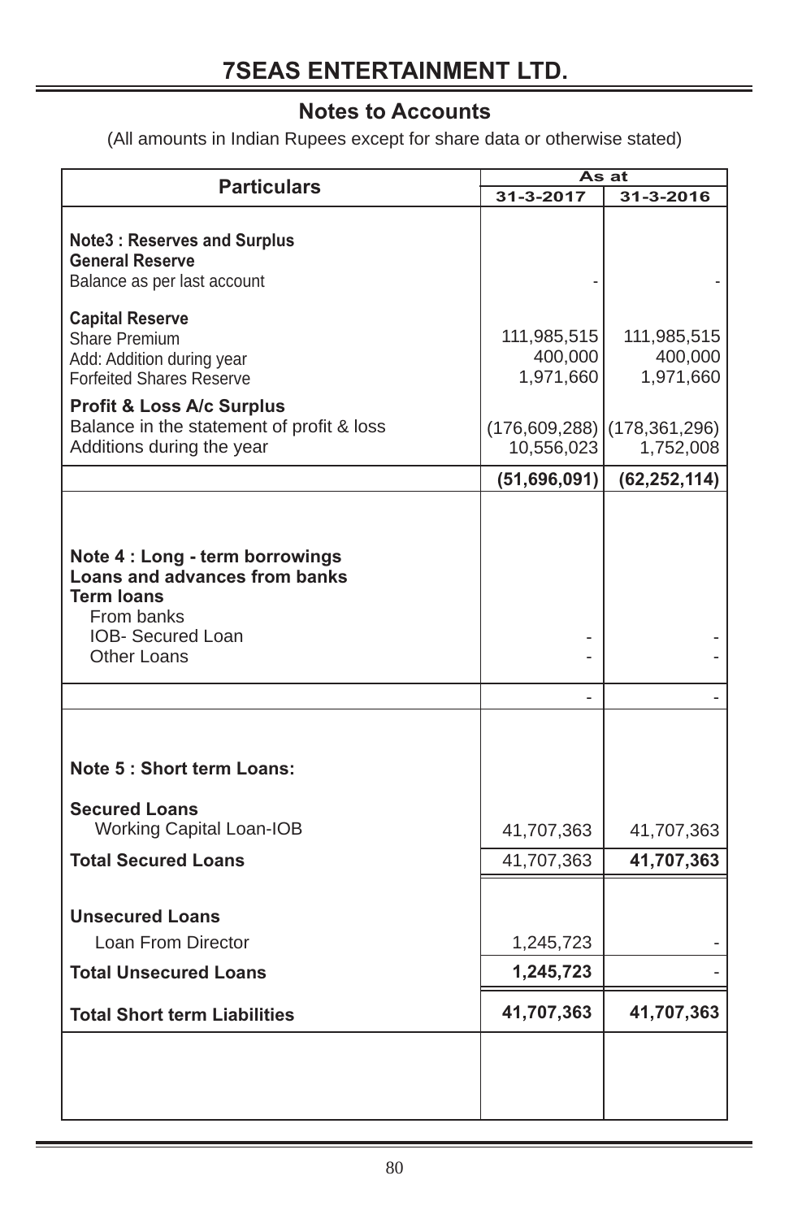# 7SEAS ENTERTAINMENT LTD.

## Notes to Accounts

(All amounts in Indian Rupees except for share data or otherwise stated)

| Particulars | As at | |
|---|---|---|
| | 31-3-2017 | 31-3-2016 |
| **Note3 : Reserves and Surplus** | | |
| **General Reserve** | | |
| Balance as per last account | - | - |
| **Capital Reserve** | | |
| Share Premium | 111,985,515 | 111,985,515 |
| Add: Addition during year | 400,000 | 400,000 |
| Forfeited Shares Reserve | 1,971,660 | 1,971,660 |
| **Profit & Loss A/c Surplus** | | |
| Balance in the statement of profit & loss | (176,609,288) | (178,361,296) |
| Additions during the year | 10,556,023 | 1,752,008 |
| | **(51,696,091)** | **(62,252,114)** |
| **Note 4 : Long - term borrowings** | | |
| **Loans and advances from banks** | | |
| **Term loans** | | |
| From banks | | |
| IOB- Secured Loan | - | - |
| Other Loans | - | - |
| | - | - |
| **Note 5 : Short term Loans:** | | |
| **Secured Loans** | | |
| Working Capital Loan-IOB | 41,707,363 | 41,707,363 |
| **Total Secured Loans** | 41,707,363 | **41,707,363** |
| **Unsecured Loans** | | |
| Loan From Director | 1,245,723 | - |
| **Total Unsecured Loans** | **1,245,723** | - |
| **Total Short term Liabilities** | **41,707,363** | **41,707,363** |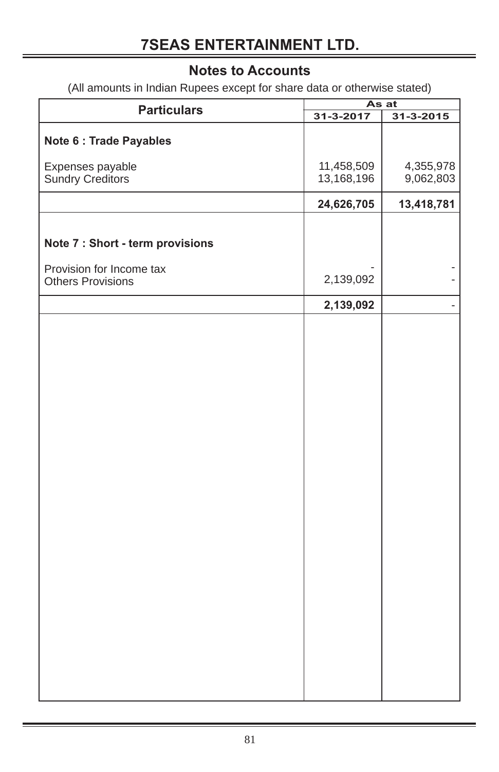# 7SEAS ENTERTAINMENT LTD.

## Notes to Accounts

(All amounts in Indian Rupees except for share data or otherwise stated)

| Particulars | As at | |
|---|---|---|
| | 31-3-2017 | 31-3-2015 |
| **Note 6 : Trade Payables** | | |
| Expenses payable | 11,458,509 | 4,355,978 |
| Sundry Creditors | 13,168,196 | 9,062,803 |
| | **24,626,705** | **13,418,781** |
| **Note 7 : Short - term provisions** | | |
| Provision for Income tax | - | - |
| Others Provisions | 2,139,092 | - |
| | **2,139,092** | - |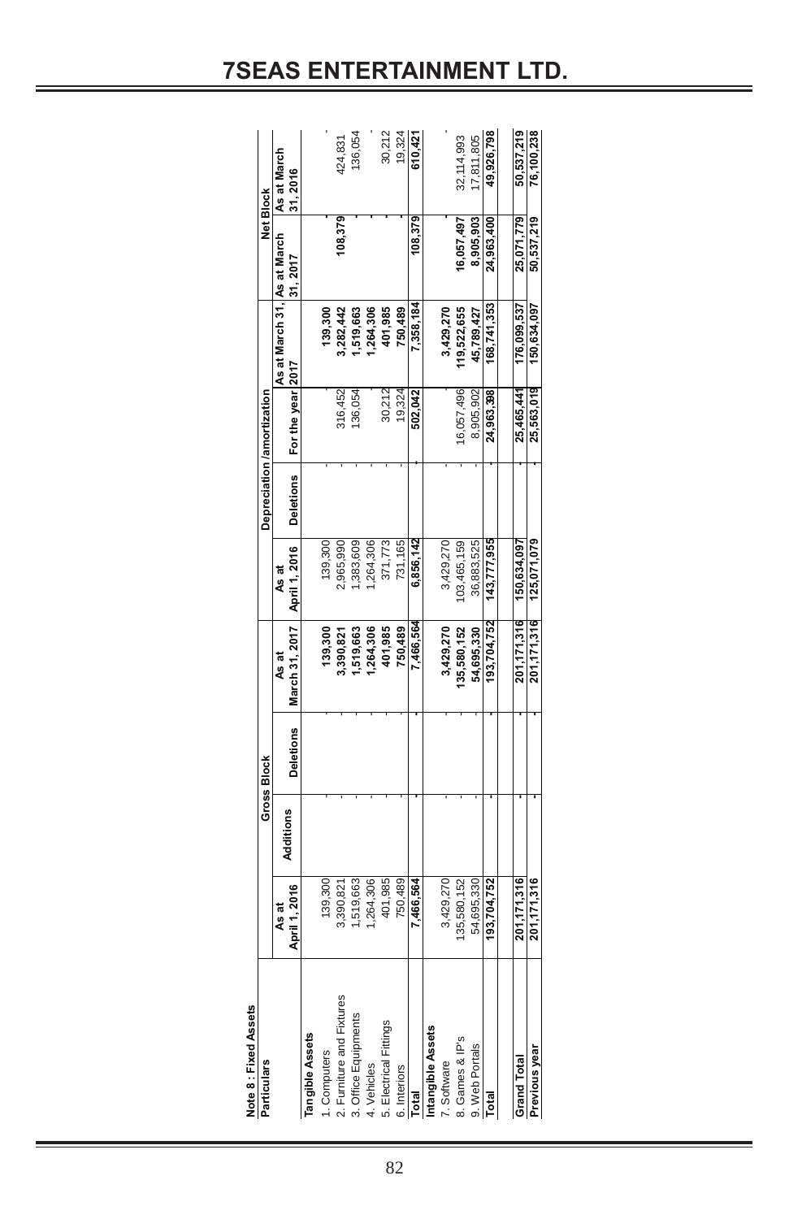**Note 8 : Fixed Assets**

| Particulars | Gross Block | | | | Depreciation /amortization | | | | Net Block | |
|---|---|---|---|---|---|---|---|---|---|---|
| | As at April 1, 2016 | Additions | Deletions | As at March 31, 2017 | As at April 1, 2016 | Deletions | For the year | As at March 31, 2017 | As at March 31, 2017 | As at March 31, 2016 |
| **Tangible Assets** | | | | | | | | | | |
| 1. Computers | 139,300 | - | - | 139,300 | 139,300 | - | - | 139,300 | - | - |
| 2. Furniture and Fixtures | 3,390,821 | - | - | 3,390,821 | 2,965,990 | - | 316,452 | 3,282,442 | 108,379 | 424,831 |
| 3. Office Equipments | 1,519,663 | - | - | 1,519,663 | 1,383,609 | - | 136,054 | 1,519,663 | - | 136,054 |
| 4. Vehicles | 1,264,306 | - | - | 1,264,306 | 1,264,306 | - | - | 1,264,306 | - | - |
| 5. Electrical Fittings | 401,985 | - | - | 401,985 | 371,773 | - | 30,212 | 401,985 | - | 30,212 |
| 6. Interiors | 750,489 | - | - | 750,489 | 731,165 | - | 19,324 | 750,489 | - | 19,324 |
| **Total** | **7,466,564** | **-** | **-** | **7,466,564** | **6,856,142** | **-** | **502,042** | **7,358,184** | **108,379** | **610,421** |
| **Intangible Assets** | | | | | | | | | | |
| 7. Software | 3,429,270 | - | - | 3,429,270 | 3,429,270 | - | - | 3,429,270 | - | - |
| 8. Games & IP's | 135,580,152 | - | - | 135,580,152 | 103,465,159 | - | 16,057,496 | 119,522,655 | 16,057,497 | 32,114,993 |
| 9. Web Portals | 54,695,330 | - | - | 54,695,330 | 36,883,525 | - | 8,905,902 | 45,789,427 | 8,905,903 | 17,811,805 |
| **Total** | **193,704,752** | **-** | **-** | **193,704,752** | **143,777,955** | **-** | **24,963,398** | **168,741,353** | **24,963,400** | **49,926,798** |
| | | | | | | | | | | |
| **Grand Total** | **201,171,316** | **-** | **-** | **201,171,316** | **150,634,097** | **-** | **25,465,441** | **176,099,537** | **25,071,779** | **50,537,219** |
| **Previous year** | **201,171,316** | **-** | **-** | **201,171,316** | **125,071,079** | **-** | **25,563,019** | **150,634,097** | **50,537,219** | **76,100,238** |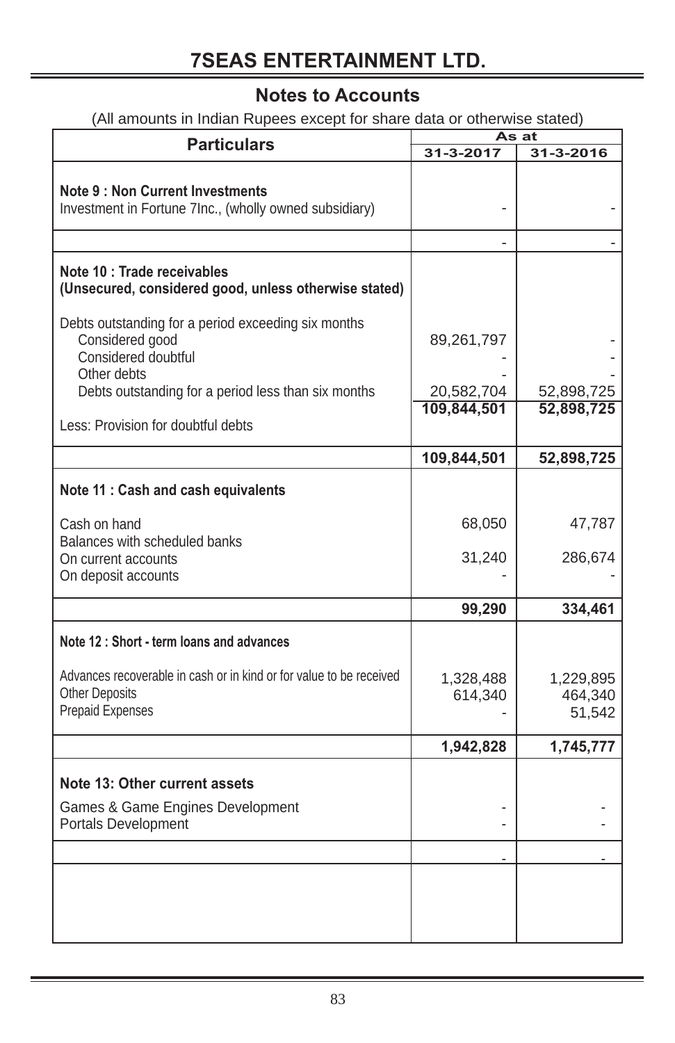# 7SEAS ENTERTAINMENT LTD.

## Notes to Accounts

(All amounts in Indian Rupees except for share data or otherwise stated)

| Particulars | As at 31-3-2017 | As at 31-3-2016 |
|---|---|---|
| **Note 9 : Non Current Investments** | | |
| Investment in Fortune 7Inc., (wholly owned subsidiary) | - | - |
| | - | - |
| **Note 10 : Trade receivables (Unsecured, considered good, unless otherwise stated)** | | |
| Debts outstanding for a period exceeding six months | | |
| Considered good | 89,261,797 | - |
| Considered doubtful | - | - |
| Other debts | - | - |
| Debts outstanding for a period less than six months | 20,582,704 | 52,898,725 |
| | **109,844,501** | **52,898,725** |
| Less: Provision for doubtful debts | | |
| | **109,844,501** | **52,898,725** |
| **Note 11 : Cash and cash equivalents** | | |
| Cash on hand | 68,050 | 47,787 |
| Balances with scheduled banks | | |
| On current accounts | 31,240 | 286,674 |
| On deposit accounts | - | - |
| | **99,290** | **334,461** |
| **Note 12 : Short - term loans and advances** | | |
| Advances recoverable in cash or in kind or for value to be received | 1,328,488 | 1,229,895 |
| Other Deposits | 614,340 | 464,340 |
| Prepaid Expenses | - | 51,542 |
| | **1,942,828** | **1,745,777** |
| **Note 13: Other current assets** | | |
| Games & Game Engines Development | - | - |
| Portals Development | - | - |
| | - | - |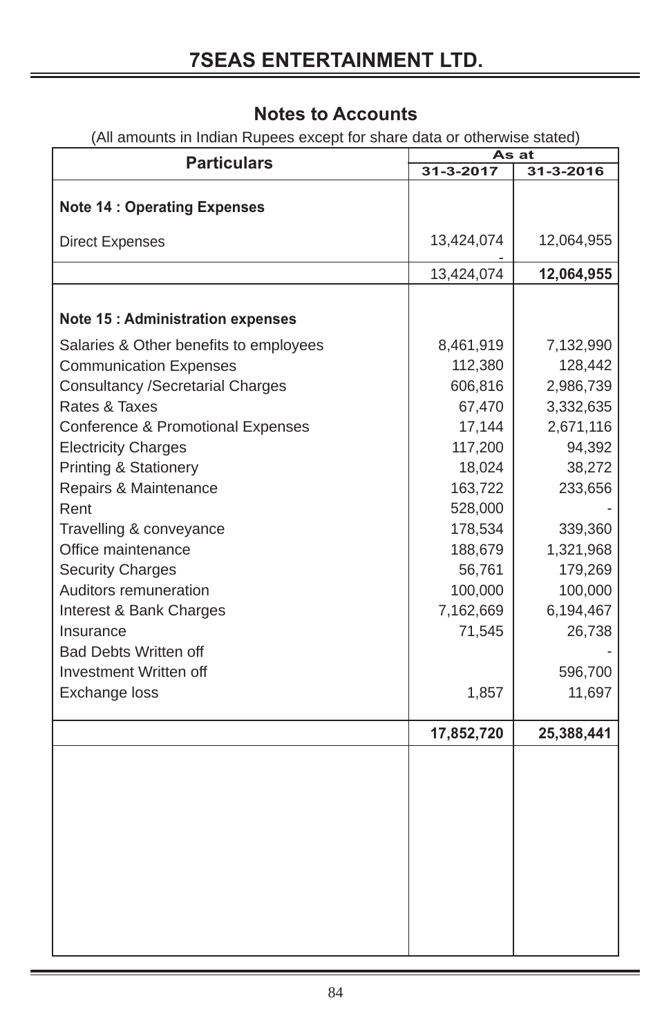## Notes to Accounts

(All amounts in Indian Rupees except for share data or otherwise stated)

| Particulars | As at 31-3-2017 | As at 31-3-2016 |
|---|---|---|
| **Note 14 : Operating Expenses** | | |
| Direct Expenses | 13,424,074 | 12,064,955 |
| | - | |
| | 13,424,074 | **12,064,955** |
| **Note 15 : Administration expenses** | | |
| Salaries & Other benefits to employees | 8,461,919 | 7,132,990 |
| Communication Expenses | 112,380 | 128,442 |
| Consultancy /Secretarial Charges | 606,816 | 2,986,739 |
| Rates & Taxes | 67,470 | 3,332,635 |
| Conference & Promotional Expenses | 17,144 | 2,671,116 |
| Electricity Charges | 117,200 | 94,392 |
| Printing & Stationery | 18,024 | 38,272 |
| Repairs & Maintenance | 163,722 | 233,656 |
| Rent | 528,000 | - |
| Travelling & conveyance | 178,534 | 339,360 |
| Office maintenance | 188,679 | 1,321,968 |
| Security Charges | 56,761 | 179,269 |
| Auditors remuneration | 100,000 | 100,000 |
| Interest & Bank Charges | 7,162,669 | 6,194,467 |
| Insurance | 71,545 | 26,738 |
| Bad Debts Written off | | - |
| Investment Written off | | 596,700 |
| Exchange loss | 1,857 | 11,697 |
| | **17,852,720** | **25,388,441** |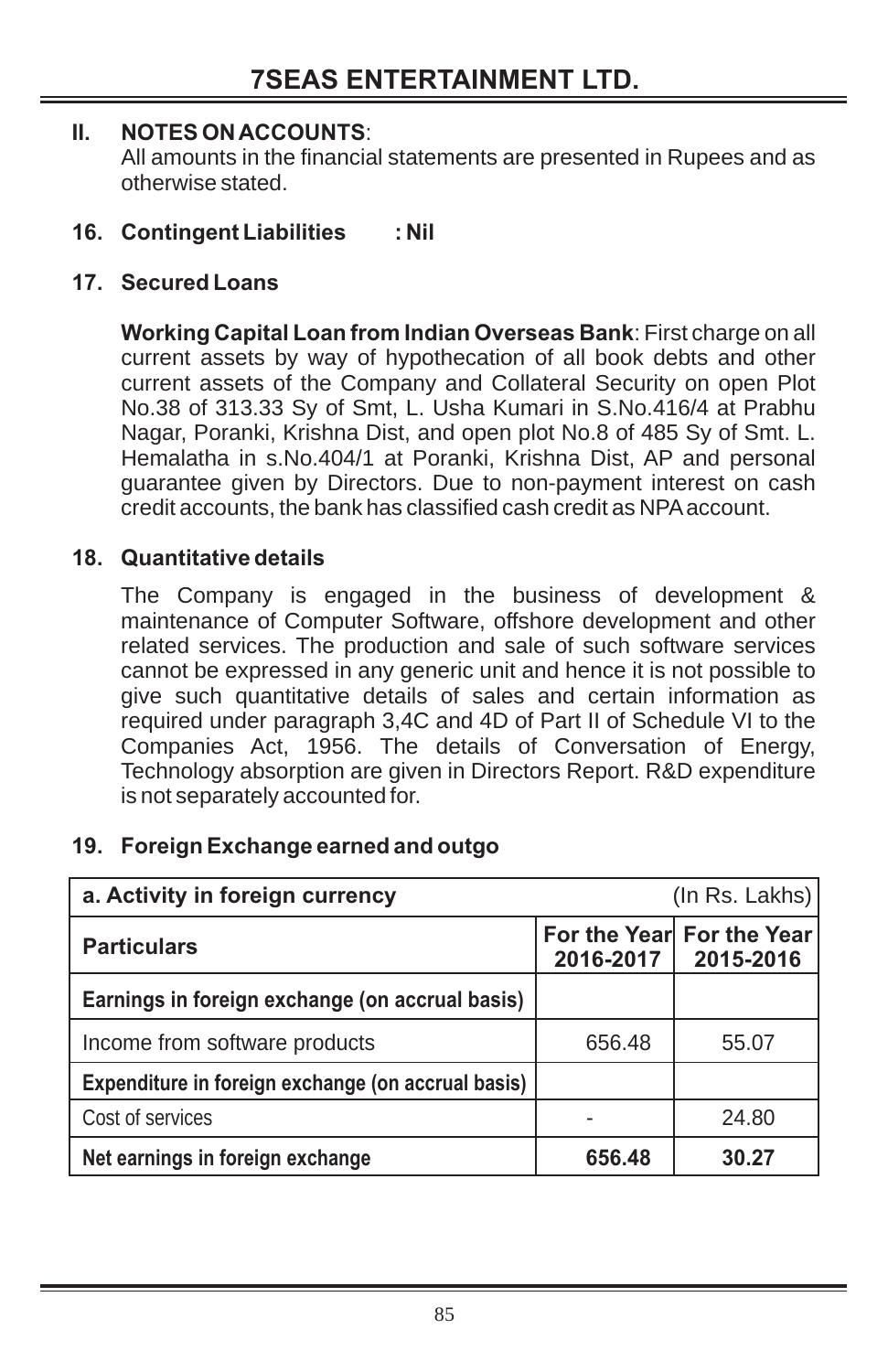## II. NOTES ON ACCOUNTS:

All amounts in the financial statements are presented in Rupees and as otherwise stated.

**16. Contingent Liabilities : Nil**

**17. Secured Loans**

**Working Capital Loan from Indian Overseas Bank**: First charge on all current assets by way of hypothecation of all book debts and other current assets of the Company and Collateral Security on open Plot No.38 of 313.33 Sy of Smt, L. Usha Kumari in S.No.416/4 at Prabhu Nagar, Poranki, Krishna Dist, and open plot No.8 of 485 Sy of Smt. L. Hemalatha in s.No.404/1 at Poranki, Krishna Dist, AP and personal guarantee given by Directors. Due to non-payment interest on cash credit accounts, the bank has classified cash credit as NPA account.

**18. Quantitative details**

The Company is engaged in the business of development & maintenance of Computer Software, offshore development and other related services. The production and sale of such software services cannot be expressed in any generic unit and hence it is not possible to give such quantitative details of sales and certain information as required under paragraph 3,4C and 4D of Part II of Schedule VI to the Companies Act, 1956. The details of Conversation of Energy, Technology absorption are given in Directors Report. R&D expenditure is not separately accounted for.

**19. Foreign Exchange earned and outgo**

| **a. Activity in foreign currency** | | (In Rs. Lakhs) |
|---|---|---|
| **Particulars** | **For the Year 2016-2017** | **For the Year 2015-2016** |
| **Earnings in foreign exchange (on accrual basis)** | | |
| Income from software products | 656.48 | 55.07 |
| **Expenditure in foreign exchange (on accrual basis)** | | |
| Cost of services | - | 24.80 |
| **Net earnings in foreign exchange** | **656.48** | **30.27** |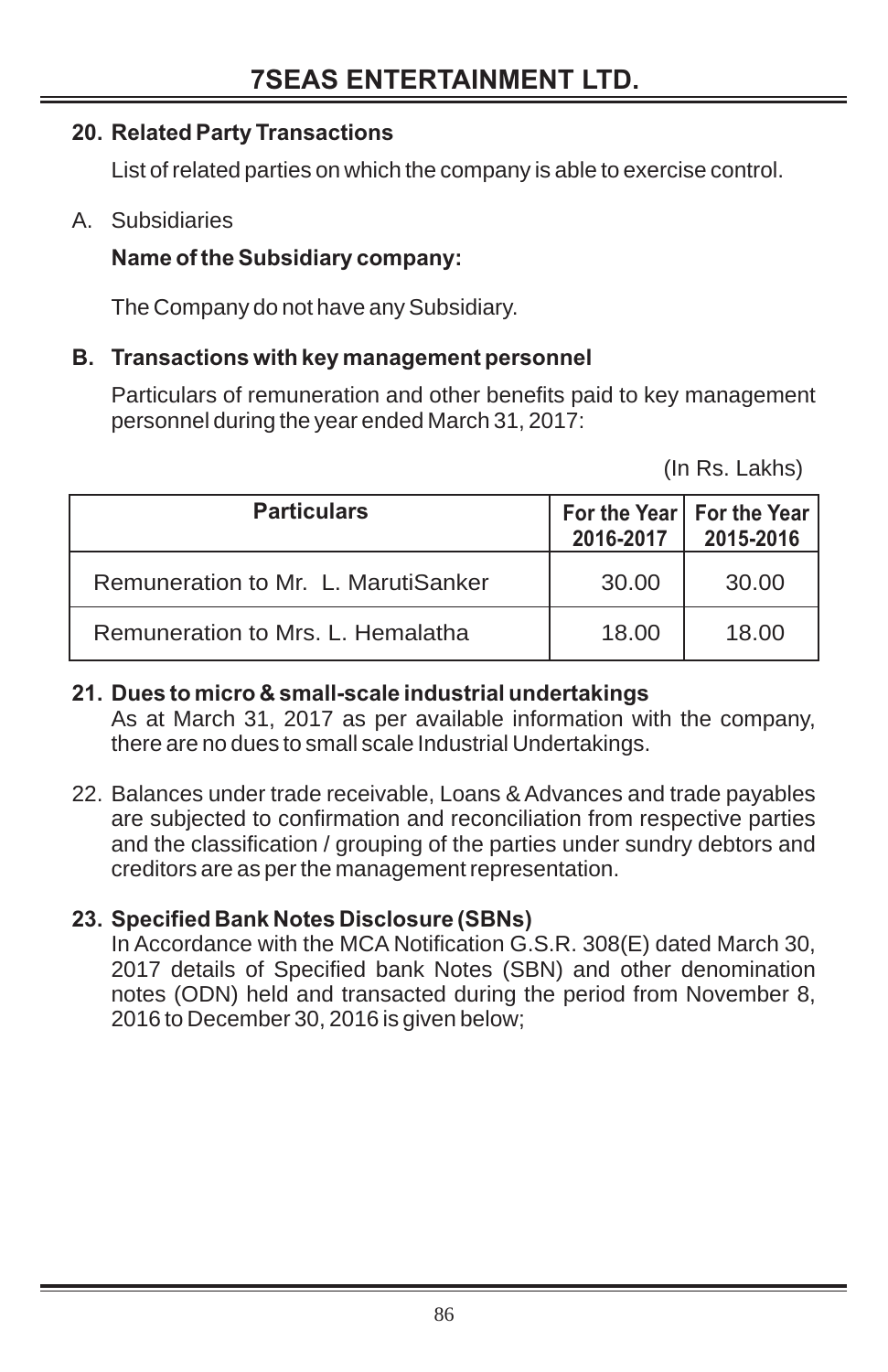## 20. Related Party Transactions

List of related parties on which the company is able to exercise control.

A. Subsidiaries

**Name of the Subsidiary company:**

The Company do not have any Subsidiary.

## B. Transactions with key management personnel

Particulars of remuneration and other benefits paid to key management personnel during the year ended March 31, 2017:

(In Rs. Lakhs)

| Particulars | For the Year 2016-2017 | For the Year 2015-2016 |
|---|---|---|
| Remuneration to Mr. L. MarutiSanker | 30.00 | 30.00 |
| Remuneration to Mrs. L. Hemalatha | 18.00 | 18.00 |

## 21. Dues to micro & small-scale industrial undertakings

As at March 31, 2017 as per available information with the company, there are no dues to small scale Industrial Undertakings.

22. Balances under trade receivable, Loans & Advances and trade payables are subjected to confirmation and reconciliation from respective parties and the classification / grouping of the parties under sundry debtors and creditors are as per the management representation.

## 23. Specified Bank Notes Disclosure (SBNs)

In Accordance with the MCA Notification G.S.R. 308(E) dated March 30, 2017 details of Specified bank Notes (SBN) and other denomination notes (ODN) held and transacted during the period from November 8, 2016 to December 30, 2016 is given below;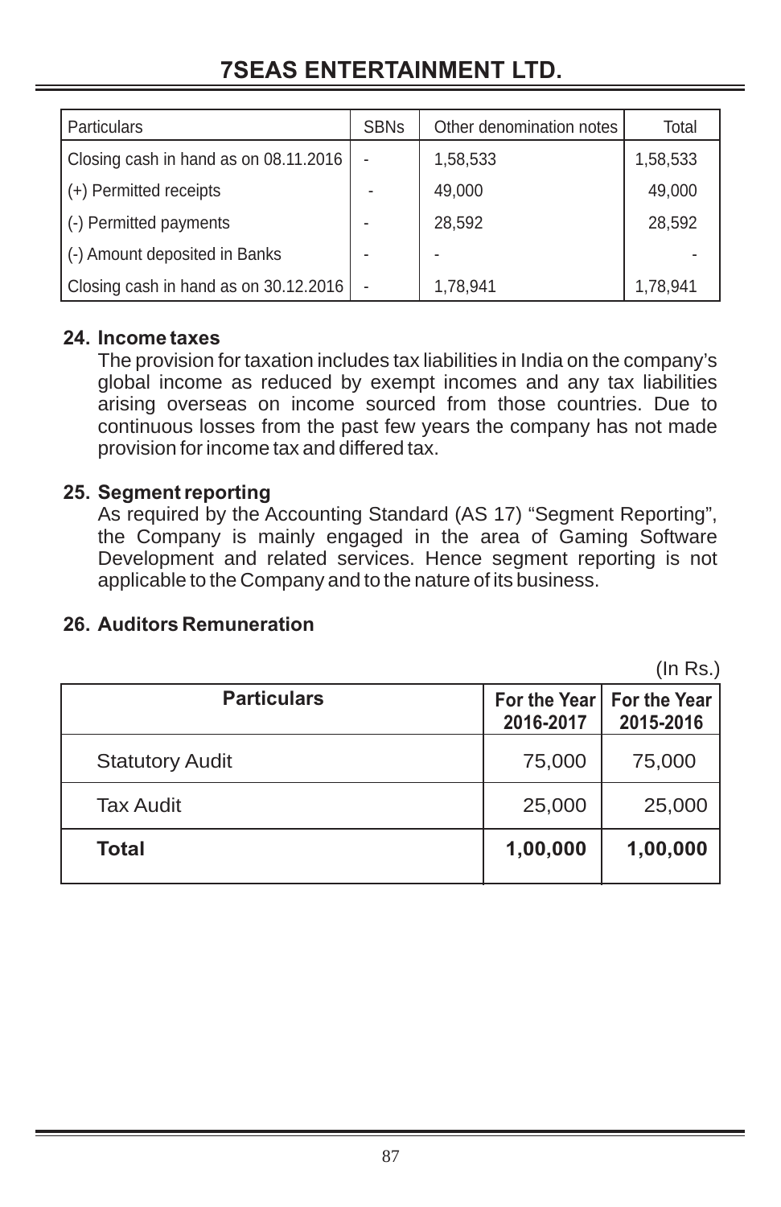| Particulars | SBNs | Other denomination notes | Total |
|---|---|---|---|
| Closing cash in hand as on 08.11.2016 | - | 1,58,533 | 1,58,533 |
| (+) Permitted receipts | - | 49,000 | 49,000 |
| (-) Permitted payments | - | 28,592 | 28,592 |
| (-) Amount deposited in Banks | - | - | - |
| Closing cash in hand as on 30.12.2016 | - | 1,78,941 | 1,78,941 |

**24. Income taxes**

The provision for taxation includes tax liabilities in India on the company's global income as reduced by exempt incomes and any tax liabilities arising overseas on income sourced from those countries. Due to continuous losses from the past few years the company has not made provision for income tax and differed tax.

**25. Segment reporting**

As required by the Accounting Standard (AS 17) "Segment Reporting", the Company is mainly engaged in the area of Gaming Software Development and related services. Hence segment reporting is not applicable to the Company and to the nature of its business.

**26. Auditors Remuneration**

(In Rs.)

| Particulars | For the Year 2016-2017 | For the Year 2015-2016 |
|---|---|---|
| Statutory Audit | 75,000 | 75,000 |
| Tax Audit | 25,000 | 25,000 |
| **Total** | **1,00,000** | **1,00,000** |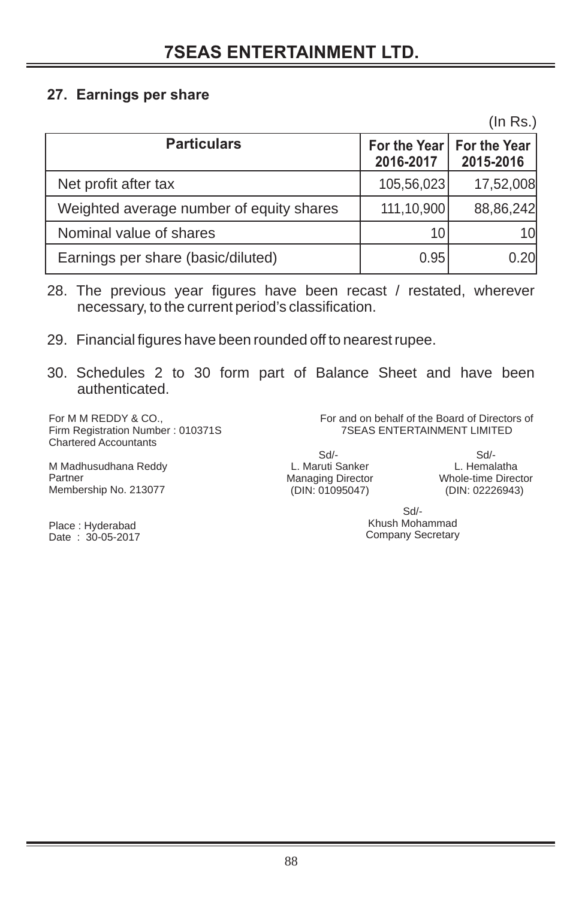## 27. Earnings per share

(In Rs.)

| Particulars | For the Year 2016-2017 | For the Year 2015-2016 |
|---|---|---|
| Net profit after tax | 105,56,023 | 17,52,008 |
| Weighted average number of equity shares | 111,10,900 | 88,86,242 |
| Nominal value of shares | 10 | 10 |
| Earnings per share (basic/diluted) | 0.95 | 0.20 |

28. The previous year figures have been recast / restated, wherever necessary, to the current period's classification.

29. Financial figures have been rounded off to nearest rupee.

30. Schedules 2 to 30 form part of Balance Sheet and have been authenticated.

For M M REDDY & CO.,
Firm Registration Number : 010371S
Chartered Accountants

M Madhusudhana Reddy
Partner
Membership No. 213077

Place : Hyderabad
Date : 30-05-2017

For and on behalf of the Board of Directors of
7SEAS ENTERTAINMENT LIMITED

Sd/-
L. Maruti Sanker
Managing Director
(DIN: 01095047)

Sd/-
L. Hemalatha
Whole-time Director
(DIN: 02226943)

Sd/-
Khush Mohammad
Company Secretary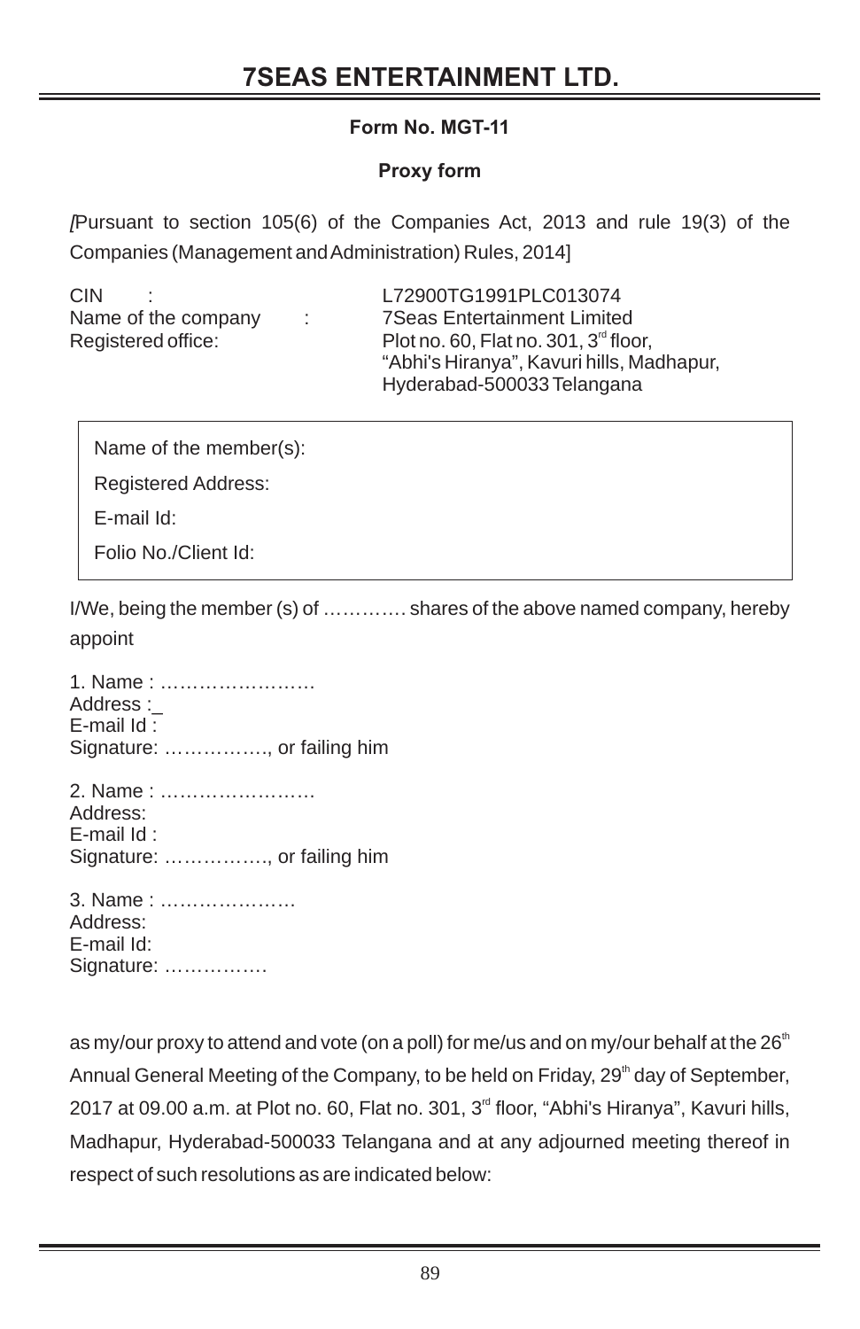# 7SEAS ENTERTAINMENT LTD.

**Form No. MGT-11**

**Proxy form**

[Pursuant to section 105(6) of the Companies Act, 2013 and rule 19(3) of the Companies (Management and Administration) Rules, 2014]

CIN : L72900TG1991PLC013074
Name of the company : 7Seas Entertainment Limited
Registered office: Plot no. 60, Flat no. 301, 3rd floor, "Abhi's Hiranya", Kavuri hills, Madhapur, Hyderabad-500033 Telangana

| |
|---|
| Name of the member(s): |
| Registered Address: |
| E-mail Id: |
| Folio No./Client Id: |

I/We, being the member (s) of …………. shares of the above named company, hereby appoint

1. Name : ……………………
Address :_
E-mail Id :
Signature: ……………., or failing him

2. Name : ……………………
Address:
E-mail Id :
Signature: ……………., or failing him

3. Name : …………………
Address:
E-mail Id:
Signature: …………….

as my/our proxy to attend and vote (on a poll) for me/us and on my/our behalf at the 26th Annual General Meeting of the Company, to be held on Friday, 29th day of September, 2017 at 09.00 a.m. at Plot no. 60, Flat no. 301, 3rd floor, "Abhi's Hiranya", Kavuri hills, Madhapur, Hyderabad-500033 Telangana and at any adjourned meeting thereof in respect of such resolutions as are indicated below: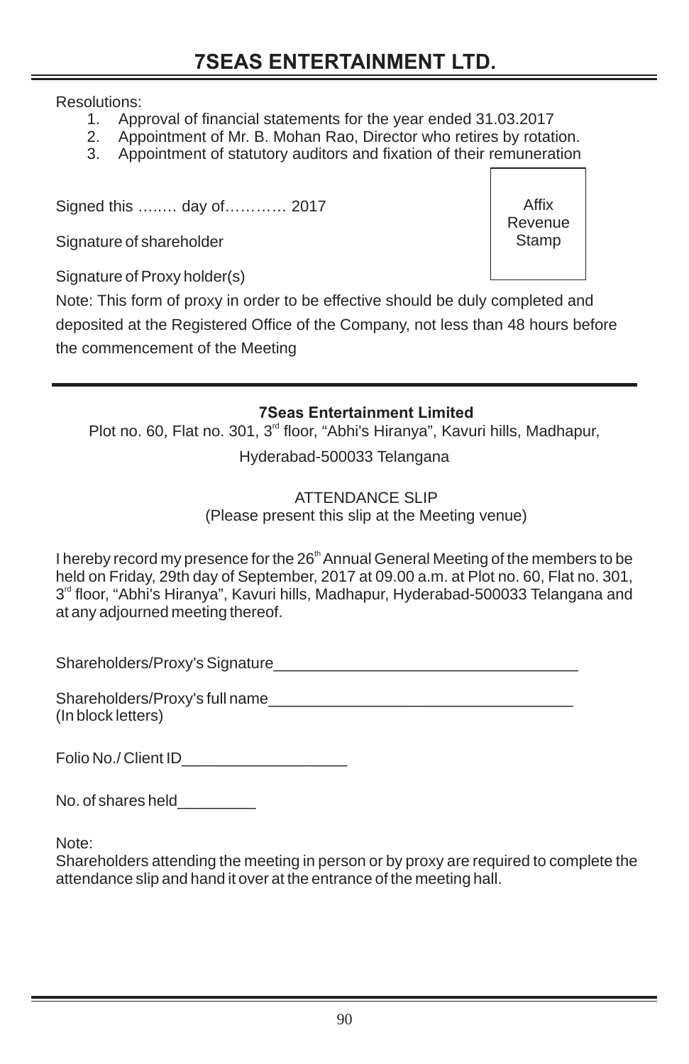Resolutions:

1. Approval of financial statements for the year ended 31.03.2017
2. Appointment of Mr. B. Mohan Rao, Director who retires by rotation.
3. Appointment of statutory auditors and fixation of their remuneration

Signed this ….…. day of………… 2017

Affix Revenue Stamp

Signature of shareholder

Signature of Proxy holder(s)

Note: This form of proxy in order to be effective should be duly completed and deposited at the Registered Office of the Company, not less than 48 hours before the commencement of the Meeting

---

**7Seas Entertainment Limited**

Plot no. 60, Flat no. 301, 3rd floor, “Abhi's Hiranya”, Kavuri hills, Madhapur, Hyderabad-500033 Telangana

ATTENDANCE SLIP

(Please present this slip at the Meeting venue)

I hereby record my presence for the 26th Annual General Meeting of the members to be held on Friday, 29th day of September, 2017 at 09.00 a.m. at Plot no. 60, Flat no. 301, 3rd floor, “Abhi's Hiranya”, Kavuri hills, Madhapur, Hyderabad-500033 Telangana and at any adjourned meeting thereof.

Shareholders/Proxy's Signature___________________________________

Shareholders/Proxy's full name___________________________________
(In block letters)

Folio No./ Client ID___________________

No. of shares held_________

Note:

Shareholders attending the meeting in person or by proxy are required to complete the attendance slip and hand it over at the entrance of the meeting hall.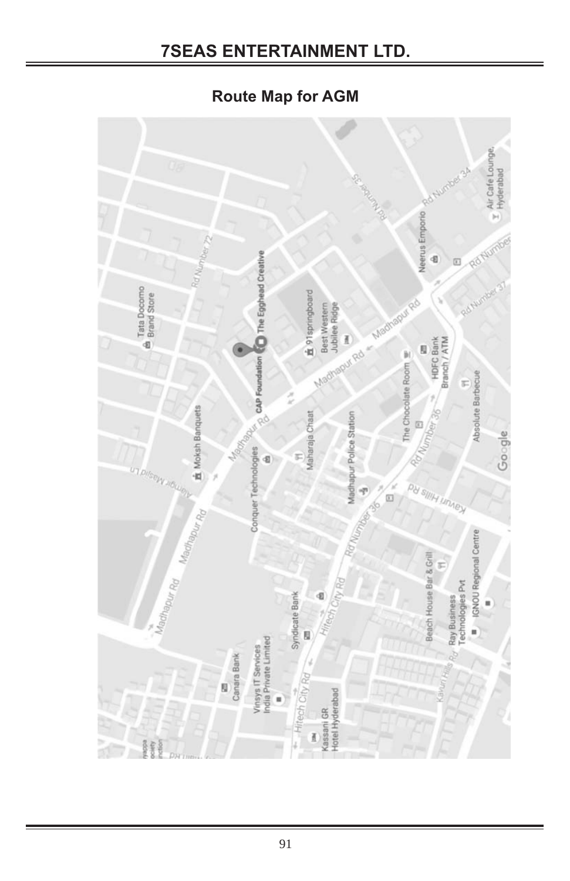## Route Map for AGM

Tata Docomo Brand Store

Rd Number 72

The Egghead Creative

CAP Foundation

91springboard

Best Western Jubilee Ridge

Rd Number 35

Neerus Emporio

Rd Number 34

Air Cafe Lounge, Hyderabad

Rd Number

Rd Number 37

Madhapur Rd

HDFC Bank Branch / ATM

The Chocolate Room

Absolute Barbecue

Rd Number 36

Moksh Banquets

Alamgir Masjid Ln

Conquer Technologies

Maharaja Chaat

Madhapur Police Station

Kavuri Hills Rd

Google

Madhapur Rd

Syndicate Bank

Hitech City Rd

Beach House Bar & Grill

Ray Business Technologies Pvt

IGNOU Regional Centre

Kavuri Hills Rd

Canara Bank

Vinsys IT Services India Private Limited

Kassani GR Hotel Hyderabad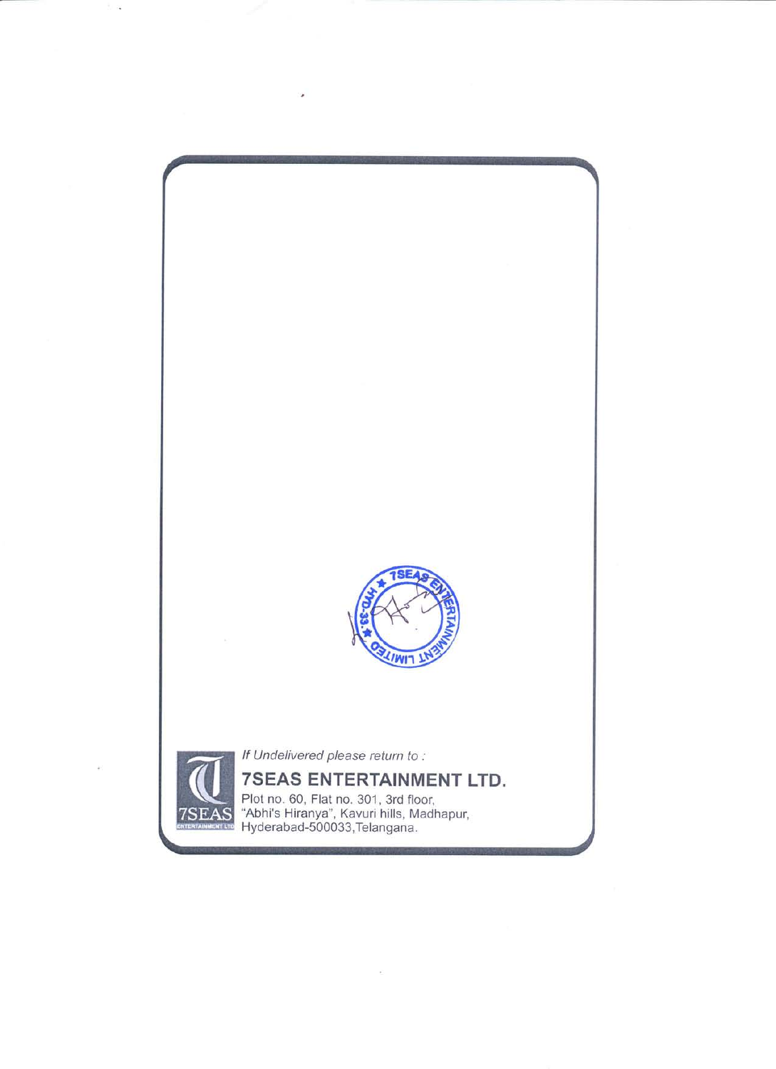*If Undelivered please return to :*

**7SEAS ENTERTAINMENT LTD.**

Plot no. 60, Flat no. 301, 3rd floor,
"Abhi's Hiranya", Kavuri hills, Madhapur,
Hyderabad-500033,Telangana.